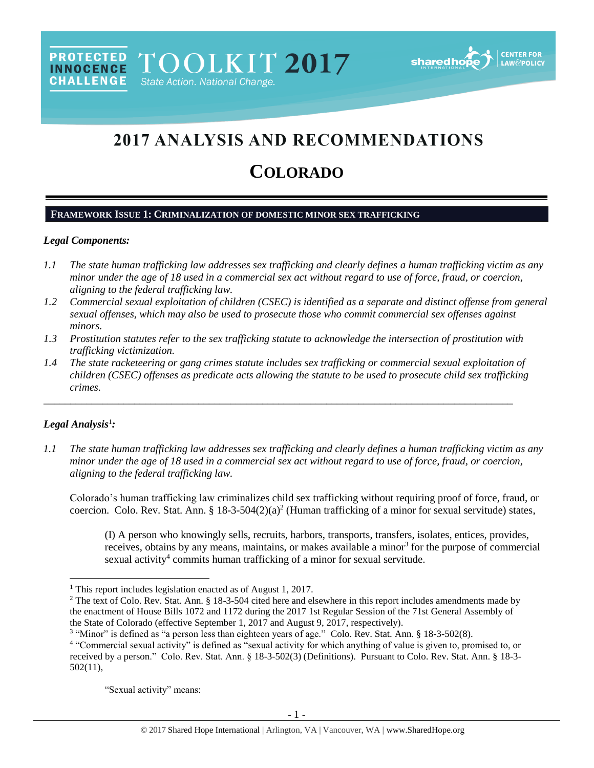PROTECTED INNOCENCE CHALLENGE TOOLKIT 2017 State Action. National Change.

# 2017 ANALYSIS AND RECOMMENDATIONS

# COLORADO

## FRAMEWORK ISSUE 1: CRIMINALIZATION OF DOMESTIC MINOR SEX TRAFFICKING

### *Legal Components:*

*1.1 The state human trafficking law addresses sex trafficking and clearly defines a human trafficking victim as any minor under the age of 18 used in a commercial sex act without regard to use of force, fraud, or coercion, aligning to the federal trafficking law.*

*1.2 Commercial sexual exploitation of children (CSEC) is identified as a separate and distinct offense from general sexual offenses, which may also be used to prosecute those who commit commercial sex offenses against minors.*

*1.3 Prostitution statutes refer to the sex trafficking statute to acknowledge the intersection of prostitution with trafficking victimization.*

*1.4 The state racketeering or gang crimes statute includes sex trafficking or commercial sexual exploitation of children (CSEC) offenses as predicate acts allowing the statute to be used to prosecute child sex trafficking crimes.*

---

### *Legal Analysis*[1]*:*

*1.1 The state human trafficking law addresses sex trafficking and clearly defines a human trafficking victim as any minor under the age of 18 used in a commercial sex act without regard to use of force, fraud, or coercion, aligning to the federal trafficking law.*

Colorado's human trafficking law criminalizes child sex trafficking without requiring proof of force, fraud, or coercion. Colo. Rev. Stat. Ann. § 18-3-504(2)(a)[2] (Human trafficking of a minor for sexual servitude) states,

> (I) A person who knowingly sells, recruits, harbors, transports, transfers, isolates, entices, provides, receives, obtains by any means, maintains, or makes available a minor[3] for the purpose of commercial sexual activity[4] commits human trafficking of a minor for sexual servitude.

---

[1] This report includes legislation enacted as of August 1, 2017.

[2] The text of Colo. Rev. Stat. Ann. § 18-3-504 cited here and elsewhere in this report includes amendments made by the enactment of House Bills 1072 and 1172 during the 2017 1st Regular Session of the 71st General Assembly of the State of Colorado (effective September 1, 2017 and August 9, 2017, respectively).

[3] "Minor" is defined as "a person less than eighteen years of age." Colo. Rev. Stat. Ann. § 18-3-502(8).

[4] "Commercial sexual activity" is defined as "sexual activity for which anything of value is given to, promised to, or received by a person." Colo. Rev. Stat. Ann. § 18-3-502(3) (Definitions). Pursuant to Colo. Rev. Stat. Ann. § 18-3-502(11),

> "Sexual activity" means: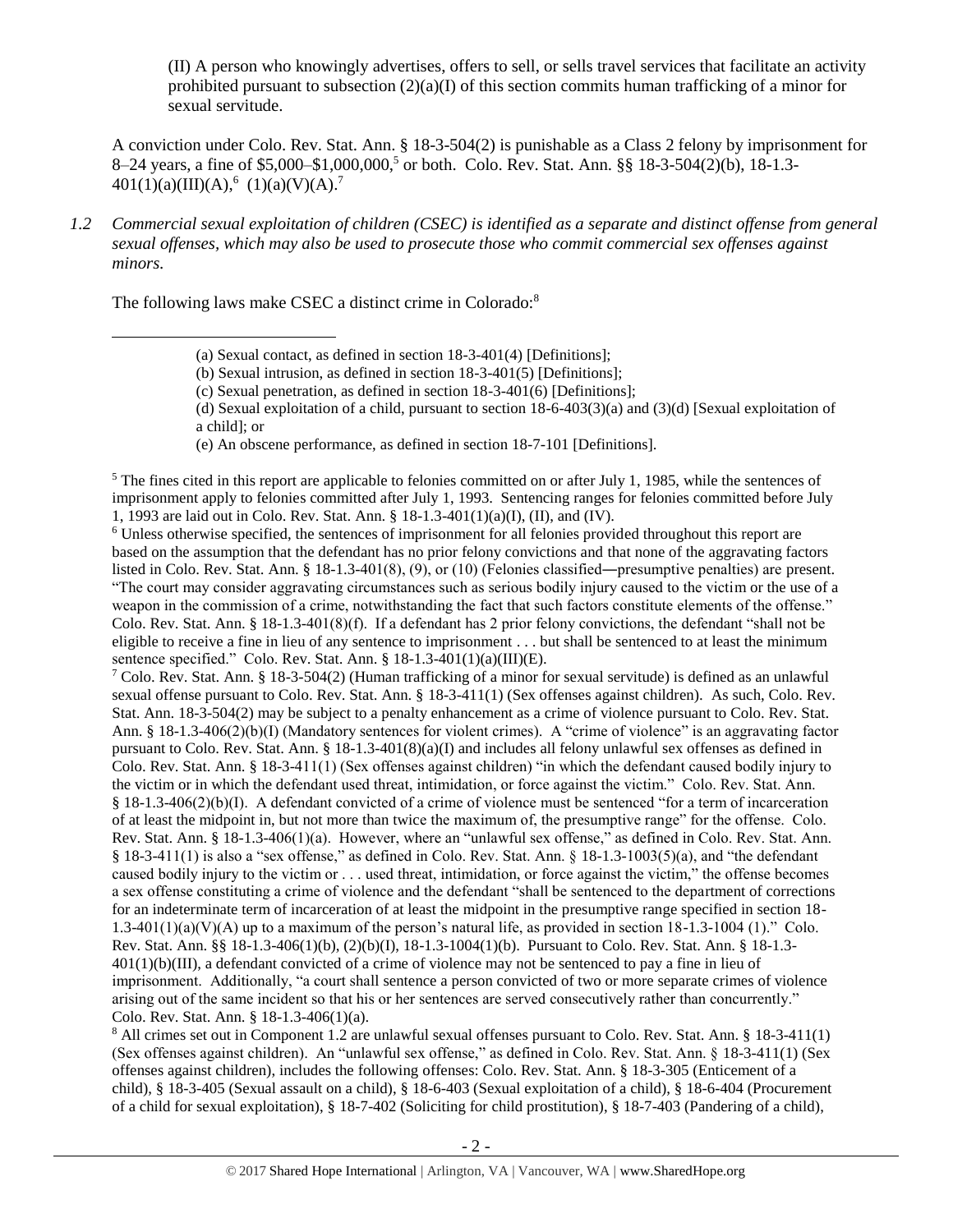(II) A person who knowingly advertises, offers to sell, or sells travel services that facilitate an activity prohibited pursuant to subsection (2)(a)(I) of this section commits human trafficking of a minor for sexual servitude.

A conviction under Colo. Rev. Stat. Ann. § 18-3-504(2) is punishable as a Class 2 felony by imprisonment for 8–24 years, a fine of $5,000–$1,000,000,[5] or both. Colo. Rev. Stat. Ann. §§ 18-3-504(2)(b), 18-1.3-401(1)(a)(III)(A),[6] (1)(a)(V)(A).[7]

*1.2 Commercial sexual exploitation of children (CSEC) is identified as a separate and distinct offense from general sexual offenses, which may also be used to prosecute those who commit commercial sex offenses against minors.*

The following laws make CSEC a distinct crime in Colorado:[8]

---

(a) Sexual contact, as defined in section 18-3-401(4) [Definitions];
(b) Sexual intrusion, as defined in section 18-3-401(5) [Definitions];
(c) Sexual penetration, as defined in section 18-3-401(6) [Definitions];
(d) Sexual exploitation of a child, pursuant to section 18-6-403(3)(a) and (3)(d) [Sexual exploitation of a child]; or
(e) An obscene performance, as defined in section 18-7-101 [Definitions].

[5] The fines cited in this report are applicable to felonies committed on or after July 1, 1985, while the sentences of imprisonment apply to felonies committed after July 1, 1993. Sentencing ranges for felonies committed before July 1, 1993 are laid out in Colo. Rev. Stat. Ann. § 18-1.3-401(1)(a)(I), (II), and (IV).

[6] Unless otherwise specified, the sentences of imprisonment for all felonies provided throughout this report are based on the assumption that the defendant has no prior felony convictions and that none of the aggravating factors listed in Colo. Rev. Stat. Ann. § 18-1.3-401(8), (9), or (10) (Felonies classified―presumptive penalties) are present. "The court may consider aggravating circumstances such as serious bodily injury caused to the victim or the use of a weapon in the commission of a crime, notwithstanding the fact that such factors constitute elements of the offense." Colo. Rev. Stat. Ann. § 18-1.3-401(8)(f). If a defendant has 2 prior felony convictions, the defendant "shall not be eligible to receive a fine in lieu of any sentence to imprisonment . . . but shall be sentenced to at least the minimum sentence specified." Colo. Rev. Stat. Ann. § 18-1.3-401(1)(a)(III)(E).

[7] Colo. Rev. Stat. Ann. § 18-3-504(2) (Human trafficking of a minor for sexual servitude) is defined as an unlawful sexual offense pursuant to Colo. Rev. Stat. Ann. § 18-3-411(1) (Sex offenses against children). As such, Colo. Rev. Stat. Ann. 18-3-504(2) may be subject to a penalty enhancement as a crime of violence pursuant to Colo. Rev. Stat. Ann. § 18-1.3-406(2)(b)(I) (Mandatory sentences for violent crimes). A "crime of violence" is an aggravating factor pursuant to Colo. Rev. Stat. Ann. § 18-1.3-401(8)(a)(I) and includes all felony unlawful sex offenses as defined in Colo. Rev. Stat. Ann. § 18-3-411(1) (Sex offenses against children) "in which the defendant caused bodily injury to the victim or in which the defendant used threat, intimidation, or force against the victim." Colo. Rev. Stat. Ann. § 18-1.3-406(2)(b)(I). A defendant convicted of a crime of violence must be sentenced "for a term of incarceration of at least the midpoint in, but not more than twice the maximum of, the presumptive range" for the offense. Colo. Rev. Stat. Ann. § 18-1.3-406(1)(a). However, where an "unlawful sex offense," as defined in Colo. Rev. Stat. Ann. § 18-3-411(1) is also a "sex offense," as defined in Colo. Rev. Stat. Ann. § 18-1.3-1003(5)(a), and "the defendant caused bodily injury to the victim or . . . used threat, intimidation, or force against the victim," the offense becomes a sex offense constituting a crime of violence and the defendant "shall be sentenced to the department of corrections for an indeterminate term of incarceration of at least the midpoint in the presumptive range specified in section 18-1.3-401(1)(a)(V)(A) up to a maximum of the person's natural life, as provided in section 18-1.3-1004 (1)." Colo. Rev. Stat. Ann. §§ 18-1.3-406(1)(b), (2)(b)(I), 18-1.3-1004(1)(b). Pursuant to Colo. Rev. Stat. Ann. § 18-1.3-401(1)(b)(III), a defendant convicted of a crime of violence may not be sentenced to pay a fine in lieu of imprisonment. Additionally, "a court shall sentence a person convicted of two or more separate crimes of violence arising out of the same incident so that his or her sentences are served consecutively rather than concurrently." Colo. Rev. Stat. Ann. § 18-1.3-406(1)(a).

[8] All crimes set out in Component 1.2 are unlawful sexual offenses pursuant to Colo. Rev. Stat. Ann. § 18-3-411(1) (Sex offenses against children). An "unlawful sex offense," as defined in Colo. Rev. Stat. Ann. § 18-3-411(1) (Sex offenses against children), includes the following offenses: Colo. Rev. Stat. Ann. § 18-3-305 (Enticement of a child), § 18-3-405 (Sexual assault on a child), § 18-6-403 (Sexual exploitation of a child), § 18-6-404 (Procurement of a child for sexual exploitation), § 18-7-402 (Soliciting for child prostitution), § 18-7-403 (Pandering of a child),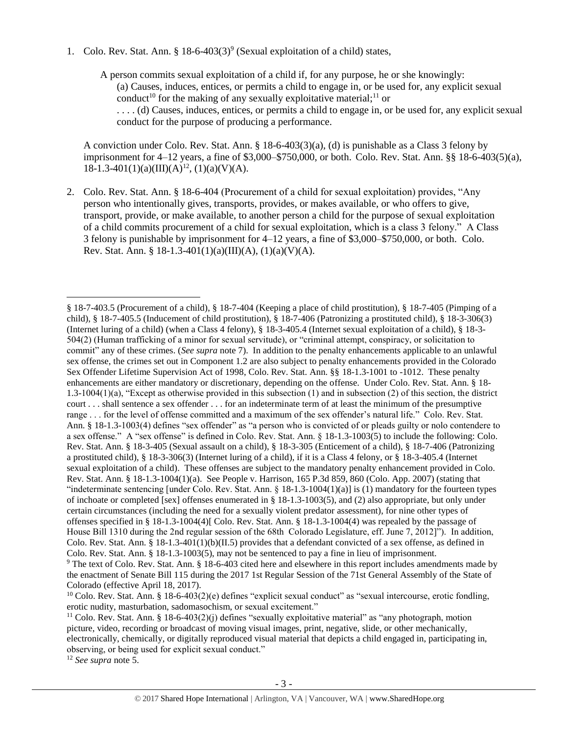1. Colo. Rev. Stat. Ann. § 18-6-403(3)[9] (Sexual exploitation of a child) states,

   A person commits sexual exploitation of a child if, for any purpose, he or she knowingly:
   (a) Causes, induces, entices, or permits a child to engage in, or be used for, any explicit sexual conduct[10] for the making of any sexually exploitative material;[11] or
   . . . . (d) Causes, induces, entices, or permits a child to engage in, or be used for, any explicit sexual conduct for the purpose of producing a performance.

   A conviction under Colo. Rev. Stat. Ann. § 18-6-403(3)(a), (d) is punishable as a Class 3 felony by imprisonment for 4–12 years, a fine of $3,000–$750,000, or both. Colo. Rev. Stat. Ann. §§ 18-6-403(5)(a), 18-1.3-401(1)(a)(III)(A)[12], (1)(a)(V)(A).

2. Colo. Rev. Stat. Ann. § 18-6-404 (Procurement of a child for sexual exploitation) provides, "Any person who intentionally gives, transports, provides, or makes available, or who offers to give, transport, provide, or make available, to another person a child for the purpose of sexual exploitation of a child commits procurement of a child for sexual exploitation, which is a class 3 felony." A Class 3 felony is punishable by imprisonment for 4–12 years, a fine of $3,000–$750,000, or both. Colo. Rev. Stat. Ann. § 18-1.3-401(1)(a)(III)(A), (1)(a)(V)(A).

---

§ 18-7-403.5 (Procurement of a child), § 18-7-404 (Keeping a place of child prostitution), § 18-7-405 (Pimping of a child), § 18-7-405.5 (Inducement of child prostitution), § 18-7-406 (Patronizing a prostituted child), § 18-3-306(3) (Internet luring of a child) (when a Class 4 felony), § 18-3-405.4 (Internet sexual exploitation of a child), § 18-3-504(2) (Human trafficking of a minor for sexual servitude), or "criminal attempt, conspiracy, or solicitation to commit" any of these crimes. (*See supra* note 7). In addition to the penalty enhancements applicable to an unlawful sex offense, the crimes set out in Component 1.2 are also subject to penalty enhancements provided in the Colorado Sex Offender Lifetime Supervision Act of 1998, Colo. Rev. Stat. Ann. §§ 18-1.3-1001 to -1012. These penalty enhancements are either mandatory or discretionary, depending on the offense. Under Colo. Rev. Stat. Ann. § 18-1.3-1004(1)(a), "Except as otherwise provided in this subsection (1) and in subsection (2) of this section, the district court . . . shall sentence a sex offender . . . for an indeterminate term of at least the minimum of the presumptive range . . . for the level of offense committed and a maximum of the sex offender's natural life." Colo. Rev. Stat. Ann. § 18-1.3-1003(4) defines "sex offender" as "a person who is convicted of or pleads guilty or nolo contendere to a sex offense." A "sex offense" is defined in Colo. Rev. Stat. Ann. § 18-1.3-1003(5) to include the following: Colo. Rev. Stat. Ann. § 18-3-405 (Sexual assault on a child), § 18-3-305 (Enticement of a child), § 18-7-406 (Patronizing a prostituted child), § 18-3-306(3) (Internet luring of a child), if it is a Class 4 felony, or § 18-3-405.4 (Internet sexual exploitation of a child). These offenses are subject to the mandatory penalty enhancement provided in Colo. Rev. Stat. Ann. § 18-1.3-1004(1)(a). See People v. Harrison, 165 P.3d 859, 860 (Colo. App. 2007) (stating that "indeterminate sentencing [under Colo. Rev. Stat. Ann. § 18-1.3-1004(1)(a)] is (1) mandatory for the fourteen types of inchoate or completed [sex] offenses enumerated in § 18-1.3-1003(5), and (2) also appropriate, but only under certain circumstances (including the need for a sexually violent predator assessment), for nine other types of offenses specified in § 18-1.3-1004(4)[ Colo. Rev. Stat. Ann. § 18-1.3-1004(4) was repealed by the passage of House Bill 1310 during the 2nd regular session of the 68th Colorado Legislature, eff. June 7, 2012]"). In addition, Colo. Rev. Stat. Ann. § 18-1.3-401(1)(b)(II.5) provides that a defendant convicted of a sex offense, as defined in Colo. Rev. Stat. Ann. § 18-1.3-1003(5), may not be sentenced to pay a fine in lieu of imprisonment.

[9] The text of Colo. Rev. Stat. Ann. § 18-6-403 cited here and elsewhere in this report includes amendments made by the enactment of Senate Bill 115 during the 2017 1st Regular Session of the 71st General Assembly of the State of Colorado (effective April 18, 2017).

[10] Colo. Rev. Stat. Ann. § 18-6-403(2)(e) defines "explicit sexual conduct" as "sexual intercourse, erotic fondling, erotic nudity, masturbation, sadomasochism, or sexual excitement."

[11] Colo. Rev. Stat. Ann. § 18-6-403(2)(j) defines "sexually exploitative material" as "any photograph, motion picture, video, recording or broadcast of moving visual images, print, negative, slide, or other mechanically, electronically, chemically, or digitally reproduced visual material that depicts a child engaged in, participating in, observing, or being used for explicit sexual conduct."

[12] *See supra* note 5.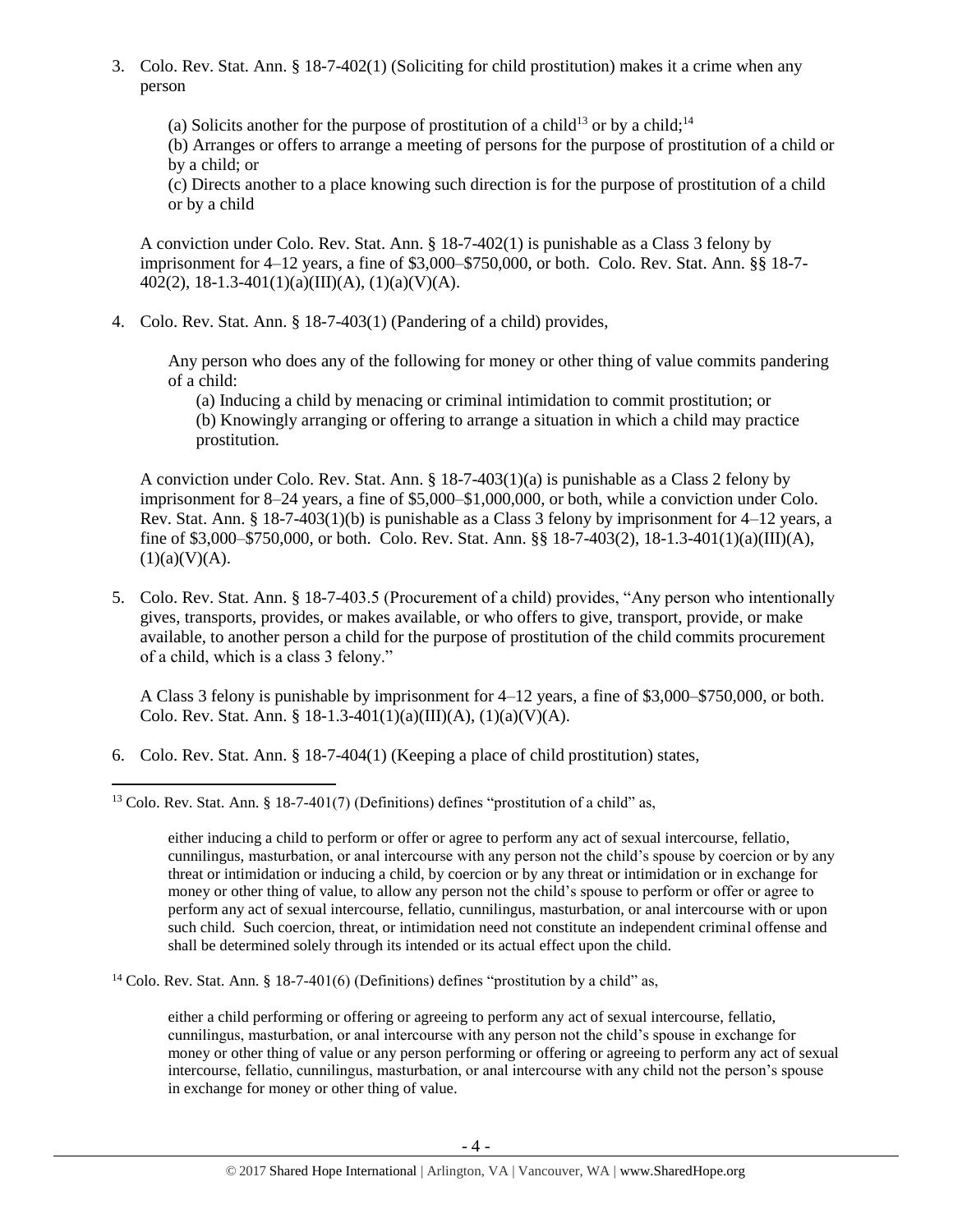3. Colo. Rev. Stat. Ann. § 18-7-402(1) (Soliciting for child prostitution) makes it a crime when any person

   (a) Solicits another for the purpose of prostitution of a child[13] or by a child;[14]
   (b) Arranges or offers to arrange a meeting of persons for the purpose of prostitution of a child or by a child; or
   (c) Directs another to a place knowing such direction is for the purpose of prostitution of a child or by a child

   A conviction under Colo. Rev. Stat. Ann. § 18-7-402(1) is punishable as a Class 3 felony by imprisonment for 4–12 years, a fine of $3,000–$750,000, or both. Colo. Rev. Stat. Ann. §§ 18-7-402(2), 18-1.3-401(1)(a)(III)(A), (1)(a)(V)(A).

4. Colo. Rev. Stat. Ann. § 18-7-403(1) (Pandering of a child) provides,

   Any person who does any of the following for money or other thing of value commits pandering of a child:
   (a) Inducing a child by menacing or criminal intimidation to commit prostitution; or
   (b) Knowingly arranging or offering to arrange a situation in which a child may practice prostitution.

   A conviction under Colo. Rev. Stat. Ann. § 18-7-403(1)(a) is punishable as a Class 2 felony by imprisonment for 8–24 years, a fine of $5,000–$1,000,000, or both, while a conviction under Colo. Rev. Stat. Ann. § 18-7-403(1)(b) is punishable as a Class 3 felony by imprisonment for 4–12 years, a fine of $3,000–$750,000, or both. Colo. Rev. Stat. Ann. §§ 18-7-403(2), 18-1.3-401(1)(a)(III)(A), (1)(a)(V)(A).

5. Colo. Rev. Stat. Ann. § 18-7-403.5 (Procurement of a child) provides, "Any person who intentionally gives, transports, provides, or makes available, or who offers to give, transport, provide, or make available, to another person a child for the purpose of prostitution of the child commits procurement of a child, which is a class 3 felony."

   A Class 3 felony is punishable by imprisonment for 4–12 years, a fine of $3,000–$750,000, or both. Colo. Rev. Stat. Ann. § 18-1.3-401(1)(a)(III)(A), (1)(a)(V)(A).

6. Colo. Rev. Stat. Ann. § 18-7-404(1) (Keeping a place of child prostitution) states,

---

[13] Colo. Rev. Stat. Ann. § 18-7-401(7) (Definitions) defines "prostitution of a child" as,

> either inducing a child to perform or offer or agree to perform any act of sexual intercourse, fellatio, cunnilingus, masturbation, or anal intercourse with any person not the child's spouse by coercion or by any threat or intimidation or inducing a child, by coercion or by any threat or intimidation or in exchange for money or other thing of value, to allow any person not the child's spouse to perform or offer or agree to perform any act of sexual intercourse, fellatio, cunnilingus, masturbation, or anal intercourse with or upon such child. Such coercion, threat, or intimidation need not constitute an independent criminal offense and shall be determined solely through its intended or its actual effect upon the child.

[14] Colo. Rev. Stat. Ann. § 18-7-401(6) (Definitions) defines "prostitution by a child" as,

> either a child performing or offering or agreeing to perform any act of sexual intercourse, fellatio, cunnilingus, masturbation, or anal intercourse with any person not the child's spouse in exchange for money or other thing of value or any person performing or offering or agreeing to perform any act of sexual intercourse, fellatio, cunnilingus, masturbation, or anal intercourse with any child not the person's spouse in exchange for money or other thing of value.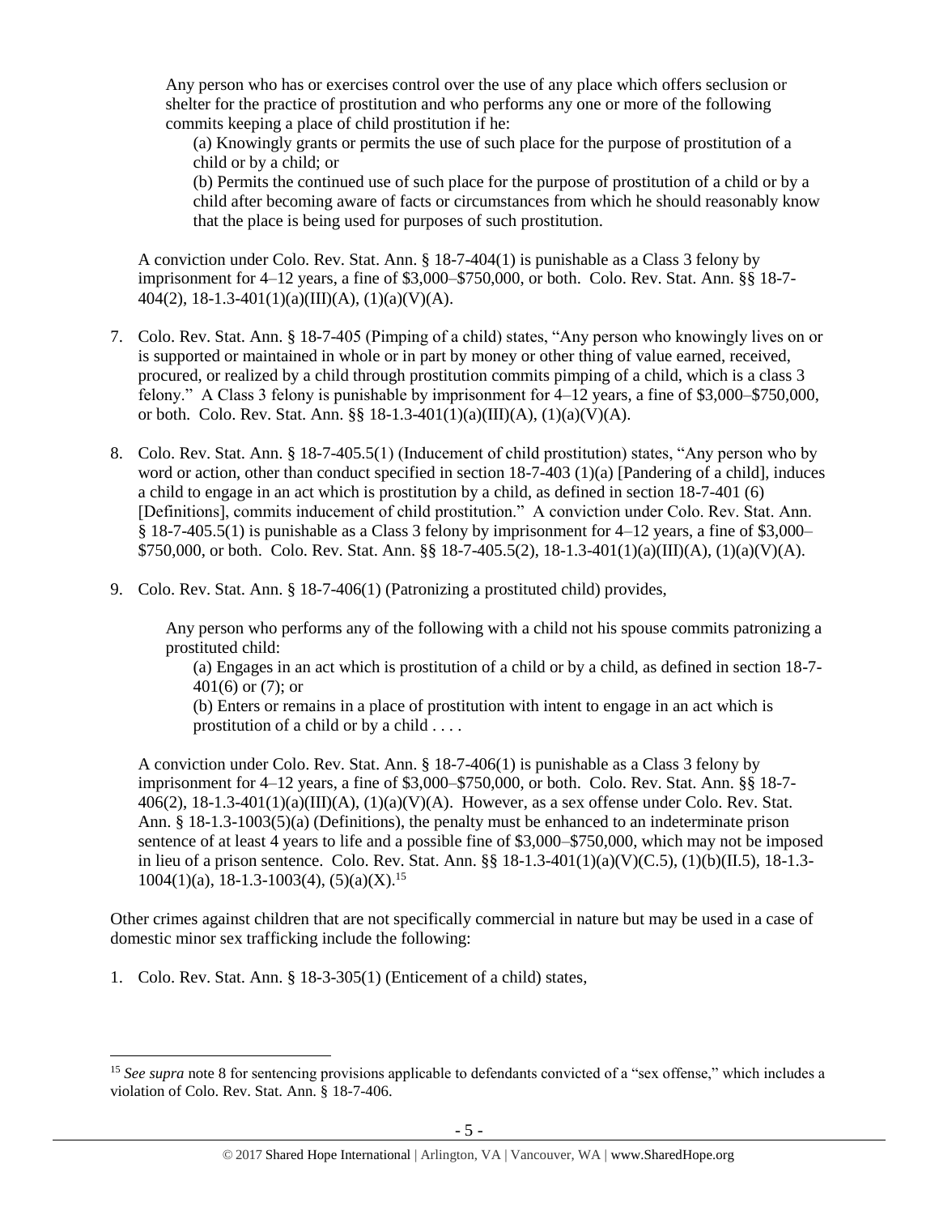> Any person who has or exercises control over the use of any place which offers seclusion or shelter for the practice of prostitution and who performs any one or more of the following commits keeping a place of child prostitution if he:
>
> (a) Knowingly grants or permits the use of such place for the purpose of prostitution of a child or by a child; or
>
> (b) Permits the continued use of such place for the purpose of prostitution of a child or by a child after becoming aware of facts or circumstances from which he should reasonably know that the place is being used for purposes of such prostitution.

A conviction under Colo. Rev. Stat. Ann. § 18-7-404(1) is punishable as a Class 3 felony by imprisonment for 4–12 years, a fine of $3,000–$750,000, or both. Colo. Rev. Stat. Ann. §§ 18-7-404(2), 18-1.3-401(1)(a)(III)(A), (1)(a)(V)(A).

7. Colo. Rev. Stat. Ann. § 18-7-405 (Pimping of a child) states, "Any person who knowingly lives on or is supported or maintained in whole or in part by money or other thing of value earned, received, procured, or realized by a child through prostitution commits pimping of a child, which is a class 3 felony." A Class 3 felony is punishable by imprisonment for 4–12 years, a fine of $3,000–$750,000, or both. Colo. Rev. Stat. Ann. §§ 18-1.3-401(1)(a)(III)(A), (1)(a)(V)(A).

8. Colo. Rev. Stat. Ann. § 18-7-405.5(1) (Inducement of child prostitution) states, "Any person who by word or action, other than conduct specified in section 18-7-403 (1)(a) [Pandering of a child], induces a child to engage in an act which is prostitution by a child, as defined in section 18-7-401 (6) [Definitions], commits inducement of child prostitution." A conviction under Colo. Rev. Stat. Ann. § 18-7-405.5(1) is punishable as a Class 3 felony by imprisonment for 4–12 years, a fine of $3,000–$750,000, or both. Colo. Rev. Stat. Ann. §§ 18-7-405.5(2), 18-1.3-401(1)(a)(III)(A), (1)(a)(V)(A).

9. Colo. Rev. Stat. Ann. § 18-7-406(1) (Patronizing a prostituted child) provides,

> Any person who performs any of the following with a child not his spouse commits patronizing a prostituted child:
>
> (a) Engages in an act which is prostitution of a child or by a child, as defined in section 18-7-401(6) or (7); or
>
> (b) Enters or remains in a place of prostitution with intent to engage in an act which is prostitution of a child or by a child . . . .

A conviction under Colo. Rev. Stat. Ann. § 18-7-406(1) is punishable as a Class 3 felony by imprisonment for 4–12 years, a fine of $3,000–$750,000, or both. Colo. Rev. Stat. Ann. §§ 18-7-406(2), 18-1.3-401(1)(a)(III)(A), (1)(a)(V)(A). However, as a sex offense under Colo. Rev. Stat. Ann. § 18-1.3-1003(5)(a) (Definitions), the penalty must be enhanced to an indeterminate prison sentence of at least 4 years to life and a possible fine of $3,000–$750,000, which may not be imposed in lieu of a prison sentence. Colo. Rev. Stat. Ann. §§ 18-1.3-401(1)(a)(V)(C.5), (1)(b)(II.5), 18-1.3-1004(1)(a), 18-1.3-1003(4), (5)(a)(X).[15]

Other crimes against children that are not specifically commercial in nature but may be used in a case of domestic minor sex trafficking include the following:

1. Colo. Rev. Stat. Ann. § 18-3-305(1) (Enticement of a child) states,

---

[15] *See supra* note 8 for sentencing provisions applicable to defendants convicted of a "sex offense," which includes a violation of Colo. Rev. Stat. Ann. § 18-7-406.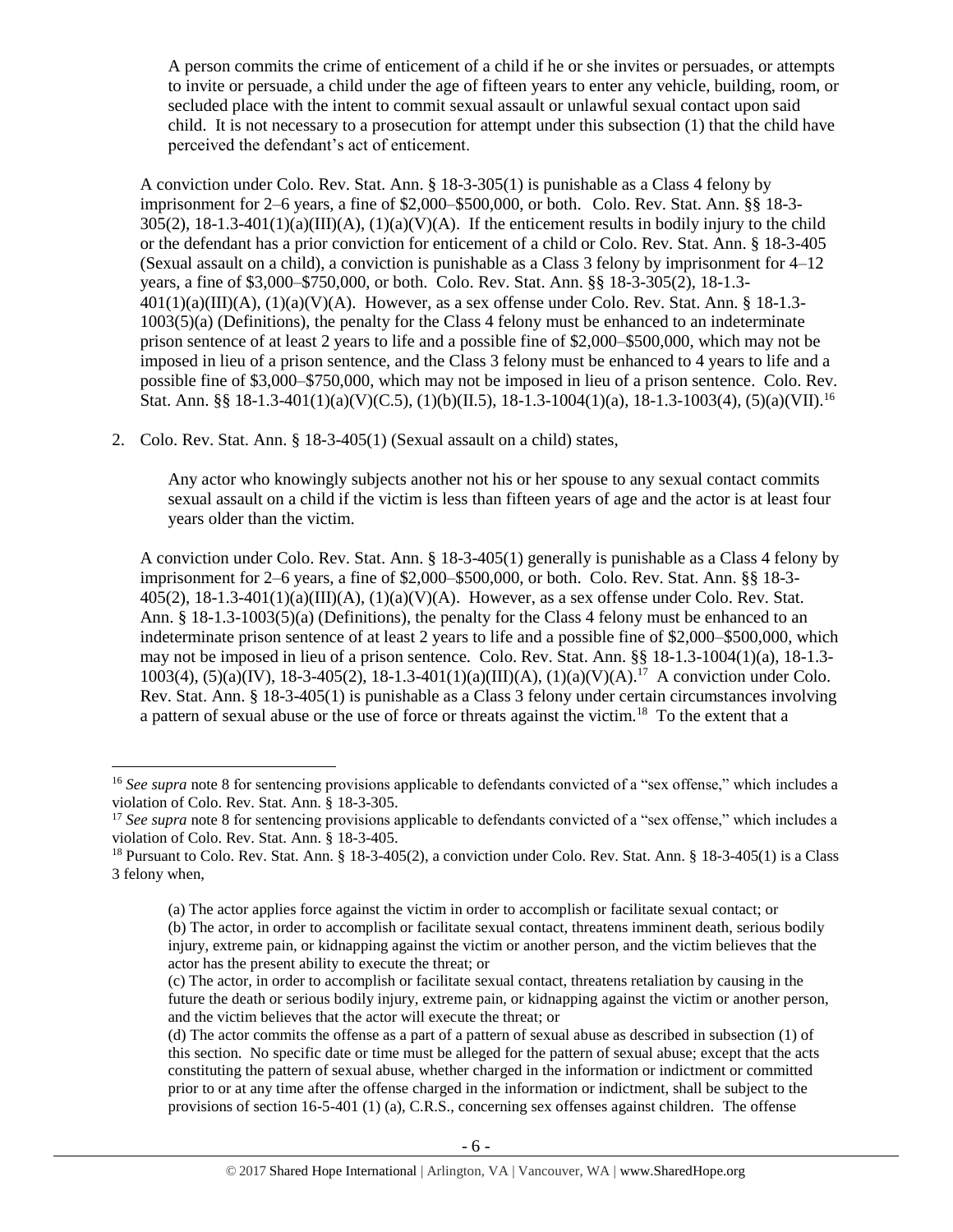> A person commits the crime of enticement of a child if he or she invites or persuades, or attempts to invite or persuade, a child under the age of fifteen years to enter any vehicle, building, room, or secluded place with the intent to commit sexual assault or unlawful sexual contact upon said child. It is not necessary to a prosecution for attempt under this subsection (1) that the child have perceived the defendant's act of enticement.

A conviction under Colo. Rev. Stat. Ann. § 18-3-305(1) is punishable as a Class 4 felony by imprisonment for 2–6 years, a fine of $2,000–$500,000, or both. Colo. Rev. Stat. Ann. §§ 18-3-305(2), 18-1.3-401(1)(a)(III)(A), (1)(a)(V)(A). If the enticement results in bodily injury to the child or the defendant has a prior conviction for enticement of a child or Colo. Rev. Stat. Ann. § 18-3-405 (Sexual assault on a child), a conviction is punishable as a Class 3 felony by imprisonment for 4–12 years, a fine of $3,000–$750,000, or both. Colo. Rev. Stat. Ann. §§ 18-3-305(2), 18-1.3-401(1)(a)(III)(A), (1)(a)(V)(A). However, as a sex offense under Colo. Rev. Stat. Ann. § 18-1.3-1003(5)(a) (Definitions), the penalty for the Class 4 felony must be enhanced to an indeterminate prison sentence of at least 2 years to life and a possible fine of $2,000–$500,000, which may not be imposed in lieu of a prison sentence, and the Class 3 felony must be enhanced to 4 years to life and a possible fine of $3,000–$750,000, which may not be imposed in lieu of a prison sentence. Colo. Rev. Stat. Ann. §§ 18-1.3-401(1)(a)(V)(C.5), (1)(b)(II.5), 18-1.3-1004(1)(a), 18-1.3-1003(4), (5)(a)(VII).[16]

2. Colo. Rev. Stat. Ann. § 18-3-405(1) (Sexual assault on a child) states,

> Any actor who knowingly subjects another not his or her spouse to any sexual contact commits sexual assault on a child if the victim is less than fifteen years of age and the actor is at least four years older than the victim.

A conviction under Colo. Rev. Stat. Ann. § 18-3-405(1) generally is punishable as a Class 4 felony by imprisonment for 2–6 years, a fine of $2,000–$500,000, or both. Colo. Rev. Stat. Ann. §§ 18-3-405(2), 18-1.3-401(1)(a)(III)(A), (1)(a)(V)(A). However, as a sex offense under Colo. Rev. Stat. Ann. § 18-1.3-1003(5)(a) (Definitions), the penalty for the Class 4 felony must be enhanced to an indeterminate prison sentence of at least 2 years to life and a possible fine of $2,000–$500,000, which may not be imposed in lieu of a prison sentence. Colo. Rev. Stat. Ann. §§ 18-1.3-1004(1)(a), 18-1.3-1003(4), (5)(a)(IV), 18-3-405(2), 18-1.3-401(1)(a)(III)(A), (1)(a)(V)(A).[17] A conviction under Colo. Rev. Stat. Ann. § 18-3-405(1) is punishable as a Class 3 felony under certain circumstances involving a pattern of sexual abuse or the use of force or threats against the victim.[18] To the extent that a

---

[16] *See supra* note 8 for sentencing provisions applicable to defendants convicted of a "sex offense," which includes a violation of Colo. Rev. Stat. Ann. § 18-3-305.

[17] *See supra* note 8 for sentencing provisions applicable to defendants convicted of a "sex offense," which includes a violation of Colo. Rev. Stat. Ann. § 18-3-405.

[18] Pursuant to Colo. Rev. Stat. Ann. § 18-3-405(2), a conviction under Colo. Rev. Stat. Ann. § 18-3-405(1) is a Class 3 felony when,

> (a) The actor applies force against the victim in order to accomplish or facilitate sexual contact; or
> (b) The actor, in order to accomplish or facilitate sexual contact, threatens imminent death, serious bodily injury, extreme pain, or kidnapping against the victim or another person, and the victim believes that the actor has the present ability to execute the threat; or
> (c) The actor, in order to accomplish or facilitate sexual contact, threatens retaliation by causing in the future the death or serious bodily injury, extreme pain, or kidnapping against the victim or another person, and the victim believes that the actor will execute the threat; or
> (d) The actor commits the offense as a part of a pattern of sexual abuse as described in subsection (1) of this section. No specific date or time must be alleged for the pattern of sexual abuse; except that the acts constituting the pattern of sexual abuse, whether charged in the information or indictment or committed prior to or at any time after the offense charged in the information or indictment, shall be subject to the provisions of section 16-5-401 (1) (a), C.R.S., concerning sex offenses against children. The offense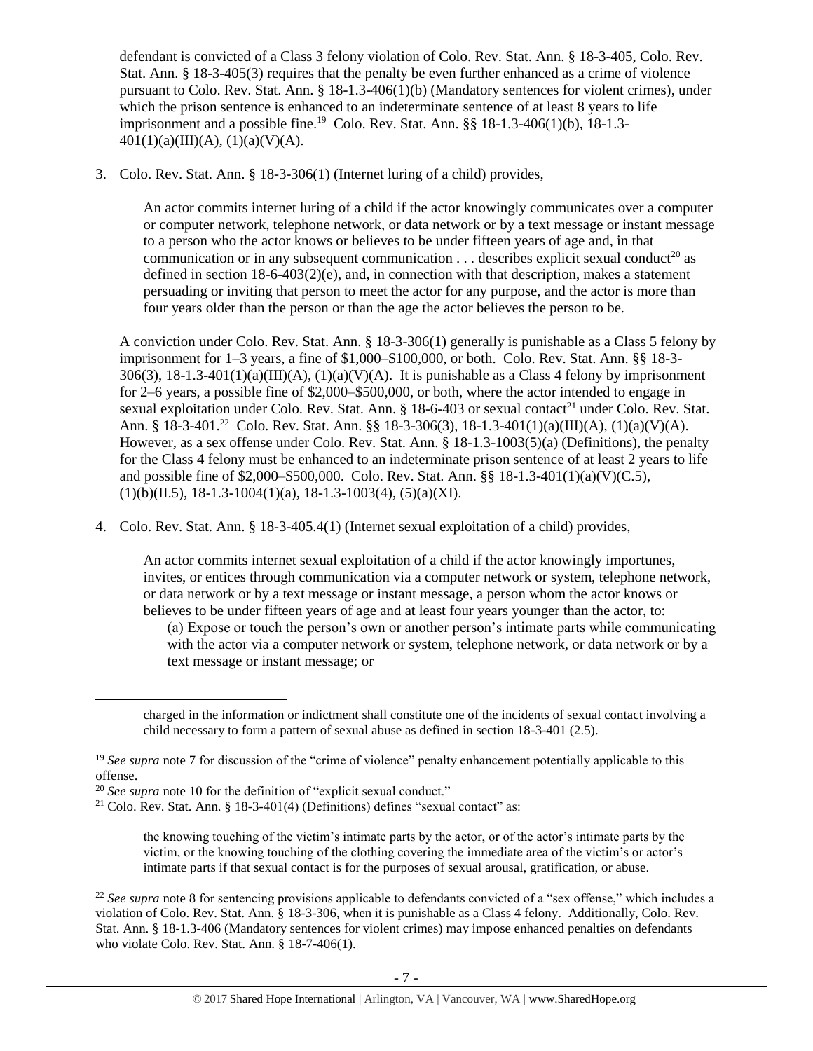defendant is convicted of a Class 3 felony violation of Colo. Rev. Stat. Ann. § 18-3-405, Colo. Rev. Stat. Ann. § 18-3-405(3) requires that the penalty be even further enhanced as a crime of violence pursuant to Colo. Rev. Stat. Ann. § 18-1.3-406(1)(b) (Mandatory sentences for violent crimes), under which the prison sentence is enhanced to an indeterminate sentence of at least 8 years to life imprisonment and a possible fine.[19] Colo. Rev. Stat. Ann. §§ 18-1.3-406(1)(b), 18-1.3-401(1)(a)(III)(A), (1)(a)(V)(A).

3. Colo. Rev. Stat. Ann. § 18-3-306(1) (Internet luring of a child) provides,

   An actor commits internet luring of a child if the actor knowingly communicates over a computer or computer network, telephone network, or data network or by a text message or instant message to a person who the actor knows or believes to be under fifteen years of age and, in that communication or in any subsequent communication . . . describes explicit sexual conduct[20] as defined in section 18-6-403(2)(e), and, in connection with that description, makes a statement persuading or inviting that person to meet the actor for any purpose, and the actor is more than four years older than the person or than the age the actor believes the person to be.

   A conviction under Colo. Rev. Stat. Ann. § 18-3-306(1) generally is punishable as a Class 5 felony by imprisonment for 1–3 years, a fine of $1,000–$100,000, or both. Colo. Rev. Stat. Ann. §§ 18-3-306(3), 18-1.3-401(1)(a)(III)(A), (1)(a)(V)(A). It is punishable as a Class 4 felony by imprisonment for 2–6 years, a possible fine of $2,000–$500,000, or both, where the actor intended to engage in sexual exploitation under Colo. Rev. Stat. Ann. § 18-6-403 or sexual contact[21] under Colo. Rev. Stat. Ann. § 18-3-401.[22] Colo. Rev. Stat. Ann. §§ 18-3-306(3), 18-1.3-401(1)(a)(III)(A), (1)(a)(V)(A). However, as a sex offense under Colo. Rev. Stat. Ann. § 18-1.3-1003(5)(a) (Definitions), the penalty for the Class 4 felony must be enhanced to an indeterminate prison sentence of at least 2 years to life and possible fine of $2,000–$500,000. Colo. Rev. Stat. Ann. §§ 18-1.3-401(1)(a)(V)(C.5), (1)(b)(II.5), 18-1.3-1004(1)(a), 18-1.3-1003(4), (5)(a)(XI).

4. Colo. Rev. Stat. Ann. § 18-3-405.4(1) (Internet sexual exploitation of a child) provides,

   An actor commits internet sexual exploitation of a child if the actor knowingly importunes, invites, or entices through communication via a computer network or system, telephone network, or data network or by a text message or instant message, a person whom the actor knows or believes to be under fifteen years of age and at least four years younger than the actor, to:

   (a) Expose or touch the person's own or another person's intimate parts while communicating with the actor via a computer network or system, telephone network, or data network or by a text message or instant message; or

charged in the information or indictment shall constitute one of the incidents of sexual contact involving a child necessary to form a pattern of sexual abuse as defined in section 18-3-401 (2.5).

[19] *See supra* note 7 for discussion of the "crime of violence" penalty enhancement potentially applicable to this offense.

[20] *See supra* note 10 for the definition of "explicit sexual conduct."

[21] Colo. Rev. Stat. Ann. § 18-3-401(4) (Definitions) defines "sexual contact" as:

> the knowing touching of the victim's intimate parts by the actor, or of the actor's intimate parts by the victim, or the knowing touching of the clothing covering the immediate area of the victim's or actor's intimate parts if that sexual contact is for the purposes of sexual arousal, gratification, or abuse.

[22] *See supra* note 8 for sentencing provisions applicable to defendants convicted of a "sex offense," which includes a violation of Colo. Rev. Stat. Ann. § 18-3-306, when it is punishable as a Class 4 felony. Additionally, Colo. Rev. Stat. Ann. § 18-1.3-406 (Mandatory sentences for violent crimes) may impose enhanced penalties on defendants who violate Colo. Rev. Stat. Ann. § 18-7-406(1).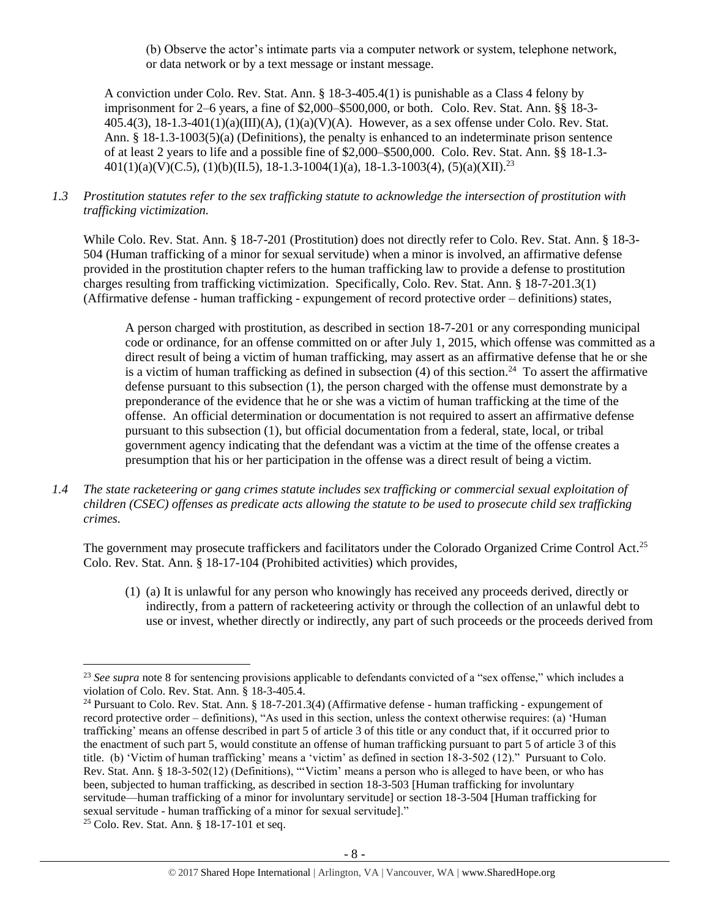(b) Observe the actor's intimate parts via a computer network or system, telephone network, or data network or by a text message or instant message.

A conviction under Colo. Rev. Stat. Ann. § 18-3-405.4(1) is punishable as a Class 4 felony by imprisonment for 2–6 years, a fine of $2,000–$500,000, or both. Colo. Rev. Stat. Ann. §§ 18-3-405.4(3), 18-1.3-401(1)(a)(III)(A), (1)(a)(V)(A). However, as a sex offense under Colo. Rev. Stat. Ann. § 18-1.3-1003(5)(a) (Definitions), the penalty is enhanced to an indeterminate prison sentence of at least 2 years to life and a possible fine of $2,000–$500,000. Colo. Rev. Stat. Ann. §§ 18-1.3-401(1)(a)(V)(C.5), (1)(b)(II.5), 18-1.3-1004(1)(a), 18-1.3-1003(4), (5)(a)(XII).[23]

*1.3 Prostitution statutes refer to the sex trafficking statute to acknowledge the intersection of prostitution with trafficking victimization.*

While Colo. Rev. Stat. Ann. § 18-7-201 (Prostitution) does not directly refer to Colo. Rev. Stat. Ann. § 18-3-504 (Human trafficking of a minor for sexual servitude) when a minor is involved, an affirmative defense provided in the prostitution chapter refers to the human trafficking law to provide a defense to prostitution charges resulting from trafficking victimization. Specifically, Colo. Rev. Stat. Ann. § 18-7-201.3(1) (Affirmative defense - human trafficking - expungement of record protective order – definitions) states,

> A person charged with prostitution, as described in section 18-7-201 or any corresponding municipal code or ordinance, for an offense committed on or after July 1, 2015, which offense was committed as a direct result of being a victim of human trafficking, may assert as an affirmative defense that he or she is a victim of human trafficking as defined in subsection (4) of this section.[24] To assert the affirmative defense pursuant to this subsection (1), the person charged with the offense must demonstrate by a preponderance of the evidence that he or she was a victim of human trafficking at the time of the offense. An official determination or documentation is not required to assert an affirmative defense pursuant to this subsection (1), but official documentation from a federal, state, local, or tribal government agency indicating that the defendant was a victim at the time of the offense creates a presumption that his or her participation in the offense was a direct result of being a victim.

*1.4 The state racketeering or gang crimes statute includes sex trafficking or commercial sexual exploitation of children (CSEC) offenses as predicate acts allowing the statute to be used to prosecute child sex trafficking crimes.*

The government may prosecute traffickers and facilitators under the Colorado Organized Crime Control Act.[25] Colo. Rev. Stat. Ann. § 18-17-104 (Prohibited activities) which provides,

> (1) (a) It is unlawful for any person who knowingly has received any proceeds derived, directly or indirectly, from a pattern of racketeering activity or through the collection of an unlawful debt to use or invest, whether directly or indirectly, any part of such proceeds or the proceeds derived from

---

[23] *See supra* note 8 for sentencing provisions applicable to defendants convicted of a "sex offense," which includes a violation of Colo. Rev. Stat. Ann. § 18-3-405.4.

[24] Pursuant to Colo. Rev. Stat. Ann. § 18-7-201.3(4) (Affirmative defense - human trafficking - expungement of record protective order – definitions), "As used in this section, unless the context otherwise requires: (a) 'Human trafficking' means an offense described in part 5 of article 3 of this title or any conduct that, if it occurred prior to the enactment of such part 5, would constitute an offense of human trafficking pursuant to part 5 of article 3 of this title. (b) 'Victim of human trafficking' means a 'victim' as defined in section 18-3-502 (12)." Pursuant to Colo. Rev. Stat. Ann. § 18-3-502(12) (Definitions), "'Victim' means a person who is alleged to have been, or who has been, subjected to human trafficking, as described in section 18-3-503 [Human trafficking for involuntary servitude—human trafficking of a minor for involuntary servitude] or section 18-3-504 [Human trafficking for sexual servitude - human trafficking of a minor for sexual servitude]."

[25] Colo. Rev. Stat. Ann. § 18-17-101 et seq.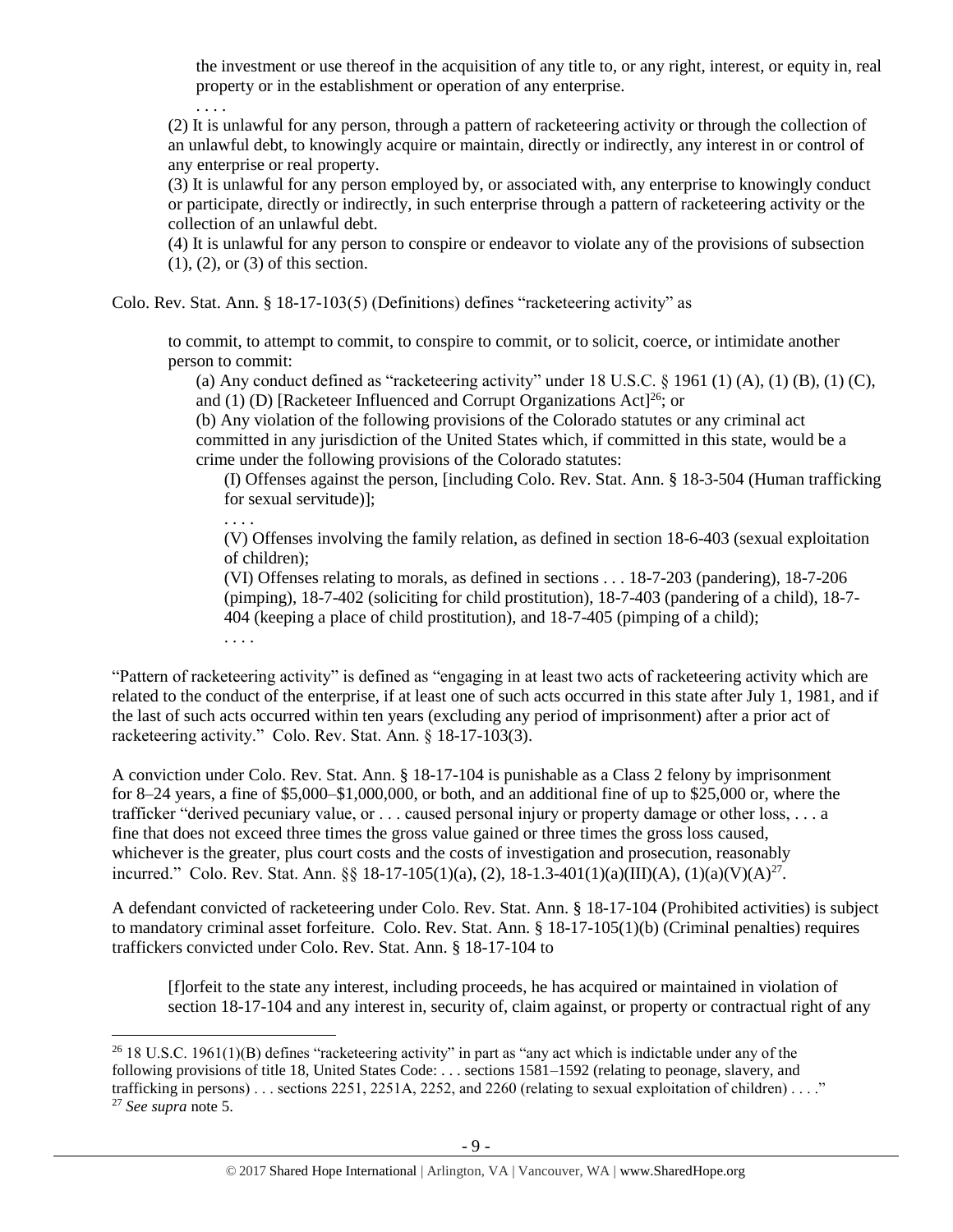the investment or use thereof in the acquisition of any title to, or any right, interest, or equity in, real property or in the establishment or operation of any enterprise.

. . . .

(2) It is unlawful for any person, through a pattern of racketeering activity or through the collection of an unlawful debt, to knowingly acquire or maintain, directly or indirectly, any interest in or control of any enterprise or real property.

(3) It is unlawful for any person employed by, or associated with, any enterprise to knowingly conduct or participate, directly or indirectly, in such enterprise through a pattern of racketeering activity or the collection of an unlawful debt.

(4) It is unlawful for any person to conspire or endeavor to violate any of the provisions of subsection (1), (2), or (3) of this section.

Colo. Rev. Stat. Ann. § 18-17-103(5) (Definitions) defines "racketeering activity" as

> to commit, to attempt to commit, to conspire to commit, or to solicit, coerce, or intimidate another person to commit:
>
> (a) Any conduct defined as "racketeering activity" under 18 U.S.C. § 1961 (1) (A), (1) (B), (1) (C), and (1) (D) [Racketeer Influenced and Corrupt Organizations Act][26]; or
>
> (b) Any violation of the following provisions of the Colorado statutes or any criminal act committed in any jurisdiction of the United States which, if committed in this state, would be a crime under the following provisions of the Colorado statutes:
>
> (I) Offenses against the person, [including Colo. Rev. Stat. Ann. § 18-3-504 (Human trafficking for sexual servitude)];
>
> . . . .
>
> (V) Offenses involving the family relation, as defined in section 18-6-403 (sexual exploitation of children);
>
> (VI) Offenses relating to morals, as defined in sections . . . 18-7-203 (pandering), 18-7-206 (pimping), 18-7-402 (soliciting for child prostitution), 18-7-403 (pandering of a child), 18-7-404 (keeping a place of child prostitution), and 18-7-405 (pimping of a child);
>
> . . . .

"Pattern of racketeering activity" is defined as "engaging in at least two acts of racketeering activity which are related to the conduct of the enterprise, if at least one of such acts occurred in this state after July 1, 1981, and if the last of such acts occurred within ten years (excluding any period of imprisonment) after a prior act of racketeering activity." Colo. Rev. Stat. Ann. § 18-17-103(3).

A conviction under Colo. Rev. Stat. Ann. § 18-17-104 is punishable as a Class 2 felony by imprisonment for 8–24 years, a fine of \$5,000–\$1,000,000, or both, and an additional fine of up to \$25,000 or, where the trafficker "derived pecuniary value, or . . . caused personal injury or property damage or other loss, . . . a fine that does not exceed three times the gross value gained or three times the gross loss caused, whichever is the greater, plus court costs and the costs of investigation and prosecution, reasonably incurred." Colo. Rev. Stat. Ann. §§ 18-17-105(1)(a), (2), 18-1.3-401(1)(a)(III)(A), (1)(a)(V)(A)[27].

A defendant convicted of racketeering under Colo. Rev. Stat. Ann. § 18-17-104 (Prohibited activities) is subject to mandatory criminal asset forfeiture. Colo. Rev. Stat. Ann. § 18-17-105(1)(b) (Criminal penalties) requires traffickers convicted under Colo. Rev. Stat. Ann. § 18-17-104 to

> [f]orfeit to the state any interest, including proceeds, he has acquired or maintained in violation of section 18-17-104 and any interest in, security of, claim against, or property or contractual right of any

---

[26] 18 U.S.C. 1961(1)(B) defines "racketeering activity" in part as "any act which is indictable under any of the following provisions of title 18, United States Code: . . . sections 1581–1592 (relating to peonage, slavery, and trafficking in persons) . . . sections 2251, 2251A, 2252, and 2260 (relating to sexual exploitation of children) . . . ."

[27] *See supra* note 5.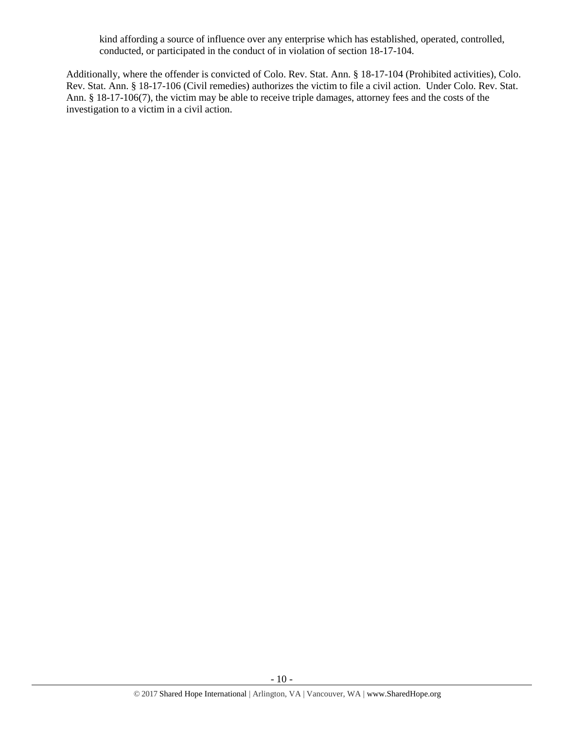> kind affording a source of influence over any enterprise which has established, operated, controlled, conducted, or participated in the conduct of in violation of section 18-17-104.

Additionally, where the offender is convicted of Colo. Rev. Stat. Ann. § 18-17-104 (Prohibited activities), Colo. Rev. Stat. Ann. § 18-17-106 (Civil remedies) authorizes the victim to file a civil action. Under Colo. Rev. Stat. Ann. § 18-17-106(7), the victim may be able to receive triple damages, attorney fees and the costs of the investigation to a victim in a civil action.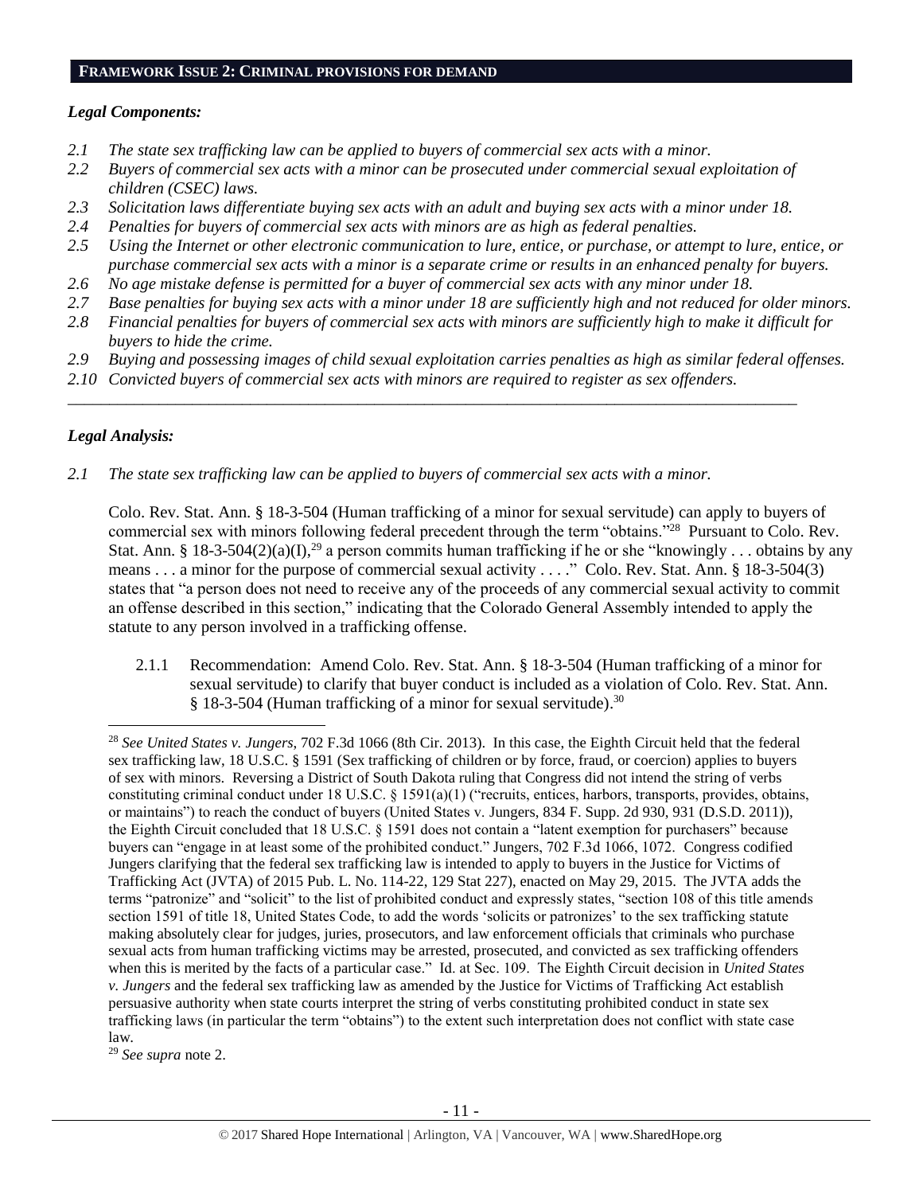## FRAMEWORK ISSUE 2: CRIMINAL PROVISIONS FOR DEMAND

### *Legal Components:*

- *2.1 The state sex trafficking law can be applied to buyers of commercial sex acts with a minor.*
- *2.2 Buyers of commercial sex acts with a minor can be prosecuted under commercial sexual exploitation of children (CSEC) laws.*
- *2.3 Solicitation laws differentiate buying sex acts with an adult and buying sex acts with a minor under 18.*
- *2.4 Penalties for buyers of commercial sex acts with minors are as high as federal penalties.*
- *2.5 Using the Internet or other electronic communication to lure, entice, or purchase, or attempt to lure, entice, or purchase commercial sex acts with a minor is a separate crime or results in an enhanced penalty for buyers.*
- *2.6 No age mistake defense is permitted for a buyer of commercial sex acts with any minor under 18.*
- *2.7 Base penalties for buying sex acts with a minor under 18 are sufficiently high and not reduced for older minors.*
- *2.8 Financial penalties for buyers of commercial sex acts with minors are sufficiently high to make it difficult for buyers to hide the crime.*
- *2.9 Buying and possessing images of child sexual exploitation carries penalties as high as similar federal offenses.*
- *2.10 Convicted buyers of commercial sex acts with minors are required to register as sex offenders.*

---

### *Legal Analysis:*

*2.1 The state sex trafficking law can be applied to buyers of commercial sex acts with a minor.*

Colo. Rev. Stat. Ann. § 18-3-504 (Human trafficking of a minor for sexual servitude) can apply to buyers of commercial sex with minors following federal precedent through the term "obtains."[28] Pursuant to Colo. Rev. Stat. Ann. § 18-3-504(2)(a)(I),[29] a person commits human trafficking if he or she "knowingly . . . obtains by any means . . . a minor for the purpose of commercial sexual activity . . . ." Colo. Rev. Stat. Ann. § 18-3-504(3) states that "a person does not need to receive any of the proceeds of any commercial sexual activity to commit an offense described in this section," indicating that the Colorado General Assembly intended to apply the statute to any person involved in a trafficking offense.

2.1.1 Recommendation: Amend Colo. Rev. Stat. Ann. § 18-3-504 (Human trafficking of a minor for sexual servitude) to clarify that buyer conduct is included as a violation of Colo. Rev. Stat. Ann. § 18-3-504 (Human trafficking of a minor for sexual servitude).[30]

---

[28] *See United States v. Jungers*, 702 F.3d 1066 (8th Cir. 2013). In this case, the Eighth Circuit held that the federal sex trafficking law, 18 U.S.C. § 1591 (Sex trafficking of children or by force, fraud, or coercion) applies to buyers of sex with minors. Reversing a District of South Dakota ruling that Congress did not intend the string of verbs constituting criminal conduct under 18 U.S.C. § 1591(a)(1) ("recruits, entices, harbors, transports, provides, obtains, or maintains") to reach the conduct of buyers (United States v. Jungers, 834 F. Supp. 2d 930, 931 (D.S.D. 2011)), the Eighth Circuit concluded that 18 U.S.C. § 1591 does not contain a "latent exemption for purchasers" because buyers can "engage in at least some of the prohibited conduct." Jungers, 702 F.3d 1066, 1072. Congress codified Jungers clarifying that the federal sex trafficking law is intended to apply to buyers in the Justice for Victims of Trafficking Act (JVTA) of 2015 Pub. L. No. 114-22, 129 Stat 227), enacted on May 29, 2015. The JVTA adds the terms "patronize" and "solicit" to the list of prohibited conduct and expressly states, "section 108 of this title amends section 1591 of title 18, United States Code, to add the words 'solicits or patronizes' to the sex trafficking statute making absolutely clear for judges, juries, prosecutors, and law enforcement officials that criminals who purchase sexual acts from human trafficking victims may be arrested, prosecuted, and convicted as sex trafficking offenders when this is merited by the facts of a particular case." Id. at Sec. 109. The Eighth Circuit decision in *United States v. Jungers* and the federal sex trafficking law as amended by the Justice for Victims of Trafficking Act establish persuasive authority when state courts interpret the string of verbs constituting prohibited conduct in state sex trafficking laws (in particular the term "obtains") to the extent such interpretation does not conflict with state case law.

[29] *See supra* note 2.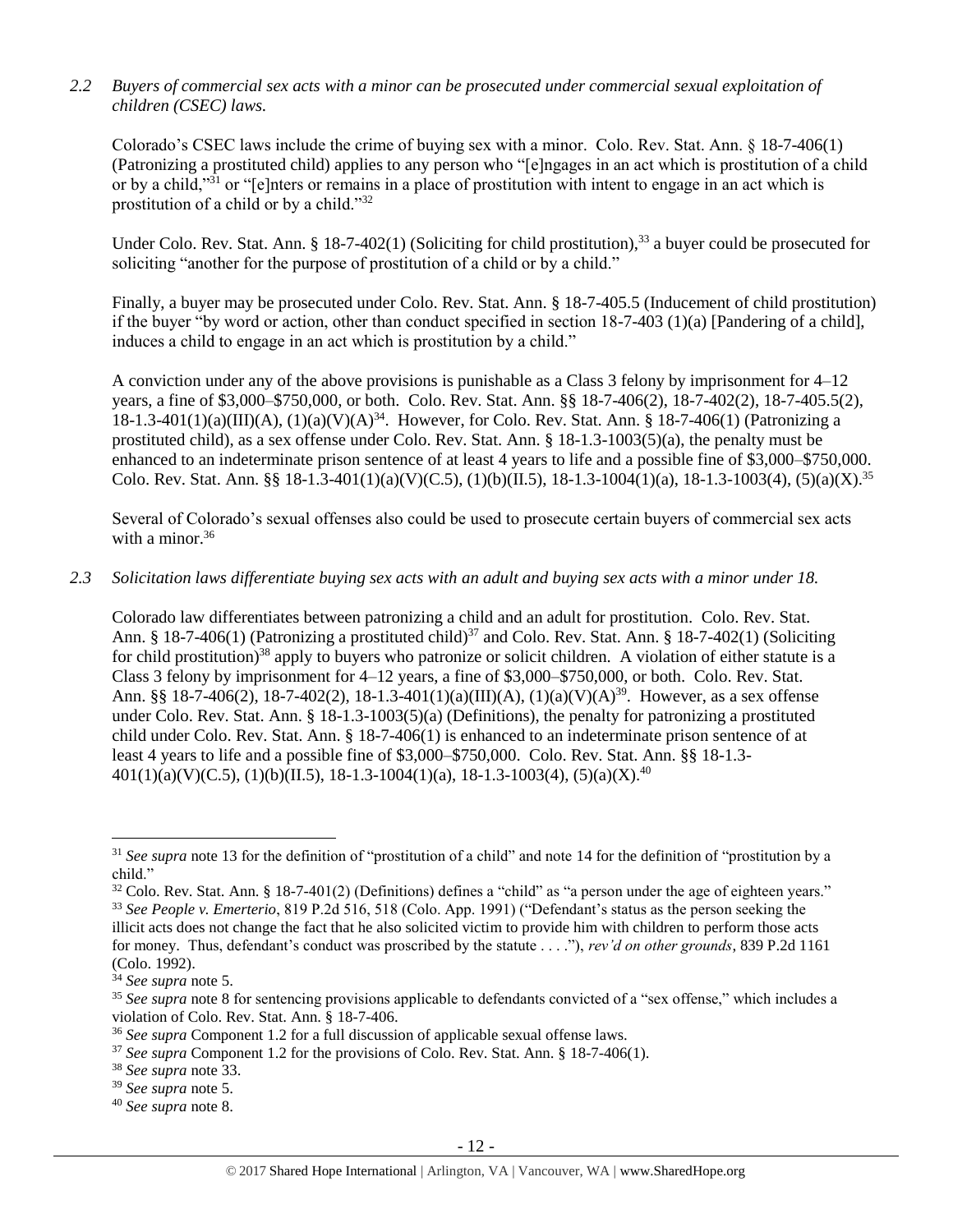*2.2 Buyers of commercial sex acts with a minor can be prosecuted under commercial sexual exploitation of children (CSEC) laws.*

Colorado's CSEC laws include the crime of buying sex with a minor. Colo. Rev. Stat. Ann. § 18-7-406(1) (Patronizing a prostituted child) applies to any person who "[e]ngages in an act which is prostitution of a child or by a child,"[31] or "[e]nters or remains in a place of prostitution with intent to engage in an act which is prostitution of a child or by a child."[32]

Under Colo. Rev. Stat. Ann. § 18-7-402(1) (Soliciting for child prostitution),[33] a buyer could be prosecuted for soliciting "another for the purpose of prostitution of a child or by a child."

Finally, a buyer may be prosecuted under Colo. Rev. Stat. Ann. § 18-7-405.5 (Inducement of child prostitution) if the buyer "by word or action, other than conduct specified in section 18-7-403 (1)(a) [Pandering of a child], induces a child to engage in an act which is prostitution by a child."

A conviction under any of the above provisions is punishable as a Class 3 felony by imprisonment for 4–12 years, a fine of $3,000–$750,000, or both. Colo. Rev. Stat. Ann. §§ 18-7-406(2), 18-7-402(2), 18-7-405.5(2), 18-1.3-401(1)(a)(III)(A), (1)(a)(V)(A)[34]. However, for Colo. Rev. Stat. Ann. § 18-7-406(1) (Patronizing a prostituted child), as a sex offense under Colo. Rev. Stat. Ann. § 18-1.3-1003(5)(a), the penalty must be enhanced to an indeterminate prison sentence of at least 4 years to life and a possible fine of $3,000–$750,000. Colo. Rev. Stat. Ann. §§ 18-1.3-401(1)(a)(V)(C.5), (1)(b)(II.5), 18-1.3-1004(1)(a), 18-1.3-1003(4), (5)(a)(X).[35]

Several of Colorado's sexual offenses also could be used to prosecute certain buyers of commercial sex acts with a minor.[36]

*2.3 Solicitation laws differentiate buying sex acts with an adult and buying sex acts with a minor under 18.*

Colorado law differentiates between patronizing a child and an adult for prostitution. Colo. Rev. Stat. Ann. § 18-7-406(1) (Patronizing a prostituted child)[37] and Colo. Rev. Stat. Ann. § 18-7-402(1) (Soliciting for child prostitution)[38] apply to buyers who patronize or solicit children. A violation of either statute is a Class 3 felony by imprisonment for 4–12 years, a fine of $3,000–$750,000, or both. Colo. Rev. Stat. Ann. §§ 18-7-406(2), 18-7-402(2), 18-1.3-401(1)(a)(III)(A), (1)(a)(V)(A)[39]. However, as a sex offense under Colo. Rev. Stat. Ann. § 18-1.3-1003(5)(a) (Definitions), the penalty for patronizing a prostituted child under Colo. Rev. Stat. Ann. § 18-7-406(1) is enhanced to an indeterminate prison sentence of at least 4 years to life and a possible fine of $3,000–$750,000. Colo. Rev. Stat. Ann. §§ 18-1.3-401(1)(a)(V)(C.5), (1)(b)(II.5), 18-1.3-1004(1)(a), 18-1.3-1003(4), (5)(a)(X).[40]

---

[31] *See supra* note 13 for the definition of "prostitution of a child" and note 14 for the definition of "prostitution by a child."

[32] Colo. Rev. Stat. Ann. § 18-7-401(2) (Definitions) defines a "child" as "a person under the age of eighteen years."

[33] *See People v. Emerterio*, 819 P.2d 516, 518 (Colo. App. 1991) ("Defendant's status as the person seeking the illicit acts does not change the fact that he also solicited victim to provide him with children to perform those acts for money. Thus, defendant's conduct was proscribed by the statute . . . ."), *rev'd on other grounds*, 839 P.2d 1161 (Colo. 1992).

[34] *See supra* note 5.

[35] *See supra* note 8 for sentencing provisions applicable to defendants convicted of a "sex offense," which includes a violation of Colo. Rev. Stat. Ann. § 18-7-406.

[36] *See supra* Component 1.2 for a full discussion of applicable sexual offense laws.

[37] *See supra* Component 1.2 for the provisions of Colo. Rev. Stat. Ann. § 18-7-406(1).

[38] *See supra* note 33.

[39] *See supra* note 5.

[40] *See supra* note 8.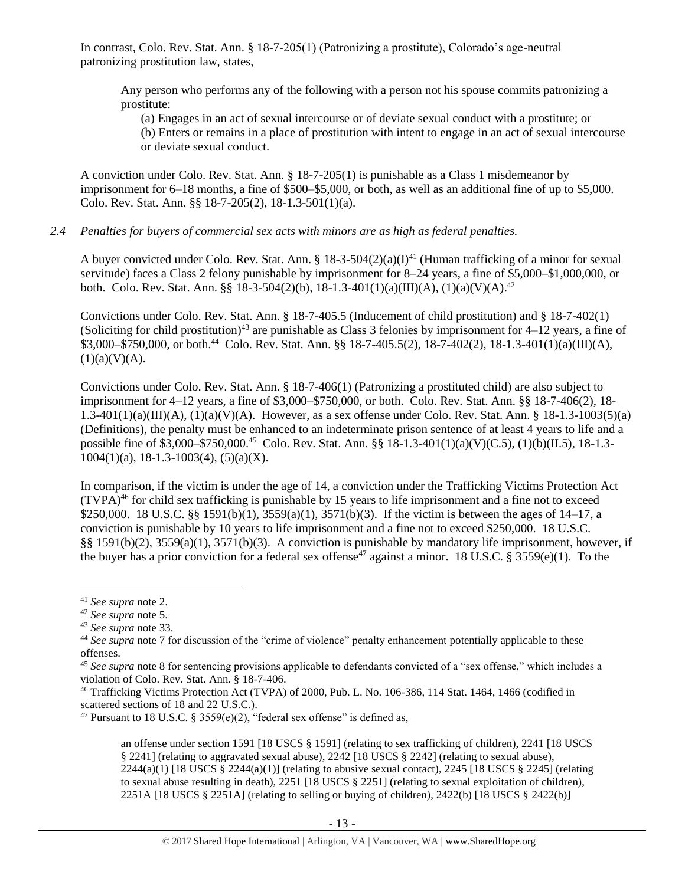In contrast, Colo. Rev. Stat. Ann. § 18-7-205(1) (Patronizing a prostitute), Colorado's age-neutral patronizing prostitution law, states,

> Any person who performs any of the following with a person not his spouse commits patronizing a prostitute:
>
> (a) Engages in an act of sexual intercourse or of deviate sexual conduct with a prostitute; or
>
> (b) Enters or remains in a place of prostitution with intent to engage in an act of sexual intercourse or deviate sexual conduct.

A conviction under Colo. Rev. Stat. Ann. § 18-7-205(1) is punishable as a Class 1 misdemeanor by imprisonment for 6–18 months, a fine of $500–$5,000, or both, as well as an additional fine of up to $5,000. Colo. Rev. Stat. Ann. §§ 18-7-205(2), 18-1.3-501(1)(a).

*2.4 Penalties for buyers of commercial sex acts with minors are as high as federal penalties.*

A buyer convicted under Colo. Rev. Stat. Ann. § 18-3-504(2)(a)(I)[41] (Human trafficking of a minor for sexual servitude) faces a Class 2 felony punishable by imprisonment for 8–24 years, a fine of $5,000–$1,000,000, or both. Colo. Rev. Stat. Ann. §§ 18-3-504(2)(b), 18-1.3-401(1)(a)(III)(A), (1)(a)(V)(A).[42]

Convictions under Colo. Rev. Stat. Ann. § 18-7-405.5 (Inducement of child prostitution) and § 18-7-402(1) (Soliciting for child prostitution)[43] are punishable as Class 3 felonies by imprisonment for 4–12 years, a fine of $3,000–$750,000, or both.[44] Colo. Rev. Stat. Ann. §§ 18-7-405.5(2), 18-7-402(2), 18-1.3-401(1)(a)(III)(A), (1)(a)(V)(A).

Convictions under Colo. Rev. Stat. Ann. § 18-7-406(1) (Patronizing a prostituted child) are also subject to imprisonment for 4–12 years, a fine of $3,000–$750,000, or both. Colo. Rev. Stat. Ann. §§ 18-7-406(2), 18-1.3-401(1)(a)(III)(A), (1)(a)(V)(A). However, as a sex offense under Colo. Rev. Stat. Ann. § 18-1.3-1003(5)(a) (Definitions), the penalty must be enhanced to an indeterminate prison sentence of at least 4 years to life and a possible fine of $3,000–$750,000.[45] Colo. Rev. Stat. Ann. §§ 18-1.3-401(1)(a)(V)(C.5), (1)(b)(II.5), 18-1.3-1004(1)(a), 18-1.3-1003(4), (5)(a)(X).

In comparison, if the victim is under the age of 14, a conviction under the Trafficking Victims Protection Act (TVPA)[46] for child sex trafficking is punishable by 15 years to life imprisonment and a fine not to exceed $250,000. 18 U.S.C. §§ 1591(b)(1), 3559(a)(1), 3571(b)(3). If the victim is between the ages of 14–17, a conviction is punishable by 10 years to life imprisonment and a fine not to exceed $250,000. 18 U.S.C. §§ 1591(b)(2), 3559(a)(1), 3571(b)(3). A conviction is punishable by mandatory life imprisonment, however, if the buyer has a prior conviction for a federal sex offense[47] against a minor. 18 U.S.C. § 3559(e)(1). To the

---

[41] *See supra* note 2.

[42] *See supra* note 5.

[43] *See supra* note 33.

[44] *See supra* note 7 for discussion of the "crime of violence" penalty enhancement potentially applicable to these offenses.

[45] *See supra* note 8 for sentencing provisions applicable to defendants convicted of a "sex offense," which includes a violation of Colo. Rev. Stat. Ann. § 18-7-406.

[46] Trafficking Victims Protection Act (TVPA) of 2000, Pub. L. No. 106-386, 114 Stat. 1464, 1466 (codified in scattered sections of 18 and 22 U.S.C.).

[47] Pursuant to 18 U.S.C. § 3559(e)(2), "federal sex offense" is defined as,

> an offense under section 1591 [18 USCS § 1591] (relating to sex trafficking of children), 2241 [18 USCS § 2241] (relating to aggravated sexual abuse), 2242 [18 USCS § 2242] (relating to sexual abuse), 2244(a)(1) [18 USCS § 2244(a)(1)] (relating to abusive sexual contact), 2245 [18 USCS § 2245] (relating to sexual abuse resulting in death), 2251 [18 USCS § 2251] (relating to sexual exploitation of children), 2251A [18 USCS § 2251A] (relating to selling or buying of children), 2422(b) [18 USCS § 2422(b)]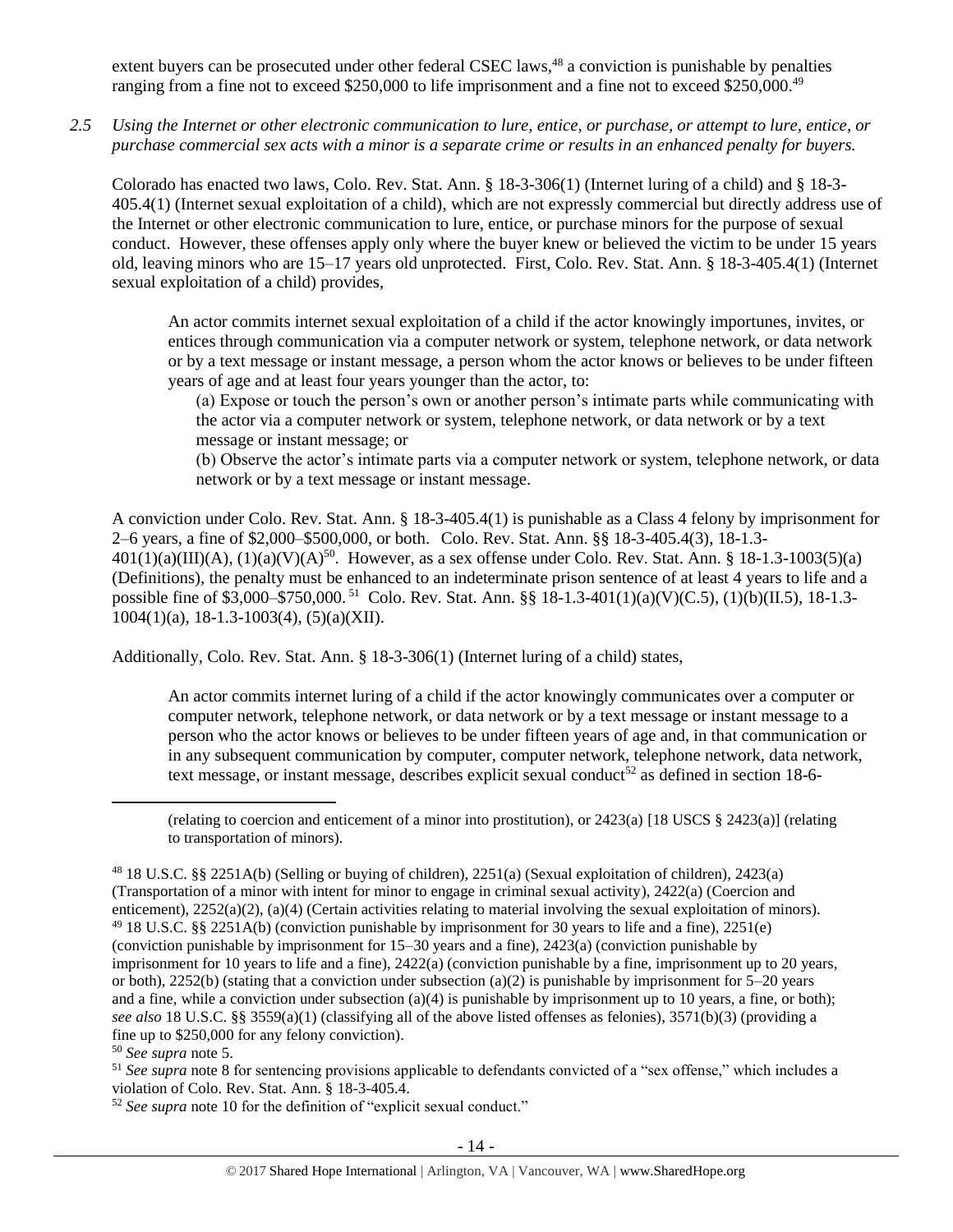extent buyers can be prosecuted under other federal CSEC laws,[48] a conviction is punishable by penalties ranging from a fine not to exceed $250,000 to life imprisonment and a fine not to exceed $250,000.[49]

*2.5 Using the Internet or other electronic communication to lure, entice, or purchase, or attempt to lure, entice, or purchase commercial sex acts with a minor is a separate crime or results in an enhanced penalty for buyers.*

Colorado has enacted two laws, Colo. Rev. Stat. Ann. § 18-3-306(1) (Internet luring of a child) and § 18-3-405.4(1) (Internet sexual exploitation of a child), which are not expressly commercial but directly address use of the Internet or other electronic communication to lure, entice, or purchase minors for the purpose of sexual conduct. However, these offenses apply only where the buyer knew or believed the victim to be under 15 years old, leaving minors who are 15–17 years old unprotected. First, Colo. Rev. Stat. Ann. § 18-3-405.4(1) (Internet sexual exploitation of a child) provides,

> An actor commits internet sexual exploitation of a child if the actor knowingly importunes, invites, or entices through communication via a computer network or system, telephone network, or data network or by a text message or instant message, a person whom the actor knows or believes to be under fifteen years of age and at least four years younger than the actor, to:
>
> (a) Expose or touch the person's own or another person's intimate parts while communicating with the actor via a computer network or system, telephone network, or data network or by a text message or instant message; or
>
> (b) Observe the actor's intimate parts via a computer network or system, telephone network, or data network or by a text message or instant message.

A conviction under Colo. Rev. Stat. Ann. § 18-3-405.4(1) is punishable as a Class 4 felony by imprisonment for 2–6 years, a fine of $2,000–$500,000, or both. Colo. Rev. Stat. Ann. §§ 18-3-405.4(3), 18-1.3-401(1)(a)(III)(A), (1)(a)(V)(A)[50]. However, as a sex offense under Colo. Rev. Stat. Ann. § 18-1.3-1003(5)(a) (Definitions), the penalty must be enhanced to an indeterminate prison sentence of at least 4 years to life and a possible fine of $3,000–$750,000.[51] Colo. Rev. Stat. Ann. §§ 18-1.3-401(1)(a)(V)(C.5), (1)(b)(II.5), 18-1.3-1004(1)(a), 18-1.3-1003(4), (5)(a)(XII).

Additionally, Colo. Rev. Stat. Ann. § 18-3-306(1) (Internet luring of a child) states,

> An actor commits internet luring of a child if the actor knowingly communicates over a computer or computer network, telephone network, or data network or by a text message or instant message to a person who the actor knows or believes to be under fifteen years of age and, in that communication or in any subsequent communication by computer, computer network, telephone network, data network, text message, or instant message, describes explicit sexual conduct[52] as defined in section 18-6-

---

(relating to coercion and enticement of a minor into prostitution), or 2423(a) [18 USCS § 2423(a)] (relating to transportation of minors).

[48] 18 U.S.C. §§ 2251A(b) (Selling or buying of children), 2251(a) (Sexual exploitation of children), 2423(a) (Transportation of a minor with intent for minor to engage in criminal sexual activity), 2422(a) (Coercion and enticement), 2252(a)(2), (a)(4) (Certain activities relating to material involving the sexual exploitation of minors).

[49] 18 U.S.C. §§ 2251A(b) (conviction punishable by imprisonment for 30 years to life and a fine), 2251(e) (conviction punishable by imprisonment for 15–30 years and a fine), 2423(a) (conviction punishable by imprisonment for 10 years to life and a fine), 2422(a) (conviction punishable by a fine, imprisonment up to 20 years, or both), 2252(b) (stating that a conviction under subsection (a)(2) is punishable by imprisonment for 5–20 years and a fine, while a conviction under subsection (a)(4) is punishable by imprisonment up to 10 years, a fine, or both); *see also* 18 U.S.C. §§ 3559(a)(1) (classifying all of the above listed offenses as felonies), 3571(b)(3) (providing a fine up to $250,000 for any felony conviction).

[50] *See supra* note 5.

[51] *See supra* note 8 for sentencing provisions applicable to defendants convicted of a "sex offense," which includes a violation of Colo. Rev. Stat. Ann. § 18-3-405.4.

[52] *See supra* note 10 for the definition of "explicit sexual conduct."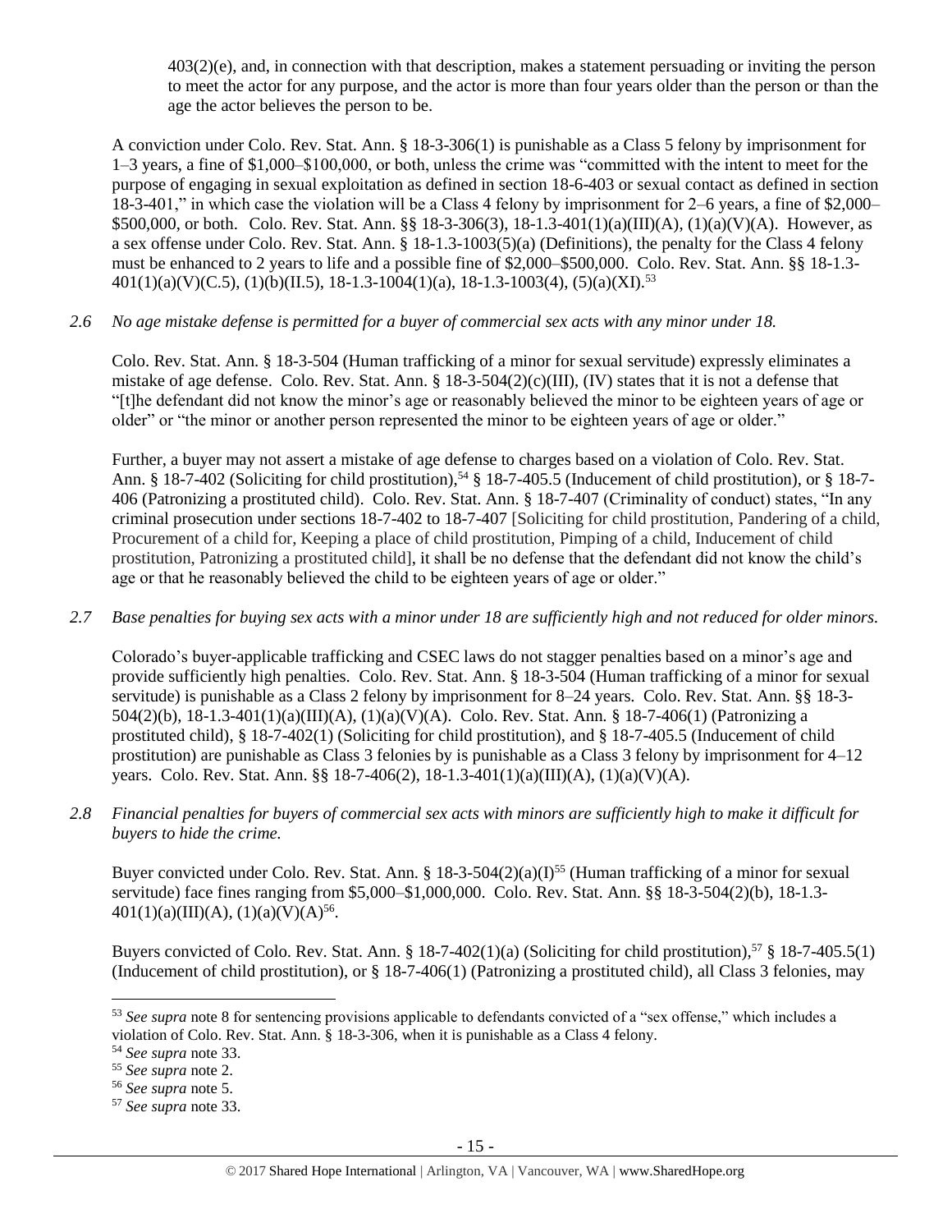403(2)(e), and, in connection with that description, makes a statement persuading or inviting the person to meet the actor for any purpose, and the actor is more than four years older than the person or than the age the actor believes the person to be.

A conviction under Colo. Rev. Stat. Ann. § 18-3-306(1) is punishable as a Class 5 felony by imprisonment for 1–3 years, a fine of $1,000–$100,000, or both, unless the crime was "committed with the intent to meet for the purpose of engaging in sexual exploitation as defined in section 18-6-403 or sexual contact as defined in section 18-3-401," in which case the violation will be a Class 4 felony by imprisonment for 2–6 years, a fine of $2,000–$500,000, or both. Colo. Rev. Stat. Ann. §§ 18-3-306(3), 18-1.3-401(1)(a)(III)(A), (1)(a)(V)(A). However, as a sex offense under Colo. Rev. Stat. Ann. § 18-1.3-1003(5)(a) (Definitions), the penalty for the Class 4 felony must be enhanced to 2 years to life and a possible fine of $2,000–$500,000. Colo. Rev. Stat. Ann. §§ 18-1.3-401(1)(a)(V)(C.5), (1)(b)(II.5), 18-1.3-1004(1)(a), 18-1.3-1003(4), (5)(a)(XI).[53]

*2.6 No age mistake defense is permitted for a buyer of commercial sex acts with any minor under 18.*

Colo. Rev. Stat. Ann. § 18-3-504 (Human trafficking of a minor for sexual servitude) expressly eliminates a mistake of age defense. Colo. Rev. Stat. Ann. § 18-3-504(2)(c)(III), (IV) states that it is not a defense that "[t]he defendant did not know the minor's age or reasonably believed the minor to be eighteen years of age or older" or "the minor or another person represented the minor to be eighteen years of age or older."

Further, a buyer may not assert a mistake of age defense to charges based on a violation of Colo. Rev. Stat. Ann. § 18-7-402 (Soliciting for child prostitution),[54] § 18-7-405.5 (Inducement of child prostitution), or § 18-7-406 (Patronizing a prostituted child). Colo. Rev. Stat. Ann. § 18-7-407 (Criminality of conduct) states, "In any criminal prosecution under sections 18-7-402 to 18-7-407 [Soliciting for child prostitution, Pandering of a child, Procurement of a child for, Keeping a place of child prostitution, Pimping of a child, Inducement of child prostitution, Patronizing a prostituted child], it shall be no defense that the defendant did not know the child's age or that he reasonably believed the child to be eighteen years of age or older."

*2.7 Base penalties for buying sex acts with a minor under 18 are sufficiently high and not reduced for older minors.*

Colorado's buyer-applicable trafficking and CSEC laws do not stagger penalties based on a minor's age and provide sufficiently high penalties. Colo. Rev. Stat. Ann. § 18-3-504 (Human trafficking of a minor for sexual servitude) is punishable as a Class 2 felony by imprisonment for 8–24 years. Colo. Rev. Stat. Ann. §§ 18-3-504(2)(b), 18-1.3-401(1)(a)(III)(A), (1)(a)(V)(A). Colo. Rev. Stat. Ann. § 18-7-406(1) (Patronizing a prostituted child), § 18-7-402(1) (Soliciting for child prostitution), and § 18-7-405.5 (Inducement of child prostitution) are punishable as Class 3 felonies by is punishable as a Class 3 felony by imprisonment for 4–12 years. Colo. Rev. Stat. Ann. §§ 18-7-406(2), 18-1.3-401(1)(a)(III)(A), (1)(a)(V)(A).

*2.8 Financial penalties for buyers of commercial sex acts with minors are sufficiently high to make it difficult for buyers to hide the crime.*

Buyer convicted under Colo. Rev. Stat. Ann. § 18-3-504(2)(a)(I)[55] (Human trafficking of a minor for sexual servitude) face fines ranging from $5,000–$1,000,000. Colo. Rev. Stat. Ann. §§ 18-3-504(2)(b), 18-1.3-401(1)(a)(III)(A), (1)(a)(V)(A)[56].

Buyers convicted of Colo. Rev. Stat. Ann. § 18-7-402(1)(a) (Soliciting for child prostitution),[57] § 18-7-405.5(1) (Inducement of child prostitution), or § 18-7-406(1) (Patronizing a prostituted child), all Class 3 felonies, may

---

[53] *See supra* note 8 for sentencing provisions applicable to defendants convicted of a "sex offense," which includes a violation of Colo. Rev. Stat. Ann. § 18-3-306, when it is punishable as a Class 4 felony.

[54] *See supra* note 33.

[55] *See supra* note 2.

[56] *See supra* note 5.

[57] *See supra* note 33.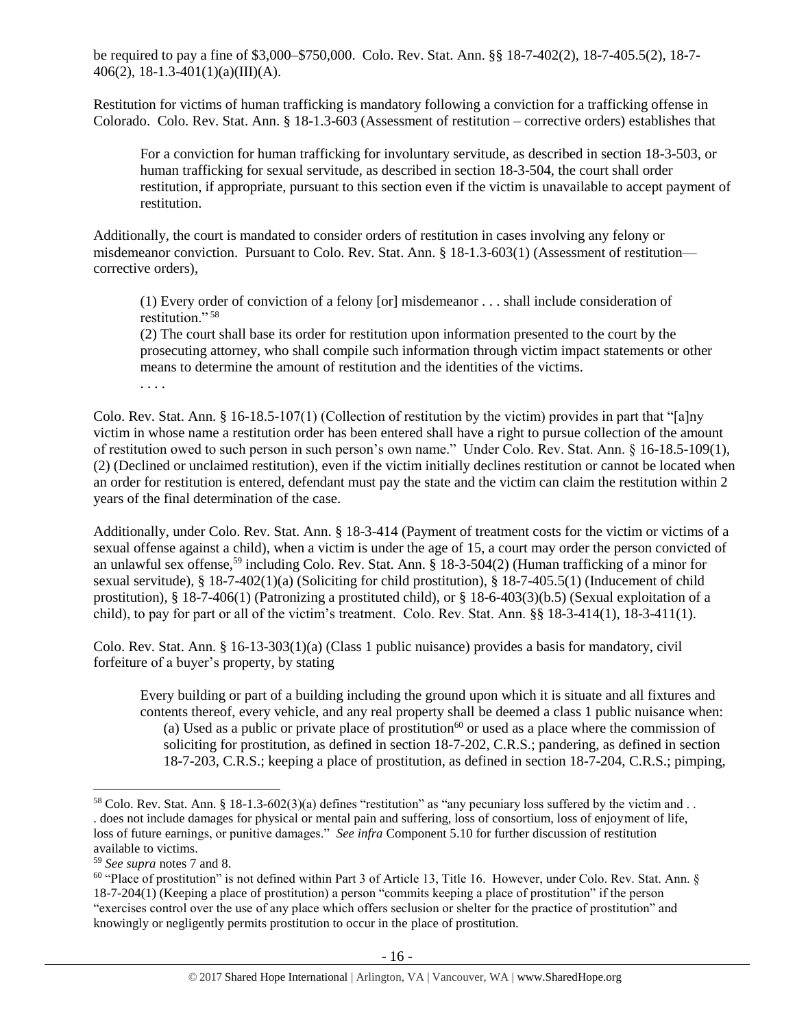be required to pay a fine of $3,000–$750,000. Colo. Rev. Stat. Ann. §§ 18-7-402(2), 18-7-405.5(2), 18-7-406(2), 18-1.3-401(1)(a)(III)(A).

Restitution for victims of human trafficking is mandatory following a conviction for a trafficking offense in Colorado. Colo. Rev. Stat. Ann. § 18-1.3-603 (Assessment of restitution – corrective orders) establishes that

> For a conviction for human trafficking for involuntary servitude, as described in section 18-3-503, or human trafficking for sexual servitude, as described in section 18-3-504, the court shall order restitution, if appropriate, pursuant to this section even if the victim is unavailable to accept payment of restitution.

Additionally, the court is mandated to consider orders of restitution in cases involving any felony or misdemeanor conviction. Pursuant to Colo. Rev. Stat. Ann. § 18-1.3-603(1) (Assessment of restitution—corrective orders),

> (1) Every order of conviction of a felony [or] misdemeanor . . . shall include consideration of restitution." [58]
>
> (2) The court shall base its order for restitution upon information presented to the court by the prosecuting attorney, who shall compile such information through victim impact statements or other means to determine the amount of restitution and the identities of the victims.
>
> . . . .

Colo. Rev. Stat. Ann. § 16-18.5-107(1) (Collection of restitution by the victim) provides in part that "[a]ny victim in whose name a restitution order has been entered shall have a right to pursue collection of the amount of restitution owed to such person in such person's own name." Under Colo. Rev. Stat. Ann. § 16-18.5-109(1), (2) (Declined or unclaimed restitution), even if the victim initially declines restitution or cannot be located when an order for restitution is entered, defendant must pay the state and the victim can claim the restitution within 2 years of the final determination of the case.

Additionally, under Colo. Rev. Stat. Ann. § 18-3-414 (Payment of treatment costs for the victim or victims of a sexual offense against a child), when a victim is under the age of 15, a court may order the person convicted of an unlawful sex offense,[59] including Colo. Rev. Stat. Ann. § 18-3-504(2) (Human trafficking of a minor for sexual servitude), § 18-7-402(1)(a) (Soliciting for child prostitution), § 18-7-405.5(1) (Inducement of child prostitution), § 18-7-406(1) (Patronizing a prostituted child), or § 18-6-403(3)(b.5) (Sexual exploitation of a child), to pay for part or all of the victim's treatment. Colo. Rev. Stat. Ann. §§ 18-3-414(1), 18-3-411(1).

Colo. Rev. Stat. Ann. § 16-13-303(1)(a) (Class 1 public nuisance) provides a basis for mandatory, civil forfeiture of a buyer's property, by stating

> Every building or part of a building including the ground upon which it is situate and all fixtures and contents thereof, every vehicle, and any real property shall be deemed a class 1 public nuisance when:
>
> (a) Used as a public or private place of prostitution[60] or used as a place where the commission of soliciting for prostitution, as defined in section 18-7-202, C.R.S.; pandering, as defined in section 18-7-203, C.R.S.; keeping a place of prostitution, as defined in section 18-7-204, C.R.S.; pimping,

---

[58] Colo. Rev. Stat. Ann. § 18-1.3-602(3)(a) defines "restitution" as "any pecuniary loss suffered by the victim and . . . does not include damages for physical or mental pain and suffering, loss of consortium, loss of enjoyment of life, loss of future earnings, or punitive damages." *See infra* Component 5.10 for further discussion of restitution available to victims.

[59] *See supra* notes 7 and 8.

[60] "Place of prostitution" is not defined within Part 3 of Article 13, Title 16. However, under Colo. Rev. Stat. Ann. § 18-7-204(1) (Keeping a place of prostitution) a person "commits keeping a place of prostitution" if the person "exercises control over the use of any place which offers seclusion or shelter for the practice of prostitution" and knowingly or negligently permits prostitution to occur in the place of prostitution.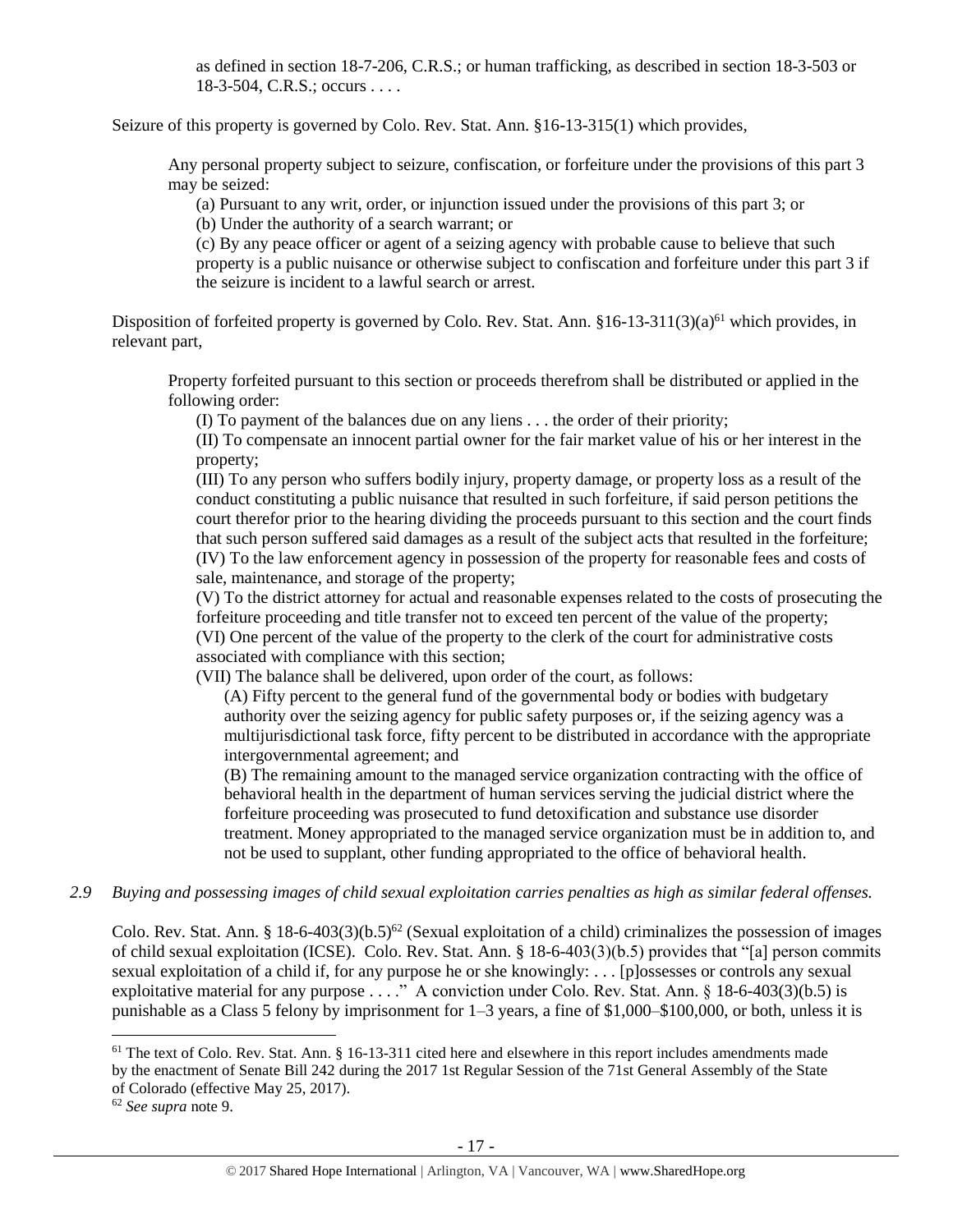> as defined in section 18-7-206, C.R.S.; or human trafficking, as described in section 18-3-503 or 18-3-504, C.R.S.; occurs . . . .

Seizure of this property is governed by Colo. Rev. Stat. Ann. §16-13-315(1) which provides,

> Any personal property subject to seizure, confiscation, or forfeiture under the provisions of this part 3 may be seized:
>
> (a) Pursuant to any writ, order, or injunction issued under the provisions of this part 3; or
>
> (b) Under the authority of a search warrant; or
>
> (c) By any peace officer or agent of a seizing agency with probable cause to believe that such property is a public nuisance or otherwise subject to confiscation and forfeiture under this part 3 if the seizure is incident to a lawful search or arrest.

Disposition of forfeited property is governed by Colo. Rev. Stat. Ann. §16-13-311(3)(a)[61] which provides, in relevant part,

> Property forfeited pursuant to this section or proceeds therefrom shall be distributed or applied in the following order:
>
> (I) To payment of the balances due on any liens . . . the order of their priority;
>
> (II) To compensate an innocent partial owner for the fair market value of his or her interest in the property;
>
> (III) To any person who suffers bodily injury, property damage, or property loss as a result of the conduct constituting a public nuisance that resulted in such forfeiture, if said person petitions the court therefor prior to the hearing dividing the proceeds pursuant to this section and the court finds that such person suffered said damages as a result of the subject acts that resulted in the forfeiture;
>
> (IV) To the law enforcement agency in possession of the property for reasonable fees and costs of sale, maintenance, and storage of the property;
>
> (V) To the district attorney for actual and reasonable expenses related to the costs of prosecuting the forfeiture proceeding and title transfer not to exceed ten percent of the value of the property;
>
> (VI) One percent of the value of the property to the clerk of the court for administrative costs associated with compliance with this section;
>
> (VII) The balance shall be delivered, upon order of the court, as follows:
>
> (A) Fifty percent to the general fund of the governmental body or bodies with budgetary authority over the seizing agency for public safety purposes or, if the seizing agency was a multijurisdictional task force, fifty percent to be distributed in accordance with the appropriate intergovernmental agreement; and
>
> (B) The remaining amount to the managed service organization contracting with the office of behavioral health in the department of human services serving the judicial district where the forfeiture proceeding was prosecuted to fund detoxification and substance use disorder treatment. Money appropriated to the managed service organization must be in addition to, and not be used to supplant, other funding appropriated to the office of behavioral health.

*2.9 Buying and possessing images of child sexual exploitation carries penalties as high as similar federal offenses.*

Colo. Rev. Stat. Ann. § 18-6-403(3)(b.5)[62] (Sexual exploitation of a child) criminalizes the possession of images of child sexual exploitation (ICSE). Colo. Rev. Stat. Ann. § 18-6-403(3)(b.5) provides that "[a] person commits sexual exploitation of a child if, for any purpose he or she knowingly: . . . [p]ossesses or controls any sexual exploitative material for any purpose . . . ." A conviction under Colo. Rev. Stat. Ann. § 18-6-403(3)(b.5) is punishable as a Class 5 felony by imprisonment for 1–3 years, a fine of $1,000–$100,000, or both, unless it is

---

[61] The text of Colo. Rev. Stat. Ann. § 16-13-311 cited here and elsewhere in this report includes amendments made by the enactment of Senate Bill 242 during the 2017 1st Regular Session of the 71st General Assembly of the State of Colorado (effective May 25, 2017).

[62] *See supra* note 9.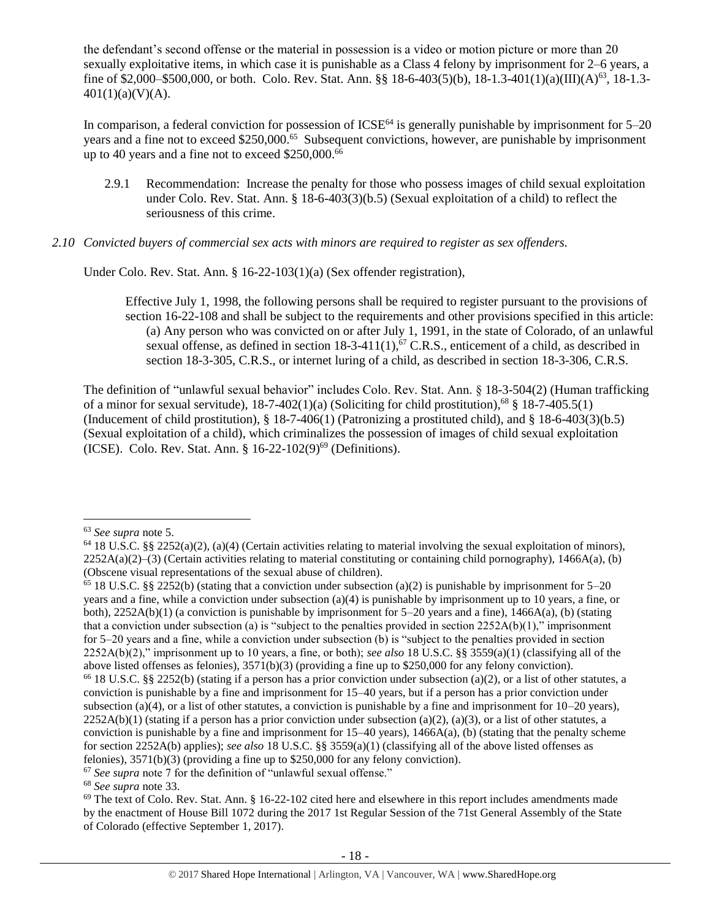the defendant's second offense or the material in possession is a video or motion picture or more than 20 sexually exploitative items, in which case it is punishable as a Class 4 felony by imprisonment for 2–6 years, a fine of $2,000–$500,000, or both. Colo. Rev. Stat. Ann. §§ 18-6-403(5)(b), 18-1.3-401(1)(a)(III)(A)[63], 18-1.3-401(1)(a)(V)(A).

In comparison, a federal conviction for possession of ICSE[64] is generally punishable by imprisonment for 5–20 years and a fine not to exceed $250,000.[65] Subsequent convictions, however, are punishable by imprisonment up to 40 years and a fine not to exceed $250,000.[66]

2.9.1 Recommendation: Increase the penalty for those who possess images of child sexual exploitation under Colo. Rev. Stat. Ann. § 18-6-403(3)(b.5) (Sexual exploitation of a child) to reflect the seriousness of this crime.

*2.10 Convicted buyers of commercial sex acts with minors are required to register as sex offenders.*

Under Colo. Rev. Stat. Ann. § 16-22-103(1)(a) (Sex offender registration),

> Effective July 1, 1998, the following persons shall be required to register pursuant to the provisions of section 16-22-108 and shall be subject to the requirements and other provisions specified in this article:
> (a) Any person who was convicted on or after July 1, 1991, in the state of Colorado, of an unlawful sexual offense, as defined in section 18-3-411(1),[67] C.R.S., enticement of a child, as described in section 18-3-305, C.R.S., or internet luring of a child, as described in section 18-3-306, C.R.S.

The definition of "unlawful sexual behavior" includes Colo. Rev. Stat. Ann. § 18-3-504(2) (Human trafficking of a minor for sexual servitude), 18-7-402(1)(a) (Soliciting for child prostitution),[68] § 18-7-405.5(1) (Inducement of child prostitution), § 18-7-406(1) (Patronizing a prostituted child), and § 18-6-403(3)(b.5) (Sexual exploitation of a child), which criminalizes the possession of images of child sexual exploitation (ICSE). Colo. Rev. Stat. Ann. § 16-22-102(9)[69] (Definitions).

---

[63] *See supra* note 5.

[64] 18 U.S.C. §§ 2252(a)(2), (a)(4) (Certain activities relating to material involving the sexual exploitation of minors), 2252A(a)(2)–(3) (Certain activities relating to material constituting or containing child pornography), 1466A(a), (b) (Obscene visual representations of the sexual abuse of children).

[65] 18 U.S.C. §§ 2252(b) (stating that a conviction under subsection (a)(2) is punishable by imprisonment for 5–20 years and a fine, while a conviction under subsection (a)(4) is punishable by imprisonment up to 10 years, a fine, or both), 2252A(b)(1) (a conviction is punishable by imprisonment for 5–20 years and a fine), 1466A(a), (b) (stating that a conviction under subsection (a) is "subject to the penalties provided in section 2252A(b)(1)," imprisonment for 5–20 years and a fine, while a conviction under subsection (b) is "subject to the penalties provided in section 2252A(b)(2)," imprisonment up to 10 years, a fine, or both); *see also* 18 U.S.C. §§ 3559(a)(1) (classifying all of the above listed offenses as felonies), 3571(b)(3) (providing a fine up to $250,000 for any felony conviction).

[66] 18 U.S.C. §§ 2252(b) (stating if a person has a prior conviction under subsection (a)(2), or a list of other statutes, a conviction is punishable by a fine and imprisonment for 15–40 years, but if a person has a prior conviction under subsection (a)(4), or a list of other statutes, a conviction is punishable by a fine and imprisonment for 10–20 years), 2252A(b)(1) (stating if a person has a prior conviction under subsection (a)(2), (a)(3), or a list of other statutes, a conviction is punishable by a fine and imprisonment for 15–40 years), 1466A(a), (b) (stating that the penalty scheme for section 2252A(b) applies); *see also* 18 U.S.C. §§ 3559(a)(1) (classifying all of the above listed offenses as felonies), 3571(b)(3) (providing a fine up to $250,000 for any felony conviction).

[67] *See supra* note 7 for the definition of "unlawful sexual offense."

[68] *See supra* note 33.

[69] The text of Colo. Rev. Stat. Ann. § 16-22-102 cited here and elsewhere in this report includes amendments made by the enactment of House Bill 1072 during the 2017 1st Regular Session of the 71st General Assembly of the State of Colorado (effective September 1, 2017).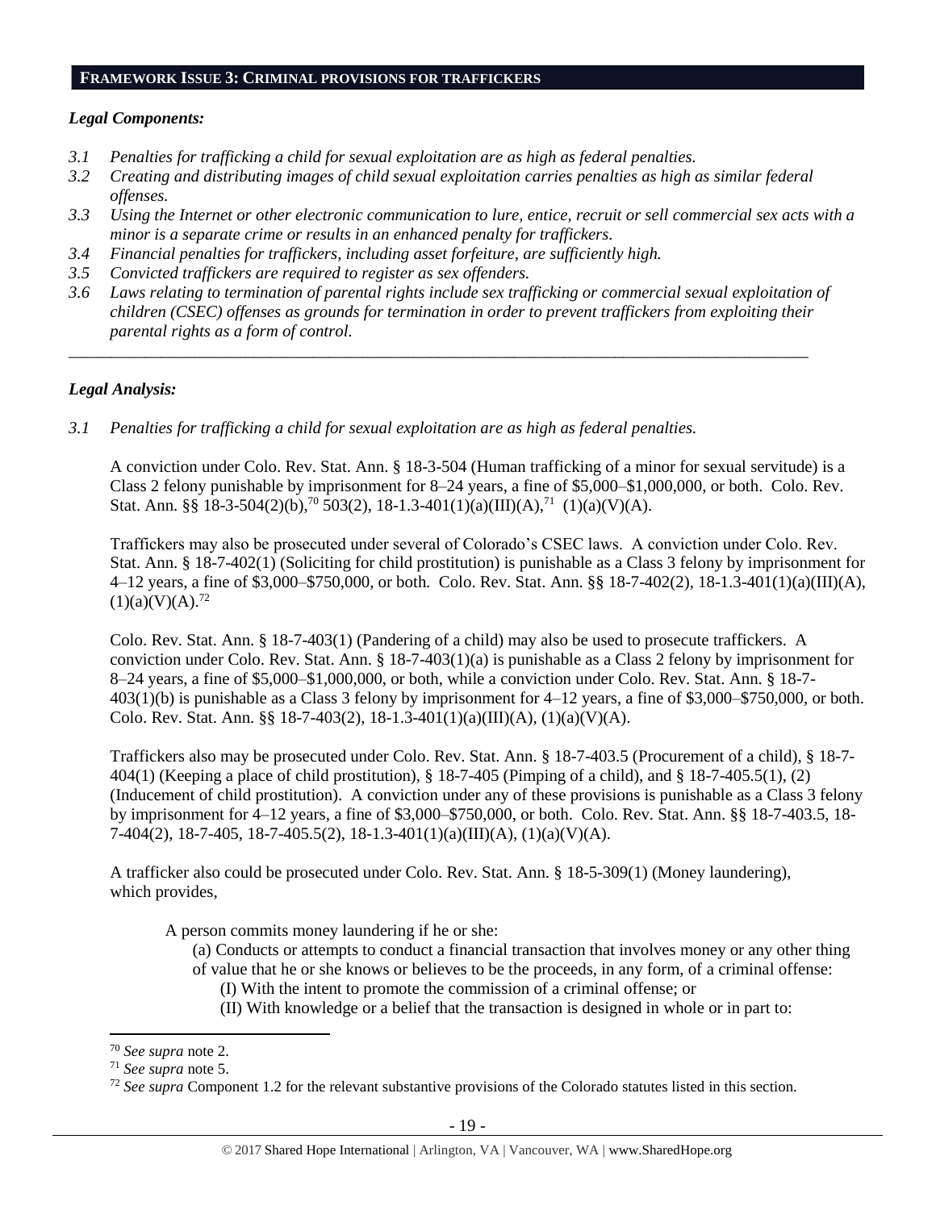## FRAMEWORK ISSUE 3: CRIMINAL PROVISIONS FOR TRAFFICKERS

### *Legal Components:*

- *3.1 Penalties for trafficking a child for sexual exploitation are as high as federal penalties.*
- *3.2 Creating and distributing images of child sexual exploitation carries penalties as high as similar federal offenses.*
- *3.3 Using the Internet or other electronic communication to lure, entice, recruit or sell commercial sex acts with a minor is a separate crime or results in an enhanced penalty for traffickers.*
- *3.4 Financial penalties for traffickers, including asset forfeiture, are sufficiently high.*
- *3.5 Convicted traffickers are required to register as sex offenders.*
- *3.6 Laws relating to termination of parental rights include sex trafficking or commercial sexual exploitation of children (CSEC) offenses as grounds for termination in order to prevent traffickers from exploiting their parental rights as a form of control.*

---

### *Legal Analysis:*

*3.1 Penalties for trafficking a child for sexual exploitation are as high as federal penalties.*

A conviction under Colo. Rev. Stat. Ann. § 18-3-504 (Human trafficking of a minor for sexual servitude) is a Class 2 felony punishable by imprisonment for 8–24 years, a fine of $5,000–$1,000,000, or both. Colo. Rev. Stat. Ann. §§ 18-3-504(2)(b),[70] 503(2), 18-1.3-401(1)(a)(III)(A),[71] (1)(a)(V)(A).

Traffickers may also be prosecuted under several of Colorado's CSEC laws. A conviction under Colo. Rev. Stat. Ann. § 18-7-402(1) (Soliciting for child prostitution) is punishable as a Class 3 felony by imprisonment for 4–12 years, a fine of $3,000–$750,000, or both. Colo. Rev. Stat. Ann. §§ 18-7-402(2), 18-1.3-401(1)(a)(III)(A), (1)(a)(V)(A).[72]

Colo. Rev. Stat. Ann. § 18-7-403(1) (Pandering of a child) may also be used to prosecute traffickers. A conviction under Colo. Rev. Stat. Ann. § 18-7-403(1)(a) is punishable as a Class 2 felony by imprisonment for 8–24 years, a fine of $5,000–$1,000,000, or both, while a conviction under Colo. Rev. Stat. Ann. § 18-7-403(1)(b) is punishable as a Class 3 felony by imprisonment for 4–12 years, a fine of $3,000–$750,000, or both. Colo. Rev. Stat. Ann. §§ 18-7-403(2), 18-1.3-401(1)(a)(III)(A), (1)(a)(V)(A).

Traffickers also may be prosecuted under Colo. Rev. Stat. Ann. § 18-7-403.5 (Procurement of a child), § 18-7-404(1) (Keeping a place of child prostitution), § 18-7-405 (Pimping of a child), and § 18-7-405.5(1), (2) (Inducement of child prostitution). A conviction under any of these provisions is punishable as a Class 3 felony by imprisonment for 4–12 years, a fine of $3,000–$750,000, or both. Colo. Rev. Stat. Ann. §§ 18-7-403.5, 18-7-404(2), 18-7-405, 18-7-405.5(2), 18-1.3-401(1)(a)(III)(A), (1)(a)(V)(A).

A trafficker also could be prosecuted under Colo. Rev. Stat. Ann. § 18-5-309(1) (Money laundering), which provides,

> A person commits money laundering if he or she:
>
> (a) Conducts or attempts to conduct a financial transaction that involves money or any other thing of value that he or she knows or believes to be the proceeds, in any form, of a criminal offense:
>
> (I) With the intent to promote the commission of a criminal offense; or
>
> (II) With knowledge or a belief that the transaction is designed in whole or in part to:

---

[70] *See supra* note 2.

[71] *See supra* note 5.

[72] *See supra* Component 1.2 for the relevant substantive provisions of the Colorado statutes listed in this section.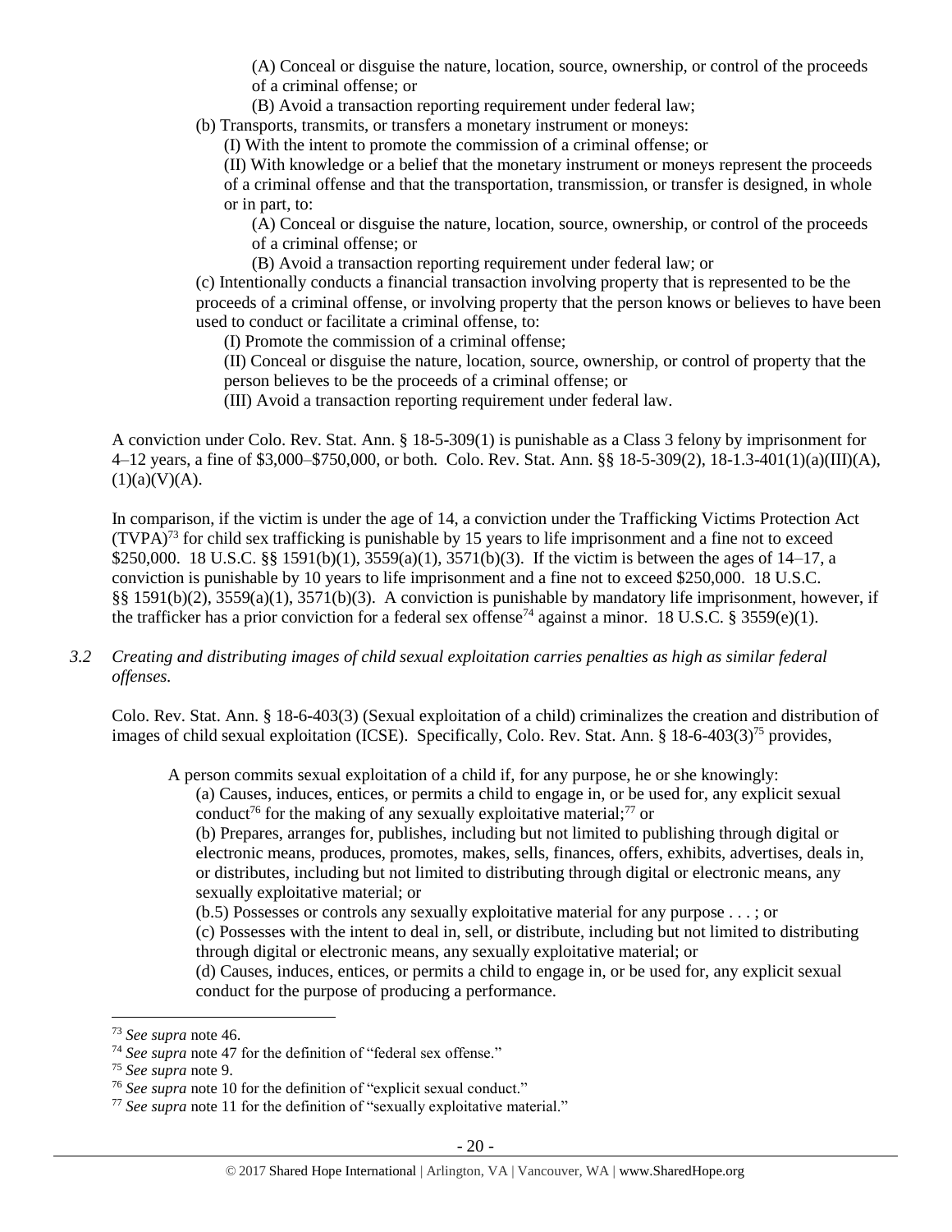(A) Conceal or disguise the nature, location, source, ownership, or control of the proceeds of a criminal offense; or

(B) Avoid a transaction reporting requirement under federal law;

(b) Transports, transmits, or transfers a monetary instrument or moneys:

(I) With the intent to promote the commission of a criminal offense; or

(II) With knowledge or a belief that the monetary instrument or moneys represent the proceeds of a criminal offense and that the transportation, transmission, or transfer is designed, in whole or in part, to:

(A) Conceal or disguise the nature, location, source, ownership, or control of the proceeds of a criminal offense; or

(B) Avoid a transaction reporting requirement under federal law; or

(c) Intentionally conducts a financial transaction involving property that is represented to be the proceeds of a criminal offense, or involving property that the person knows or believes to have been used to conduct or facilitate a criminal offense, to:

(I) Promote the commission of a criminal offense;

(II) Conceal or disguise the nature, location, source, ownership, or control of property that the person believes to be the proceeds of a criminal offense; or

(III) Avoid a transaction reporting requirement under federal law.

A conviction under Colo. Rev. Stat. Ann. § 18-5-309(1) is punishable as a Class 3 felony by imprisonment for 4–12 years, a fine of $3,000–$750,000, or both. Colo. Rev. Stat. Ann. §§ 18-5-309(2), 18-1.3-401(1)(a)(III)(A), (1)(a)(V)(A).

In comparison, if the victim is under the age of 14, a conviction under the Trafficking Victims Protection Act (TVPA)[73] for child sex trafficking is punishable by 15 years to life imprisonment and a fine not to exceed $250,000. 18 U.S.C. §§ 1591(b)(1), 3559(a)(1), 3571(b)(3). If the victim is between the ages of 14–17, a conviction is punishable by 10 years to life imprisonment and a fine not to exceed $250,000. 18 U.S.C. §§ 1591(b)(2), 3559(a)(1), 3571(b)(3). A conviction is punishable by mandatory life imprisonment, however, if the trafficker has a prior conviction for a federal sex offense[74] against a minor. 18 U.S.C. § 3559(e)(1).

*3.2 Creating and distributing images of child sexual exploitation carries penalties as high as similar federal offenses.*

Colo. Rev. Stat. Ann. § 18-6-403(3) (Sexual exploitation of a child) criminalizes the creation and distribution of images of child sexual exploitation (ICSE). Specifically, Colo. Rev. Stat. Ann. § 18-6-403(3)[75] provides,

> A person commits sexual exploitation of a child if, for any purpose, he or she knowingly:
>
> (a) Causes, induces, entices, or permits a child to engage in, or be used for, any explicit sexual conduct[76] for the making of any sexually exploitative material;[77] or
>
> (b) Prepares, arranges for, publishes, including but not limited to publishing through digital or electronic means, produces, promotes, makes, sells, finances, offers, exhibits, advertises, deals in, or distributes, including but not limited to distributing through digital or electronic means, any sexually exploitative material; or
>
> (b.5) Possesses or controls any sexually exploitative material for any purpose . . . ; or
>
> (c) Possesses with the intent to deal in, sell, or distribute, including but not limited to distributing through digital or electronic means, any sexually exploitative material; or
>
> (d) Causes, induces, entices, or permits a child to engage in, or be used for, any explicit sexual conduct for the purpose of producing a performance.

---

[73] *See supra* note 46.

[74] *See supra* note 47 for the definition of "federal sex offense."

[75] *See supra* note 9.

[76] *See supra* note 10 for the definition of "explicit sexual conduct."

[77] *See supra* note 11 for the definition of "sexually exploitative material."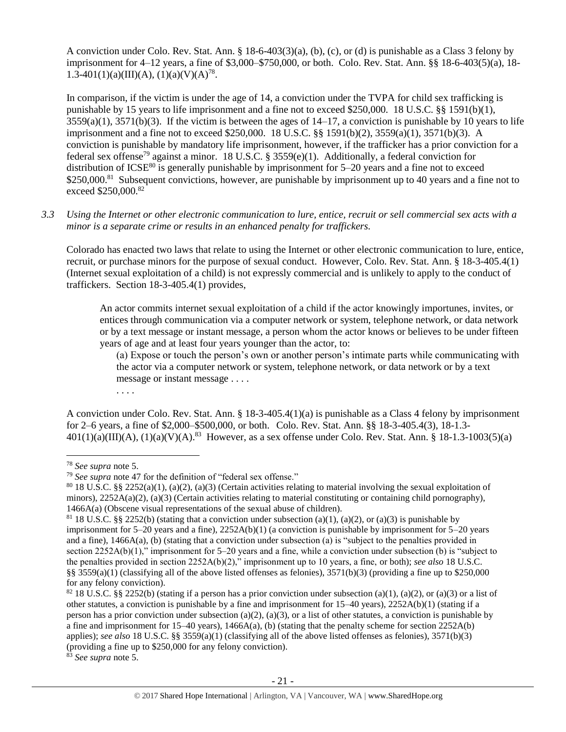A conviction under Colo. Rev. Stat. Ann. § 18-6-403(3)(a), (b), (c), or (d) is punishable as a Class 3 felony by imprisonment for 4–12 years, a fine of $3,000–$750,000, or both. Colo. Rev. Stat. Ann. §§ 18-6-403(5)(a), 18-1.3-401(1)(a)(III)(A), (1)(a)(V)(A)[78].

In comparison, if the victim is under the age of 14, a conviction under the TVPA for child sex trafficking is punishable by 15 years to life imprisonment and a fine not to exceed $250,000. 18 U.S.C. §§ 1591(b)(1), 3559(a)(1), 3571(b)(3). If the victim is between the ages of 14–17, a conviction is punishable by 10 years to life imprisonment and a fine not to exceed $250,000. 18 U.S.C. §§ 1591(b)(2), 3559(a)(1), 3571(b)(3). A conviction is punishable by mandatory life imprisonment, however, if the trafficker has a prior conviction for a federal sex offense[79] against a minor. 18 U.S.C. § 3559(e)(1). Additionally, a federal conviction for distribution of ICSE[80] is generally punishable by imprisonment for 5–20 years and a fine not to exceed $250,000.[81] Subsequent convictions, however, are punishable by imprisonment up to 40 years and a fine not to exceed $250,000.[82]

*3.3 Using the Internet or other electronic communication to lure, entice, recruit or sell commercial sex acts with a minor is a separate crime or results in an enhanced penalty for traffickers.*

Colorado has enacted two laws that relate to using the Internet or other electronic communication to lure, entice, recruit, or purchase minors for the purpose of sexual conduct. However, Colo. Rev. Stat. Ann. § 18-3-405.4(1) (Internet sexual exploitation of a child) is not expressly commercial and is unlikely to apply to the conduct of traffickers. Section 18-3-405.4(1) provides,

> An actor commits internet sexual exploitation of a child if the actor knowingly importunes, invites, or entices through communication via a computer network or system, telephone network, or data network or by a text message or instant message, a person whom the actor knows or believes to be under fifteen years of age and at least four years younger than the actor, to:
>
> (a) Expose or touch the person's own or another person's intimate parts while communicating with the actor via a computer network or system, telephone network, or data network or by a text message or instant message . . . .
>
> . . . .

A conviction under Colo. Rev. Stat. Ann. § 18-3-405.4(1)(a) is punishable as a Class 4 felony by imprisonment for 2–6 years, a fine of $2,000–$500,000, or both. Colo. Rev. Stat. Ann. §§ 18-3-405.4(3), 18-1.3-401(1)(a)(III)(A), (1)(a)(V)(A).[83] However, as a sex offense under Colo. Rev. Stat. Ann. § 18-1.3-1003(5)(a)

---

[78] *See supra* note 5.

[79] *See supra* note 47 for the definition of "federal sex offense."

[80] 18 U.S.C. §§ 2252(a)(1), (a)(2), (a)(3) (Certain activities relating to material involving the sexual exploitation of minors), 2252A(a)(2), (a)(3) (Certain activities relating to material constituting or containing child pornography), 1466A(a) (Obscene visual representations of the sexual abuse of children).

[81] 18 U.S.C. §§ 2252(b) (stating that a conviction under subsection (a)(1), (a)(2), or (a)(3) is punishable by imprisonment for 5–20 years and a fine), 2252A(b)(1) (a conviction is punishable by imprisonment for 5–20 years and a fine), 1466A(a), (b) (stating that a conviction under subsection (a) is "subject to the penalties provided in section 2252A(b)(1)," imprisonment for 5–20 years and a fine, while a conviction under subsection (b) is "subject to the penalties provided in section 2252A(b)(2)," imprisonment up to 10 years, a fine, or both); *see also* 18 U.S.C. §§ 3559(a)(1) (classifying all of the above listed offenses as felonies), 3571(b)(3) (providing a fine up to $250,000 for any felony conviction).

[82] 18 U.S.C. §§ 2252(b) (stating if a person has a prior conviction under subsection (a)(1), (a)(2), or (a)(3) or a list of other statutes, a conviction is punishable by a fine and imprisonment for 15–40 years), 2252A(b)(1) (stating if a person has a prior conviction under subsection (a)(2), (a)(3), or a list of other statutes, a conviction is punishable by a fine and imprisonment for 15–40 years), 1466A(a), (b) (stating that the penalty scheme for section 2252A(b) applies); *see also* 18 U.S.C. §§ 3559(a)(1) (classifying all of the above listed offenses as felonies), 3571(b)(3) (providing a fine up to $250,000 for any felony conviction).

[83] *See supra* note 5.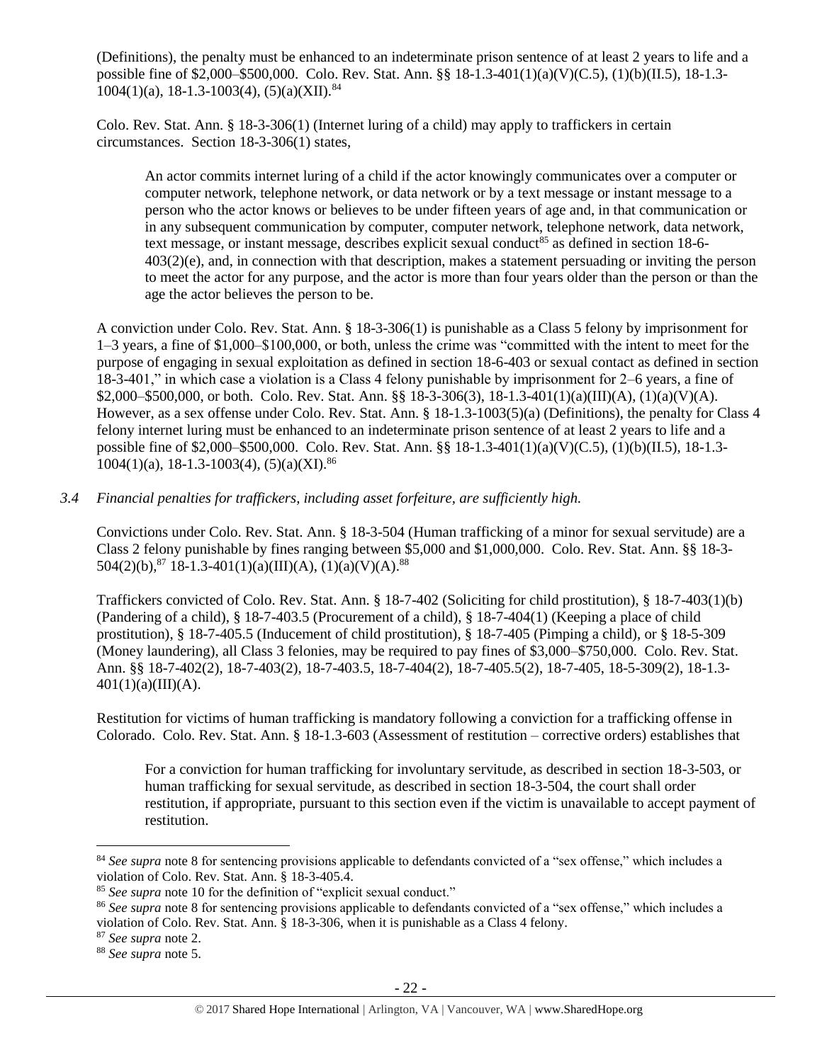(Definitions), the penalty must be enhanced to an indeterminate prison sentence of at least 2 years to life and a possible fine of $2,000–$500,000. Colo. Rev. Stat. Ann. §§ 18-1.3-401(1)(a)(V)(C.5), (1)(b)(II.5), 18-1.3-1004(1)(a), 18-1.3-1003(4), (5)(a)(XII).[84]

Colo. Rev. Stat. Ann. § 18-3-306(1) (Internet luring of a child) may apply to traffickers in certain circumstances. Section 18-3-306(1) states,

> An actor commits internet luring of a child if the actor knowingly communicates over a computer or computer network, telephone network, or data network or by a text message or instant message to a person who the actor knows or believes to be under fifteen years of age and, in that communication or in any subsequent communication by computer, computer network, telephone network, data network, text message, or instant message, describes explicit sexual conduct[85] as defined in section 18-6-403(2)(e), and, in connection with that description, makes a statement persuading or inviting the person to meet the actor for any purpose, and the actor is more than four years older than the person or than the age the actor believes the person to be.

A conviction under Colo. Rev. Stat. Ann. § 18-3-306(1) is punishable as a Class 5 felony by imprisonment for 1–3 years, a fine of $1,000–$100,000, or both, unless the crime was "committed with the intent to meet for the purpose of engaging in sexual exploitation as defined in section 18-6-403 or sexual contact as defined in section 18-3-401," in which case a violation is a Class 4 felony punishable by imprisonment for 2–6 years, a fine of $2,000–$500,000, or both. Colo. Rev. Stat. Ann. §§ 18-3-306(3), 18-1.3-401(1)(a)(III)(A), (1)(a)(V)(A). However, as a sex offense under Colo. Rev. Stat. Ann. § 18-1.3-1003(5)(a) (Definitions), the penalty for Class 4 felony internet luring must be enhanced to an indeterminate prison sentence of at least 2 years to life and a possible fine of $2,000–$500,000. Colo. Rev. Stat. Ann. §§ 18-1.3-401(1)(a)(V)(C.5), (1)(b)(II.5), 18-1.3-1004(1)(a), 18-1.3-1003(4), (5)(a)(XI).[86]

*3.4 Financial penalties for traffickers, including asset forfeiture, are sufficiently high.*

Convictions under Colo. Rev. Stat. Ann. § 18-3-504 (Human trafficking of a minor for sexual servitude) are a Class 2 felony punishable by fines ranging between $5,000 and $1,000,000. Colo. Rev. Stat. Ann. §§ 18-3-504(2)(b),[87] 18-1.3-401(1)(a)(III)(A), (1)(a)(V)(A).[88]

Traffickers convicted of Colo. Rev. Stat. Ann. § 18-7-402 (Soliciting for child prostitution), § 18-7-403(1)(b) (Pandering of a child), § 18-7-403.5 (Procurement of a child), § 18-7-404(1) (Keeping a place of child prostitution), § 18-7-405.5 (Inducement of child prostitution), § 18-7-405 (Pimping a child), or § 18-5-309 (Money laundering), all Class 3 felonies, may be required to pay fines of $3,000–$750,000. Colo. Rev. Stat. Ann. §§ 18-7-402(2), 18-7-403(2), 18-7-403.5, 18-7-404(2), 18-7-405.5(2), 18-7-405, 18-5-309(2), 18-1.3-401(1)(a)(III)(A).

Restitution for victims of human trafficking is mandatory following a conviction for a trafficking offense in Colorado. Colo. Rev. Stat. Ann. § 18-1.3-603 (Assessment of restitution – corrective orders) establishes that

> For a conviction for human trafficking for involuntary servitude, as described in section 18-3-503, or human trafficking for sexual servitude, as described in section 18-3-504, the court shall order restitution, if appropriate, pursuant to this section even if the victim is unavailable to accept payment of restitution.

---

[84] *See supra* note 8 for sentencing provisions applicable to defendants convicted of a "sex offense," which includes a violation of Colo. Rev. Stat. Ann. § 18-3-405.4.

[85] *See supra* note 10 for the definition of "explicit sexual conduct."

[86] *See supra* note 8 for sentencing provisions applicable to defendants convicted of a "sex offense," which includes a violation of Colo. Rev. Stat. Ann. § 18-3-306, when it is punishable as a Class 4 felony.

[87] *See supra* note 2.

[88] *See supra* note 5.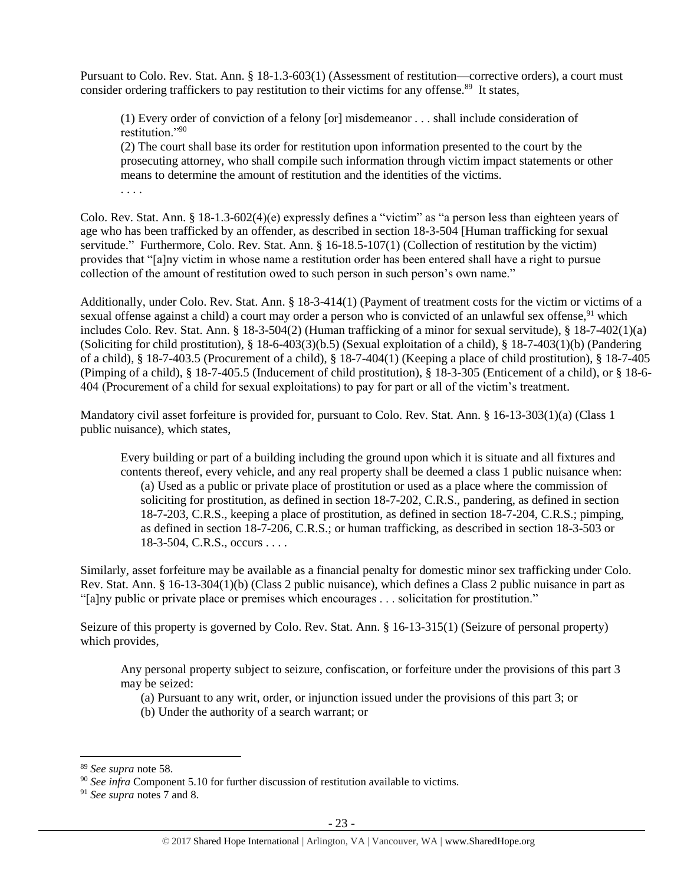Pursuant to Colo. Rev. Stat. Ann. § 18-1.3-603(1) (Assessment of restitution—corrective orders), a court must consider ordering traffickers to pay restitution to their victims for any offense.[89] It states,

> (1) Every order of conviction of a felony [or] misdemeanor . . . shall include consideration of restitution."[90]
>
> (2) The court shall base its order for restitution upon information presented to the court by the prosecuting attorney, who shall compile such information through victim impact statements or other means to determine the amount of restitution and the identities of the victims.
>
> . . . .

Colo. Rev. Stat. Ann. § 18-1.3-602(4)(e) expressly defines a "victim" as "a person less than eighteen years of age who has been trafficked by an offender, as described in section 18-3-504 [Human trafficking for sexual servitude." Furthermore, Colo. Rev. Stat. Ann. § 16-18.5-107(1) (Collection of restitution by the victim) provides that "[a]ny victim in whose name a restitution order has been entered shall have a right to pursue collection of the amount of restitution owed to such person in such person's own name."

Additionally, under Colo. Rev. Stat. Ann. § 18-3-414(1) (Payment of treatment costs for the victim or victims of a sexual offense against a child) a court may order a person who is convicted of an unlawful sex offense,[91] which includes Colo. Rev. Stat. Ann. § 18-3-504(2) (Human trafficking of a minor for sexual servitude), § 18-7-402(1)(a) (Soliciting for child prostitution), § 18-6-403(3)(b.5) (Sexual exploitation of a child), § 18-7-403(1)(b) (Pandering of a child), § 18-7-403.5 (Procurement of a child), § 18-7-404(1) (Keeping a place of child prostitution), § 18-7-405 (Pimping of a child), § 18-7-405.5 (Inducement of child prostitution), § 18-3-305 (Enticement of a child), or § 18-6-404 (Procurement of a child for sexual exploitations) to pay for part or all of the victim's treatment.

Mandatory civil asset forfeiture is provided for, pursuant to Colo. Rev. Stat. Ann. § 16-13-303(1)(a) (Class 1 public nuisance), which states,

> Every building or part of a building including the ground upon which it is situate and all fixtures and contents thereof, every vehicle, and any real property shall be deemed a class 1 public nuisance when:
>
> (a) Used as a public or private place of prostitution or used as a place where the commission of soliciting for prostitution, as defined in section 18-7-202, C.R.S., pandering, as defined in section 18-7-203, C.R.S., keeping a place of prostitution, as defined in section 18-7-204, C.R.S.; pimping, as defined in section 18-7-206, C.R.S.; or human trafficking, as described in section 18-3-503 or 18-3-504, C.R.S., occurs . . . .

Similarly, asset forfeiture may be available as a financial penalty for domestic minor sex trafficking under Colo. Rev. Stat. Ann. § 16-13-304(1)(b) (Class 2 public nuisance), which defines a Class 2 public nuisance in part as "[a]ny public or private place or premises which encourages . . . solicitation for prostitution."

Seizure of this property is governed by Colo. Rev. Stat. Ann. § 16-13-315(1) (Seizure of personal property) which provides,

> Any personal property subject to seizure, confiscation, or forfeiture under the provisions of this part 3 may be seized:
>
> (a) Pursuant to any writ, order, or injunction issued under the provisions of this part 3; or
>
> (b) Under the authority of a search warrant; or

---

[89] *See supra* note 58.

[90] *See infra* Component 5.10 for further discussion of restitution available to victims.

[91] *See supra* notes 7 and 8.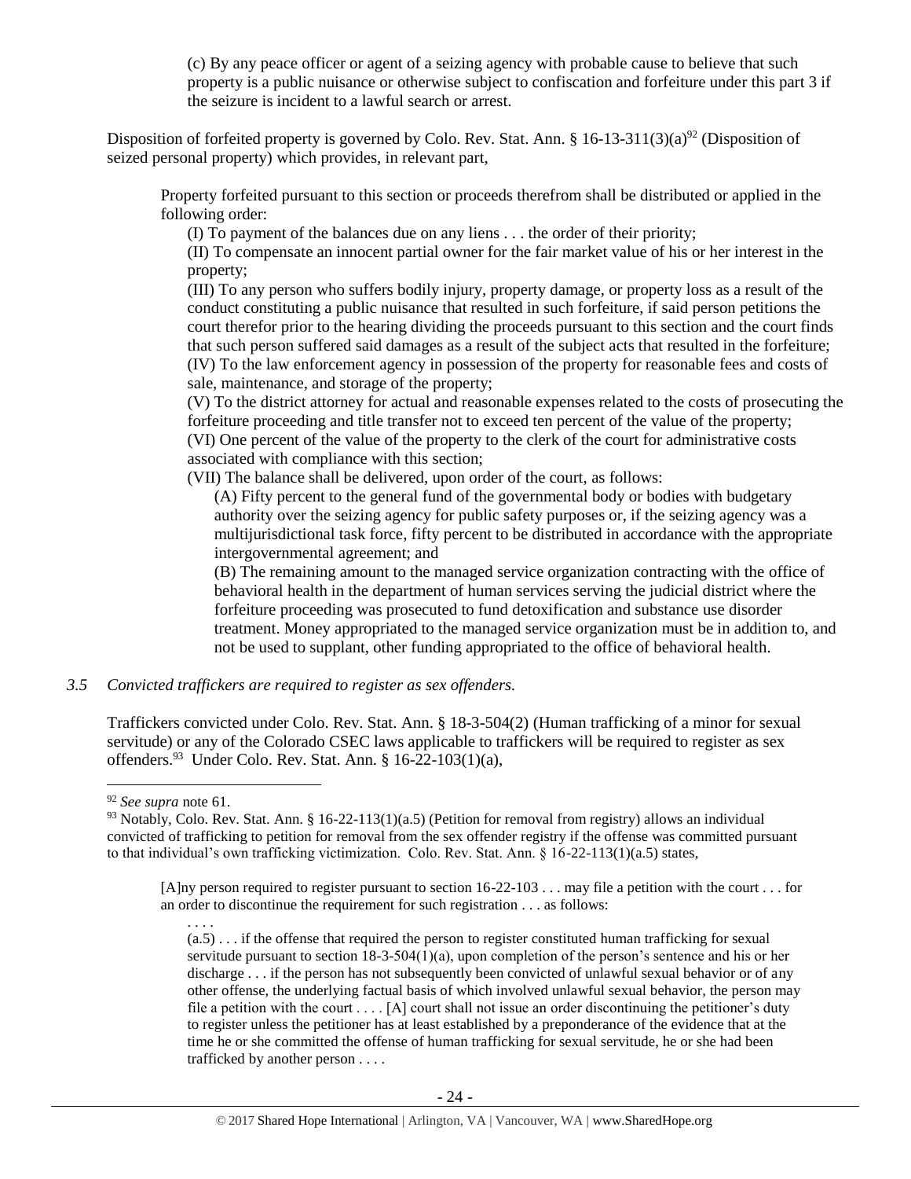(c) By any peace officer or agent of a seizing agency with probable cause to believe that such property is a public nuisance or otherwise subject to confiscation and forfeiture under this part 3 if the seizure is incident to a lawful search or arrest.

Disposition of forfeited property is governed by Colo. Rev. Stat. Ann. § 16-13-311(3)(a)[92] (Disposition of seized personal property) which provides, in relevant part,

> Property forfeited pursuant to this section or proceeds therefrom shall be distributed or applied in the following order:
>
> (I) To payment of the balances due on any liens . . . the order of their priority;
>
> (II) To compensate an innocent partial owner for the fair market value of his or her interest in the property;
>
> (III) To any person who suffers bodily injury, property damage, or property loss as a result of the conduct constituting a public nuisance that resulted in such forfeiture, if said person petitions the court therefor prior to the hearing dividing the proceeds pursuant to this section and the court finds that such person suffered said damages as a result of the subject acts that resulted in the forfeiture;
>
> (IV) To the law enforcement agency in possession of the property for reasonable fees and costs of sale, maintenance, and storage of the property;
>
> (V) To the district attorney for actual and reasonable expenses related to the costs of prosecuting the forfeiture proceeding and title transfer not to exceed ten percent of the value of the property;
>
> (VI) One percent of the value of the property to the clerk of the court for administrative costs associated with compliance with this section;
>
> (VII) The balance shall be delivered, upon order of the court, as follows:
>
> (A) Fifty percent to the general fund of the governmental body or bodies with budgetary authority over the seizing agency for public safety purposes or, if the seizing agency was a multijurisdictional task force, fifty percent to be distributed in accordance with the appropriate intergovernmental agreement; and
>
> (B) The remaining amount to the managed service organization contracting with the office of behavioral health in the department of human services serving the judicial district where the forfeiture proceeding was prosecuted to fund detoxification and substance use disorder treatment. Money appropriated to the managed service organization must be in addition to, and not be used to supplant, other funding appropriated to the office of behavioral health.

*3.5 Convicted traffickers are required to register as sex offenders.*

Traffickers convicted under Colo. Rev. Stat. Ann. § 18-3-504(2) (Human trafficking of a minor for sexual servitude) or any of the Colorado CSEC laws applicable to traffickers will be required to register as sex offenders.[93] Under Colo. Rev. Stat. Ann. § 16-22-103(1)(a),

---

[92] *See supra* note 61.

[93] Notably, Colo. Rev. Stat. Ann. § 16-22-113(1)(a.5) (Petition for removal from registry) allows an individual convicted of trafficking to petition for removal from the sex offender registry if the offense was committed pursuant to that individual's own trafficking victimization. Colo. Rev. Stat. Ann. § 16-22-113(1)(a.5) states,

> [A]ny person required to register pursuant to section 16-22-103 . . . may file a petition with the court . . . for an order to discontinue the requirement for such registration . . . as follows:
>
> . . . .
>
> (a.5) . . . if the offense that required the person to register constituted human trafficking for sexual servitude pursuant to section 18-3-504(1)(a), upon completion of the person's sentence and his or her discharge . . . if the person has not subsequently been convicted of unlawful sexual behavior or of any other offense, the underlying factual basis of which involved unlawful sexual behavior, the person may file a petition with the court . . . . [A] court shall not issue an order discontinuing the petitioner's duty to register unless the petitioner has at least established by a preponderance of the evidence that at the time he or she committed the offense of human trafficking for sexual servitude, he or she had been trafficked by another person . . . .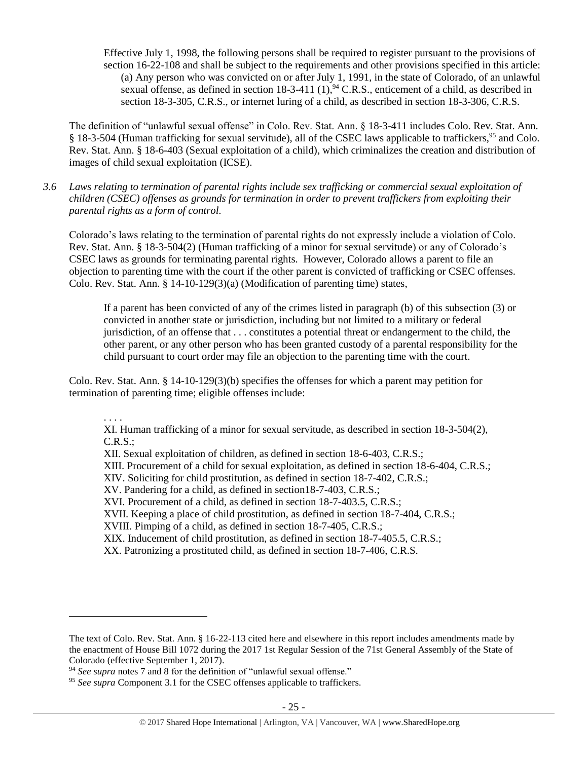Effective July 1, 1998, the following persons shall be required to register pursuant to the provisions of section 16-22-108 and shall be subject to the requirements and other provisions specified in this article:

(a) Any person who was convicted on or after July 1, 1991, in the state of Colorado, of an unlawful sexual offense, as defined in section 18-3-411 (1),[94] C.R.S., enticement of a child, as described in section 18-3-305, C.R.S., or internet luring of a child, as described in section 18-3-306, C.R.S.

The definition of "unlawful sexual offense" in Colo. Rev. Stat. Ann. § 18-3-411 includes Colo. Rev. Stat. Ann. § 18-3-504 (Human trafficking for sexual servitude), all of the CSEC laws applicable to traffickers,[95] and Colo. Rev. Stat. Ann. § 18-6-403 (Sexual exploitation of a child), which criminalizes the creation and distribution of images of child sexual exploitation (ICSE).

*3.6 Laws relating to termination of parental rights include sex trafficking or commercial sexual exploitation of children (CSEC) offenses as grounds for termination in order to prevent traffickers from exploiting their parental rights as a form of control.*

Colorado's laws relating to the termination of parental rights do not expressly include a violation of Colo. Rev. Stat. Ann. § 18-3-504(2) (Human trafficking of a minor for sexual servitude) or any of Colorado's CSEC laws as grounds for terminating parental rights. However, Colorado allows a parent to file an objection to parenting time with the court if the other parent is convicted of trafficking or CSEC offenses. Colo. Rev. Stat. Ann. § 14-10-129(3)(a) (Modification of parenting time) states,

> If a parent has been convicted of any of the crimes listed in paragraph (b) of this subsection (3) or convicted in another state or jurisdiction, including but not limited to a military or federal jurisdiction, of an offense that . . . constitutes a potential threat or endangerment to the child, the other parent, or any other person who has been granted custody of a parental responsibility for the child pursuant to court order may file an objection to the parenting time with the court.

Colo. Rev. Stat. Ann. § 14-10-129(3)(b) specifies the offenses for which a parent may petition for termination of parenting time; eligible offenses include:

> . . . .
> XI. Human trafficking of a minor for sexual servitude, as described in section 18-3-504(2), C.R.S.;
> XII. Sexual exploitation of children, as defined in section 18-6-403, C.R.S.;
> XIII. Procurement of a child for sexual exploitation, as defined in section 18-6-404, C.R.S.;
> XIV. Soliciting for child prostitution, as defined in section 18-7-402, C.R.S.;
> XV. Pandering for a child, as defined in section18-7-403, C.R.S.;
> XVI. Procurement of a child, as defined in section 18-7-403.5, C.R.S.;
> XVII. Keeping a place of child prostitution, as defined in section 18-7-404, C.R.S.;
> XVIII. Pimping of a child, as defined in section 18-7-405, C.R.S.;
> XIX. Inducement of child prostitution, as defined in section 18-7-405.5, C.R.S.;
> XX. Patronizing a prostituted child, as defined in section 18-7-406, C.R.S.

---

The text of Colo. Rev. Stat. Ann. § 16-22-113 cited here and elsewhere in this report includes amendments made by the enactment of House Bill 1072 during the 2017 1st Regular Session of the 71st General Assembly of the State of Colorado (effective September 1, 2017).

[94] *See supra* notes 7 and 8 for the definition of "unlawful sexual offense."

[95] *See supra* Component 3.1 for the CSEC offenses applicable to traffickers.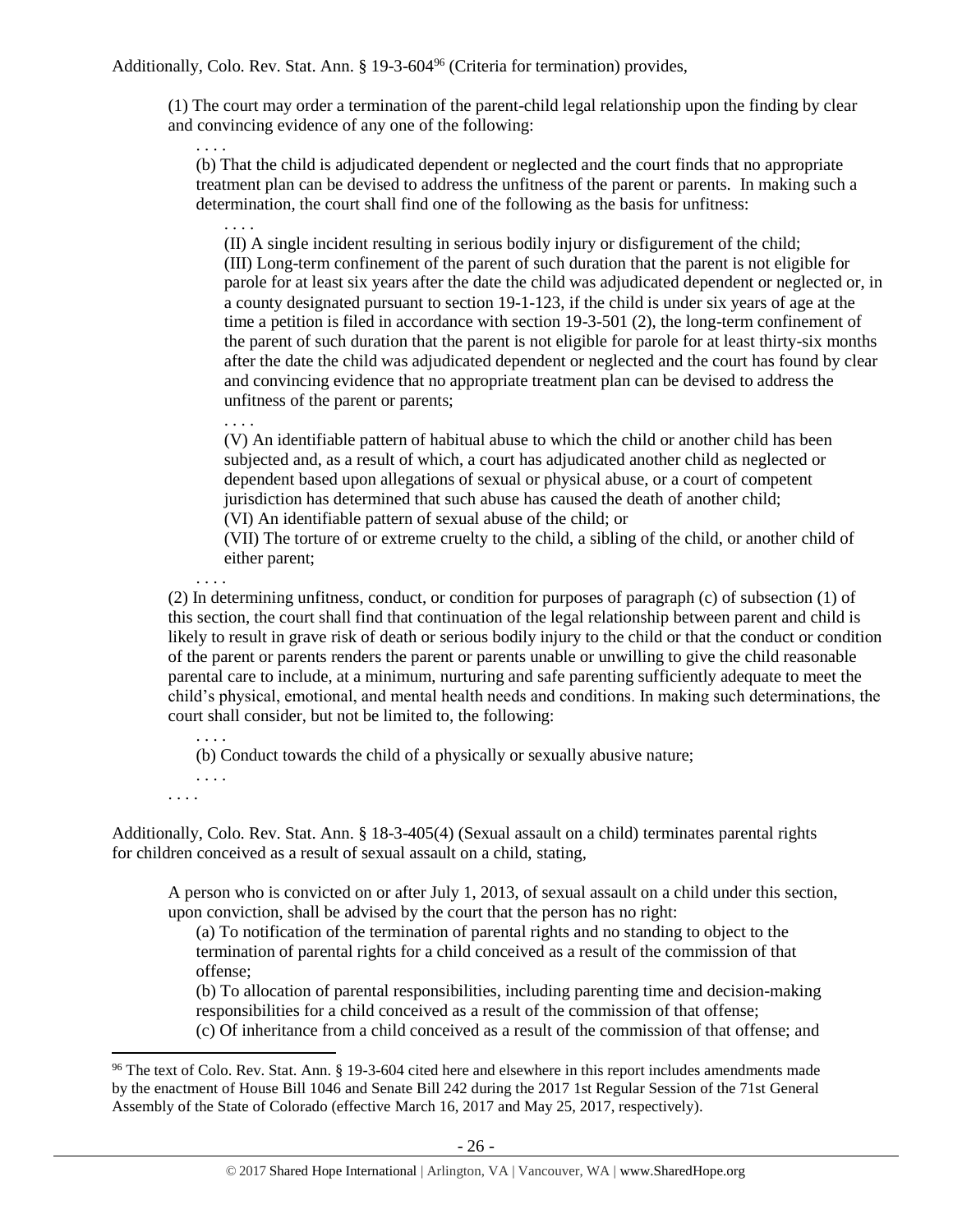Additionally, Colo. Rev. Stat. Ann. § 19-3-604[96] (Criteria for termination) provides,

> (1) The court may order a termination of the parent-child legal relationship upon the finding by clear and convincing evidence of any one of the following:
>
> . . . .
>
> > (b) That the child is adjudicated dependent or neglected and the court finds that no appropriate treatment plan can be devised to address the unfitness of the parent or parents. In making such a determination, the court shall find one of the following as the basis for unfitness:
> >
> > . . . .
> >
> > (II) A single incident resulting in serious bodily injury or disfigurement of the child;
> >
> > (III) Long-term confinement of the parent of such duration that the parent is not eligible for parole for at least six years after the date the child was adjudicated dependent or neglected or, in a county designated pursuant to section 19-1-123, if the child is under six years of age at the time a petition is filed in accordance with section 19-3-501 (2), the long-term confinement of the parent of such duration that the parent is not eligible for parole for at least thirty-six months after the date the child was adjudicated dependent or neglected and the court has found by clear and convincing evidence that no appropriate treatment plan can be devised to address the unfitness of the parent or parents;
> >
> > . . . .
> >
> > (V) An identifiable pattern of habitual abuse to which the child or another child has been subjected and, as a result of which, a court has adjudicated another child as neglected or dependent based upon allegations of sexual or physical abuse, or a court of competent jurisdiction has determined that such abuse has caused the death of another child;
> >
> > (VI) An identifiable pattern of sexual abuse of the child; or
> >
> > (VII) The torture of or extreme cruelty to the child, a sibling of the child, or another child of either parent;
>
> . . . .
>
> (2) In determining unfitness, conduct, or condition for purposes of paragraph (c) of subsection (1) of this section, the court shall find that continuation of the legal relationship between parent and child is likely to result in grave risk of death or serious bodily injury to the child or that the conduct or condition of the parent or parents renders the parent or parents unable or unwilling to give the child reasonable parental care to include, at a minimum, nurturing and safe parenting sufficiently adequate to meet the child's physical, emotional, and mental health needs and conditions. In making such determinations, the court shall consider, but not be limited to, the following:
>
> > . . . .
> >
> > (b) Conduct towards the child of a physically or sexually abusive nature;
> >
> > . . . .
>
> . . . .

Additionally, Colo. Rev. Stat. Ann. § 18-3-405(4) (Sexual assault on a child) terminates parental rights for children conceived as a result of sexual assault on a child, stating,

> A person who is convicted on or after July 1, 2013, of sexual assault on a child under this section, upon conviction, shall be advised by the court that the person has no right:
>
> > (a) To notification of the termination of parental rights and no standing to object to the termination of parental rights for a child conceived as a result of the commission of that offense;
> >
> > (b) To allocation of parental responsibilities, including parenting time and decision-making responsibilities for a child conceived as a result of the commission of that offense;
> >
> > (c) Of inheritance from a child conceived as a result of the commission of that offense; and

[96] The text of Colo. Rev. Stat. Ann. § 19-3-604 cited here and elsewhere in this report includes amendments made by the enactment of House Bill 1046 and Senate Bill 242 during the 2017 1st Regular Session of the 71st General Assembly of the State of Colorado (effective March 16, 2017 and May 25, 2017, respectively).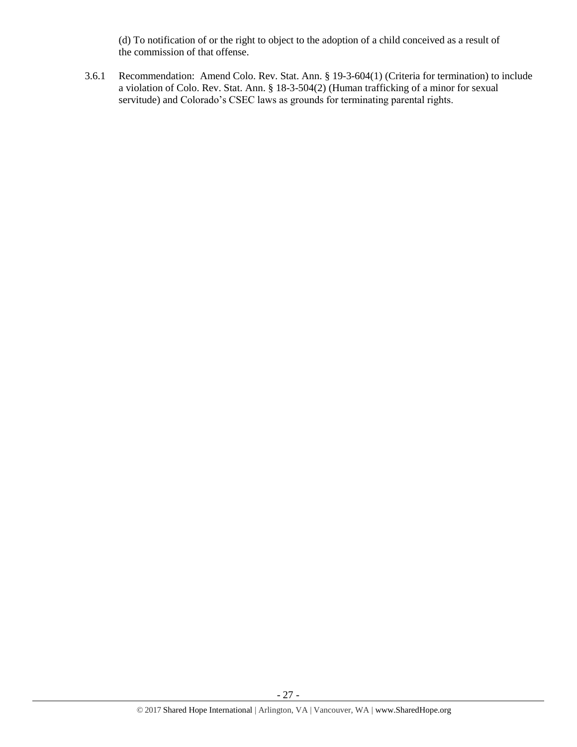(d) To notification of or the right to object to the adoption of a child conceived as a result of the commission of that offense.

3.6.1 Recommendation: Amend Colo. Rev. Stat. Ann. § 19-3-604(1) (Criteria for termination) to include a violation of Colo. Rev. Stat. Ann. § 18-3-504(2) (Human trafficking of a minor for sexual servitude) and Colorado's CSEC laws as grounds for terminating parental rights.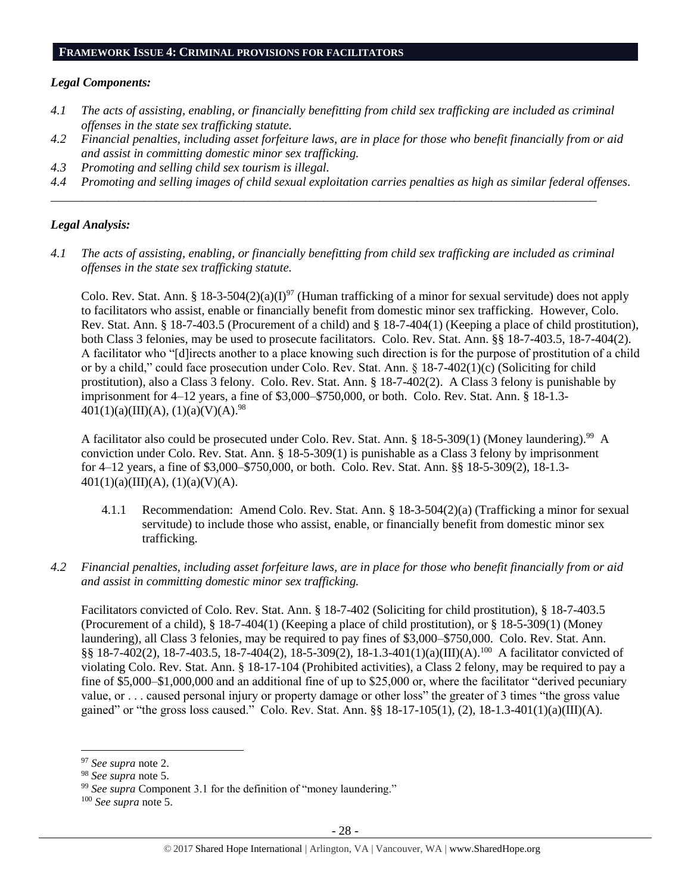## FRAMEWORK ISSUE 4: CRIMINAL PROVISIONS FOR FACILITATORS

### *Legal Components:*

*4.1 The acts of assisting, enabling, or financially benefitting from child sex trafficking are included as criminal offenses in the state sex trafficking statute.*

*4.2 Financial penalties, including asset forfeiture laws, are in place for those who benefit financially from or aid and assist in committing domestic minor sex trafficking.*

*4.3 Promoting and selling child sex tourism is illegal.*

*4.4 Promoting and selling images of child sexual exploitation carries penalties as high as similar federal offenses.*

---

### *Legal Analysis:*

*4.1 The acts of assisting, enabling, or financially benefitting from child sex trafficking are included as criminal offenses in the state sex trafficking statute.*

Colo. Rev. Stat. Ann. § 18-3-504(2)(a)(I)[97] (Human trafficking of a minor for sexual servitude) does not apply to facilitators who assist, enable or financially benefit from domestic minor sex trafficking. However, Colo. Rev. Stat. Ann. § 18-7-403.5 (Procurement of a child) and § 18-7-404(1) (Keeping a place of child prostitution), both Class 3 felonies, may be used to prosecute facilitators. Colo. Rev. Stat. Ann. §§ 18-7-403.5, 18-7-404(2). A facilitator who "[d]irects another to a place knowing such direction is for the purpose of prostitution of a child or by a child," could face prosecution under Colo. Rev. Stat. Ann. § 18-7-402(1)(c) (Soliciting for child prostitution), also a Class 3 felony. Colo. Rev. Stat. Ann. § 18-7-402(2). A Class 3 felony is punishable by imprisonment for 4–12 years, a fine of $3,000–$750,000, or both. Colo. Rev. Stat. Ann. § 18-1.3-401(1)(a)(III)(A), (1)(a)(V)(A).[98]

A facilitator also could be prosecuted under Colo. Rev. Stat. Ann. § 18-5-309(1) (Money laundering).[99] A conviction under Colo. Rev. Stat. Ann. § 18-5-309(1) is punishable as a Class 3 felony by imprisonment for 4–12 years, a fine of $3,000–$750,000, or both. Colo. Rev. Stat. Ann. §§ 18-5-309(2), 18-1.3-401(1)(a)(III)(A), (1)(a)(V)(A).

4.1.1 Recommendation: Amend Colo. Rev. Stat. Ann. § 18-3-504(2)(a) (Trafficking a minor for sexual servitude) to include those who assist, enable, or financially benefit from domestic minor sex trafficking.

*4.2 Financial penalties, including asset forfeiture laws, are in place for those who benefit financially from or aid and assist in committing domestic minor sex trafficking.*

Facilitators convicted of Colo. Rev. Stat. Ann. § 18-7-402 (Soliciting for child prostitution), § 18-7-403.5 (Procurement of a child), § 18-7-404(1) (Keeping a place of child prostitution), or § 18-5-309(1) (Money laundering), all Class 3 felonies, may be required to pay fines of $3,000–$750,000. Colo. Rev. Stat. Ann. §§ 18-7-402(2), 18-7-403.5, 18-7-404(2), 18-5-309(2), 18-1.3-401(1)(a)(III)(A).[100] A facilitator convicted of violating Colo. Rev. Stat. Ann. § 18-17-104 (Prohibited activities), a Class 2 felony, may be required to pay a fine of $5,000–$1,000,000 and an additional fine of up to $25,000 or, where the facilitator "derived pecuniary value, or . . . caused personal injury or property damage or other loss" the greater of 3 times "the gross value gained" or "the gross loss caused." Colo. Rev. Stat. Ann. §§ 18-17-105(1), (2), 18-1.3-401(1)(a)(III)(A).

---

[97] *See supra* note 2.

[98] *See supra* note 5.

[99] *See supra* Component 3.1 for the definition of "money laundering."

[100] *See supra* note 5.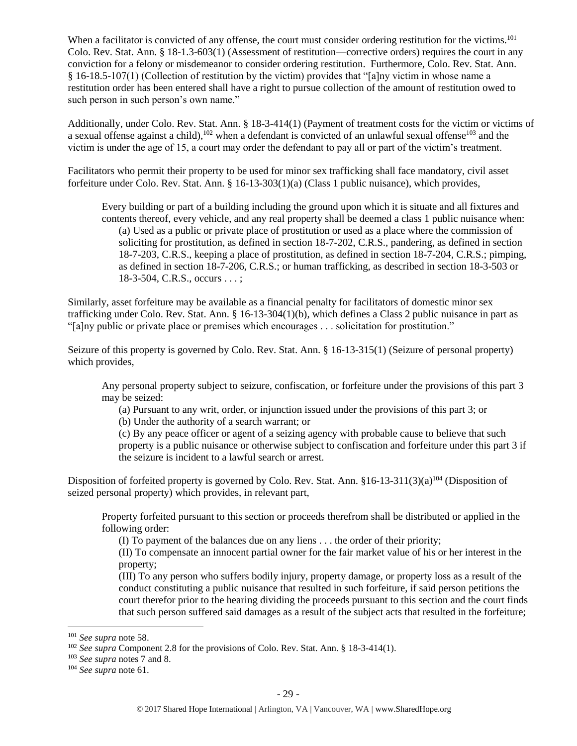When a facilitator is convicted of any offense, the court must consider ordering restitution for the victims.[101] Colo. Rev. Stat. Ann. § 18-1.3-603(1) (Assessment of restitution—corrective orders) requires the court in any conviction for a felony or misdemeanor to consider ordering restitution. Furthermore, Colo. Rev. Stat. Ann. § 16-18.5-107(1) (Collection of restitution by the victim) provides that "[a]ny victim in whose name a restitution order has been entered shall have a right to pursue collection of the amount of restitution owed to such person in such person's own name."

Additionally, under Colo. Rev. Stat. Ann. § 18-3-414(1) (Payment of treatment costs for the victim or victims of a sexual offense against a child),[102] when a defendant is convicted of an unlawful sexual offense[103] and the victim is under the age of 15, a court may order the defendant to pay all or part of the victim's treatment.

Facilitators who permit their property to be used for minor sex trafficking shall face mandatory, civil asset forfeiture under Colo. Rev. Stat. Ann. § 16-13-303(1)(a) (Class 1 public nuisance), which provides,

> Every building or part of a building including the ground upon which it is situate and all fixtures and contents thereof, every vehicle, and any real property shall be deemed a class 1 public nuisance when:
>
> (a) Used as a public or private place of prostitution or used as a place where the commission of soliciting for prostitution, as defined in section 18-7-202, C.R.S., pandering, as defined in section 18-7-203, C.R.S., keeping a place of prostitution, as defined in section 18-7-204, C.R.S.; pimping, as defined in section 18-7-206, C.R.S.; or human trafficking, as described in section 18-3-503 or 18-3-504, C.R.S., occurs . . . ;

Similarly, asset forfeiture may be available as a financial penalty for facilitators of domestic minor sex trafficking under Colo. Rev. Stat. Ann. § 16-13-304(1)(b), which defines a Class 2 public nuisance in part as "[a]ny public or private place or premises which encourages . . . solicitation for prostitution."

Seizure of this property is governed by Colo. Rev. Stat. Ann. § 16-13-315(1) (Seizure of personal property) which provides,

> Any personal property subject to seizure, confiscation, or forfeiture under the provisions of this part 3 may be seized:
>
> (a) Pursuant to any writ, order, or injunction issued under the provisions of this part 3; or
>
> (b) Under the authority of a search warrant; or
>
> (c) By any peace officer or agent of a seizing agency with probable cause to believe that such property is a public nuisance or otherwise subject to confiscation and forfeiture under this part 3 if the seizure is incident to a lawful search or arrest.

Disposition of forfeited property is governed by Colo. Rev. Stat. Ann. §16-13-311(3)(a)[104] (Disposition of seized personal property) which provides, in relevant part,

> Property forfeited pursuant to this section or proceeds therefrom shall be distributed or applied in the following order:
>
> (I) To payment of the balances due on any liens . . . the order of their priority;
>
> (II) To compensate an innocent partial owner for the fair market value of his or her interest in the property;
>
> (III) To any person who suffers bodily injury, property damage, or property loss as a result of the conduct constituting a public nuisance that resulted in such forfeiture, if said person petitions the court therefor prior to the hearing dividing the proceeds pursuant to this section and the court finds that such person suffered said damages as a result of the subject acts that resulted in the forfeiture;

---

[101] *See supra* note 58.

[102] *See supra* Component 2.8 for the provisions of Colo. Rev. Stat. Ann. § 18-3-414(1).

[103] *See supra* notes 7 and 8.

[104] *See supra* note 61.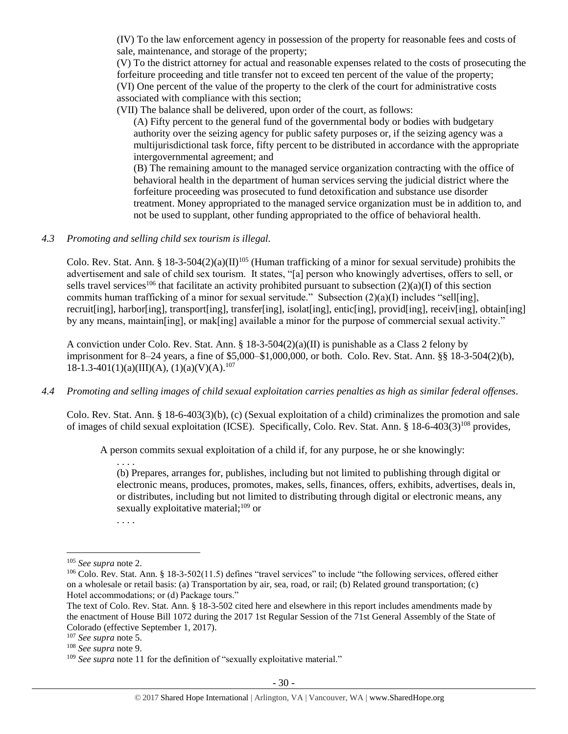(IV) To the law enforcement agency in possession of the property for reasonable fees and costs of sale, maintenance, and storage of the property;

(V) To the district attorney for actual and reasonable expenses related to the costs of prosecuting the forfeiture proceeding and title transfer not to exceed ten percent of the value of the property;

(VI) One percent of the value of the property to the clerk of the court for administrative costs associated with compliance with this section;

(VII) The balance shall be delivered, upon order of the court, as follows:

(A) Fifty percent to the general fund of the governmental body or bodies with budgetary authority over the seizing agency for public safety purposes or, if the seizing agency was a multijurisdictional task force, fifty percent to be distributed in accordance with the appropriate intergovernmental agreement; and

(B) The remaining amount to the managed service organization contracting with the office of behavioral health in the department of human services serving the judicial district where the forfeiture proceeding was prosecuted to fund detoxification and substance use disorder treatment. Money appropriated to the managed service organization must be in addition to, and not be used to supplant, other funding appropriated to the office of behavioral health.

*4.3 Promoting and selling child sex tourism is illegal.*

Colo. Rev. Stat. Ann. § 18-3-504(2)(a)(II)[105] (Human trafficking of a minor for sexual servitude) prohibits the advertisement and sale of child sex tourism. It states, "[a] person who knowingly advertises, offers to sell, or sells travel services[106] that facilitate an activity prohibited pursuant to subsection (2)(a)(I) of this section commits human trafficking of a minor for sexual servitude." Subsection (2)(a)(I) includes "sell[ing], recruit[ing], harbor[ing], transport[ing], transfer[ing], isolat[ing], entic[ing], provid[ing], receiv[ing], obtain[ing] by any means, maintain[ing], or mak[ing] available a minor for the purpose of commercial sexual activity."

A conviction under Colo. Rev. Stat. Ann. § 18-3-504(2)(a)(II) is punishable as a Class 2 felony by imprisonment for 8–24 years, a fine of $5,000–$1,000,000, or both. Colo. Rev. Stat. Ann. §§ 18-3-504(2)(b), 18-1.3-401(1)(a)(III)(A), (1)(a)(V)(A).[107]

*4.4 Promoting and selling images of child sexual exploitation carries penalties as high as similar federal offenses.*

Colo. Rev. Stat. Ann. § 18-6-403(3)(b), (c) (Sexual exploitation of a child) criminalizes the promotion and sale of images of child sexual exploitation (ICSE). Specifically, Colo. Rev. Stat. Ann. § 18-6-403(3)[108] provides,

> A person commits sexual exploitation of a child if, for any purpose, he or she knowingly:
>
> . . . .
>
> (b) Prepares, arranges for, publishes, including but not limited to publishing through digital or electronic means, produces, promotes, makes, sells, finances, offers, exhibits, advertises, deals in, or distributes, including but not limited to distributing through digital or electronic means, any sexually exploitative material;[109] or
>
> . . . .

---

[105] *See supra* note 2.

[106] Colo. Rev. Stat. Ann. § 18-3-502(11.5) defines "travel services" to include "the following services, offered either on a wholesale or retail basis: (a) Transportation by air, sea, road, or rail; (b) Related ground transportation; (c) Hotel accommodations; or (d) Package tours."

The text of Colo. Rev. Stat. Ann. § 18-3-502 cited here and elsewhere in this report includes amendments made by the enactment of House Bill 1072 during the 2017 1st Regular Session of the 71st General Assembly of the State of Colorado (effective September 1, 2017).

[107] *See supra* note 5.

[108] *See supra* note 9.

[109] *See supra* note 11 for the definition of "sexually exploitative material."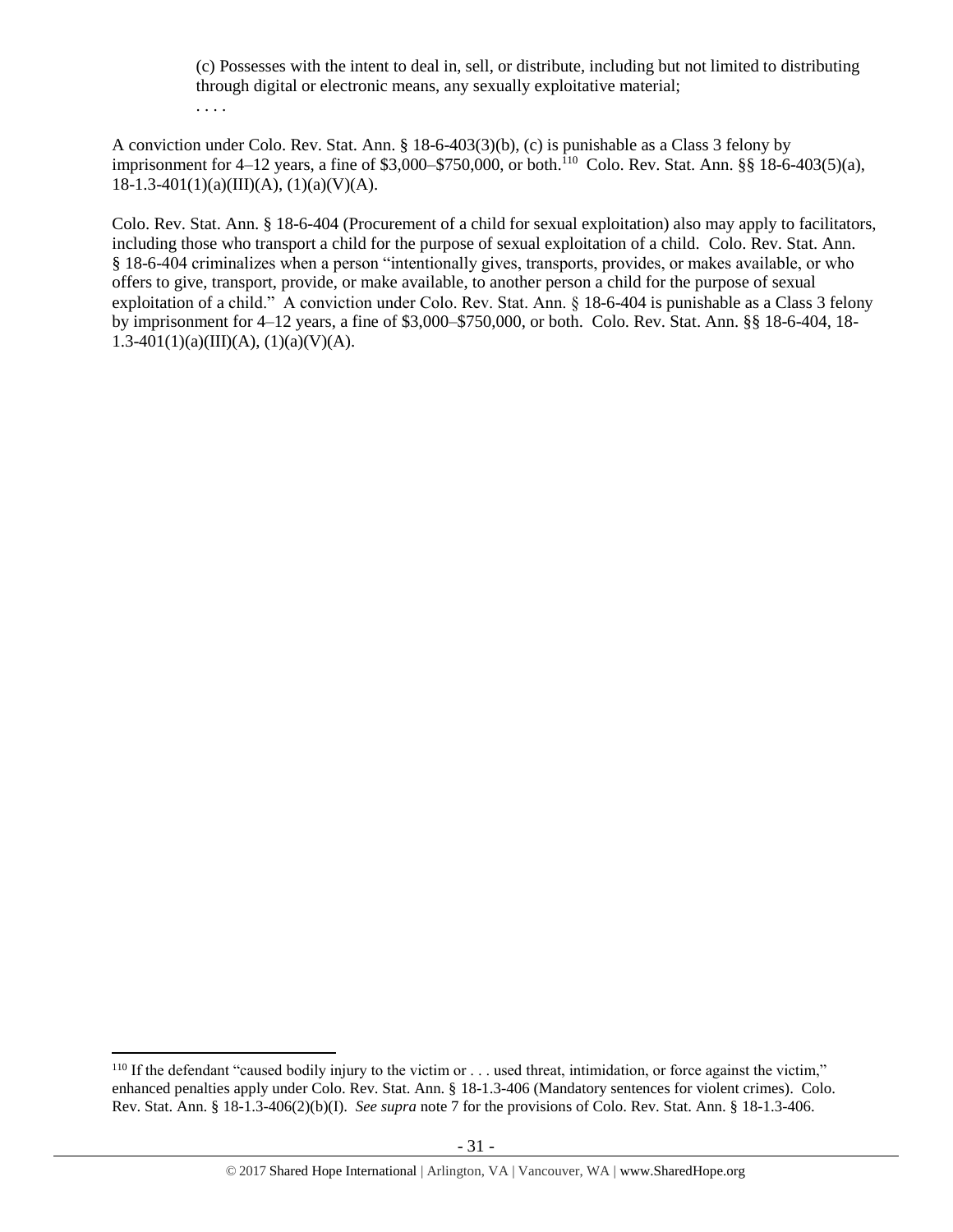(c) Possesses with the intent to deal in, sell, or distribute, including but not limited to distributing through digital or electronic means, any sexually exploitative material;

. . . .

A conviction under Colo. Rev. Stat. Ann. § 18-6-403(3)(b), (c) is punishable as a Class 3 felony by imprisonment for 4–12 years, a fine of $3,000–$750,000, or both.[110] Colo. Rev. Stat. Ann. §§ 18-6-403(5)(a), 18-1.3-401(1)(a)(III)(A), (1)(a)(V)(A).

Colo. Rev. Stat. Ann. § 18-6-404 (Procurement of a child for sexual exploitation) also may apply to facilitators, including those who transport a child for the purpose of sexual exploitation of a child. Colo. Rev. Stat. Ann. § 18-6-404 criminalizes when a person "intentionally gives, transports, provides, or makes available, or who offers to give, transport, provide, or make available, to another person a child for the purpose of sexual exploitation of a child." A conviction under Colo. Rev. Stat. Ann. § 18-6-404 is punishable as a Class 3 felony by imprisonment for 4–12 years, a fine of $3,000–$750,000, or both. Colo. Rev. Stat. Ann. §§ 18-6-404, 18-1.3-401(1)(a)(III)(A), (1)(a)(V)(A).

---

[110] If the defendant "caused bodily injury to the victim or . . . used threat, intimidation, or force against the victim," enhanced penalties apply under Colo. Rev. Stat. Ann. § 18-1.3-406 (Mandatory sentences for violent crimes). Colo. Rev. Stat. Ann. § 18-1.3-406(2)(b)(I). *See supra* note 7 for the provisions of Colo. Rev. Stat. Ann. § 18-1.3-406.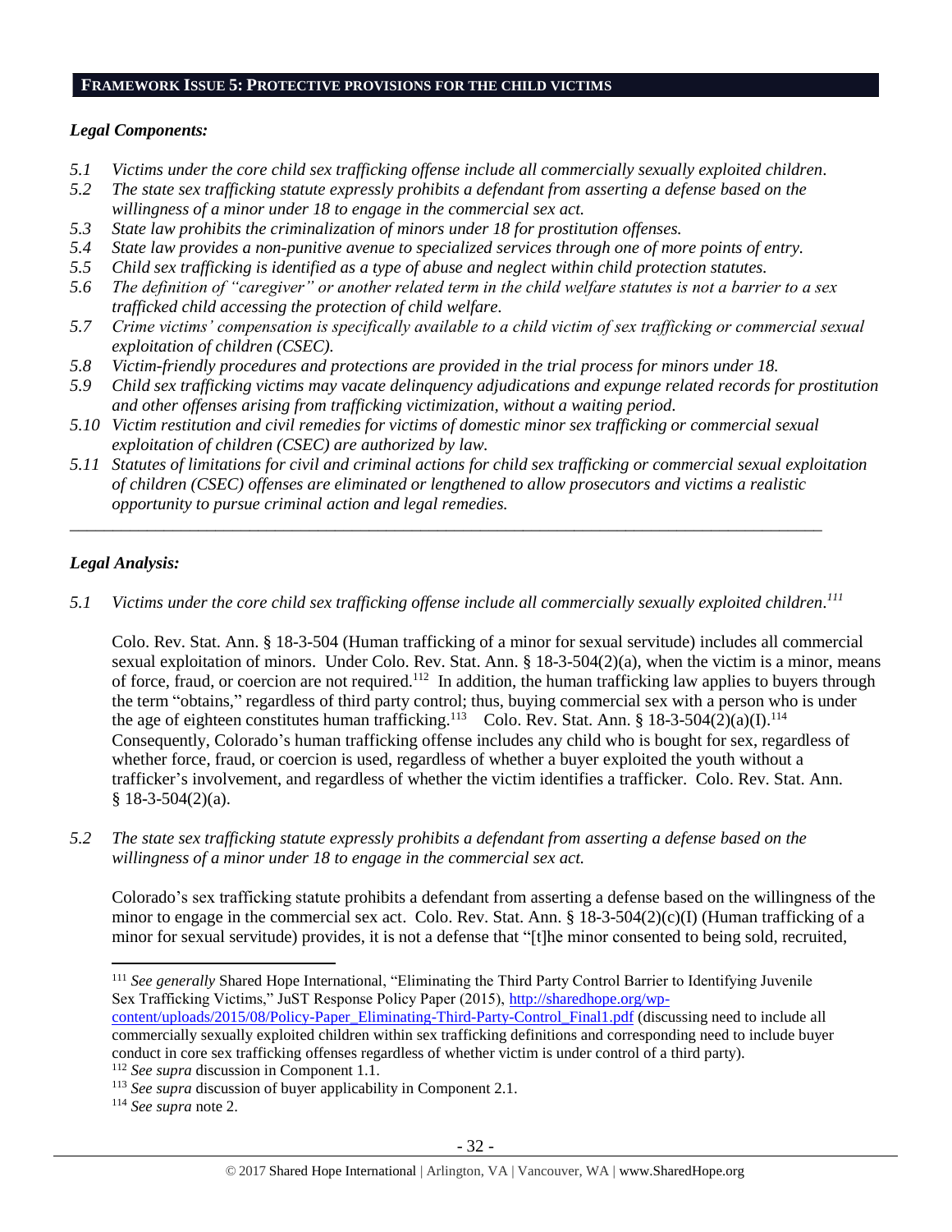## FRAMEWORK ISSUE 5: PROTECTIVE PROVISIONS FOR THE CHILD VICTIMS

### *Legal Components:*

*5.1 Victims under the core child sex trafficking offense include all commercially sexually exploited children.*

*5.2 The state sex trafficking statute expressly prohibits a defendant from asserting a defense based on the willingness of a minor under 18 to engage in the commercial sex act.*

*5.3 State law prohibits the criminalization of minors under 18 for prostitution offenses.*

*5.4 State law provides a non-punitive avenue to specialized services through one of more points of entry.*

*5.5 Child sex trafficking is identified as a type of abuse and neglect within child protection statutes.*

*5.6 The definition of "caregiver" or another related term in the child welfare statutes is not a barrier to a sex trafficked child accessing the protection of child welfare.*

*5.7 Crime victims' compensation is specifically available to a child victim of sex trafficking or commercial sexual exploitation of children (CSEC).*

*5.8 Victim-friendly procedures and protections are provided in the trial process for minors under 18.*

*5.9 Child sex trafficking victims may vacate delinquency adjudications and expunge related records for prostitution and other offenses arising from trafficking victimization, without a waiting period.*

*5.10 Victim restitution and civil remedies for victims of domestic minor sex trafficking or commercial sexual exploitation of children (CSEC) are authorized by law.*

*5.11 Statutes of limitations for civil and criminal actions for child sex trafficking or commercial sexual exploitation of children (CSEC) offenses are eliminated or lengthened to allow prosecutors and victims a realistic opportunity to pursue criminal action and legal remedies.*

---

### *Legal Analysis:*

*5.1 Victims under the core child sex trafficking offense include all commercially sexually exploited children.*[111]

Colo. Rev. Stat. Ann. § 18-3-504 (Human trafficking of a minor for sexual servitude) includes all commercial sexual exploitation of minors. Under Colo. Rev. Stat. Ann. § 18-3-504(2)(a), when the victim is a minor, means of force, fraud, or coercion are not required.[112] In addition, the human trafficking law applies to buyers through the term "obtains," regardless of third party control; thus, buying commercial sex with a person who is under the age of eighteen constitutes human trafficking.[113] Colo. Rev. Stat. Ann. § 18-3-504(2)(a)(I).[114] Consequently, Colorado's human trafficking offense includes any child who is bought for sex, regardless of whether force, fraud, or coercion is used, regardless of whether a buyer exploited the youth without a trafficker's involvement, and regardless of whether the victim identifies a trafficker. Colo. Rev. Stat. Ann. § 18-3-504(2)(a).

*5.2 The state sex trafficking statute expressly prohibits a defendant from asserting a defense based on the willingness of a minor under 18 to engage in the commercial sex act.*

Colorado's sex trafficking statute prohibits a defendant from asserting a defense based on the willingness of the minor to engage in the commercial sex act. Colo. Rev. Stat. Ann. § 18-3-504(2)(c)(I) (Human trafficking of a minor for sexual servitude) provides, it is not a defense that "[t]he minor consented to being sold, recruited,

---

[111] *See generally* Shared Hope International, "Eliminating the Third Party Control Barrier to Identifying Juvenile Sex Trafficking Victims," JuST Response Policy Paper (2015), http://sharedhope.org/wp-content/uploads/2015/08/Policy-Paper_Eliminating-Third-Party-Control_Final1.pdf (discussing need to include all commercially sexually exploited children within sex trafficking definitions and corresponding need to include buyer conduct in core sex trafficking offenses regardless of whether victim is under control of a third party).

[112] *See supra* discussion in Component 1.1.

[113] *See supra* discussion of buyer applicability in Component 2.1.

[114] *See supra* note 2.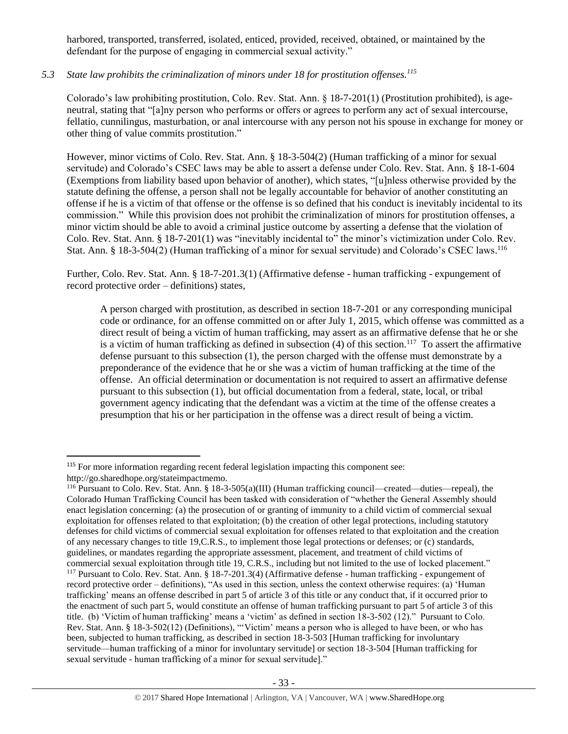harbored, transported, transferred, isolated, enticed, provided, received, obtained, or maintained by the defendant for the purpose of engaging in commercial sexual activity."

### *5.3 State law prohibits the criminalization of minors under 18 for prostitution offenses.*[115]

Colorado's law prohibiting prostitution, Colo. Rev. Stat. Ann. § 18-7-201(1) (Prostitution prohibited), is age-neutral, stating that "[a]ny person who performs or offers or agrees to perform any act of sexual intercourse, fellatio, cunnilingus, masturbation, or anal intercourse with any person not his spouse in exchange for money or other thing of value commits prostitution."

However, minor victims of Colo. Rev. Stat. Ann. § 18-3-504(2) (Human trafficking of a minor for sexual servitude) and Colorado's CSEC laws may be able to assert a defense under Colo. Rev. Stat. Ann. § 18-1-604 (Exemptions from liability based upon behavior of another), which states, "[u]nless otherwise provided by the statute defining the offense, a person shall not be legally accountable for behavior of another constituting an offense if he is a victim of that offense or the offense is so defined that his conduct is inevitably incidental to its commission." While this provision does not prohibit the criminalization of minors for prostitution offenses, a minor victim should be able to avoid a criminal justice outcome by asserting a defense that the violation of Colo. Rev. Stat. Ann. § 18-7-201(1) was "inevitably incidental to" the minor's victimization under Colo. Rev. Stat. Ann. § 18-3-504(2) (Human trafficking of a minor for sexual servitude) and Colorado's CSEC laws.[116]

Further, Colo. Rev. Stat. Ann. § 18-7-201.3(1) (Affirmative defense - human trafficking - expungement of record protective order – definitions) states,

> A person charged with prostitution, as described in section 18-7-201 or any corresponding municipal code or ordinance, for an offense committed on or after July 1, 2015, which offense was committed as a direct result of being a victim of human trafficking, may assert as an affirmative defense that he or she is a victim of human trafficking as defined in subsection (4) of this section.[117] To assert the affirmative defense pursuant to this subsection (1), the person charged with the offense must demonstrate by a preponderance of the evidence that he or she was a victim of human trafficking at the time of the offense. An official determination or documentation is not required to assert an affirmative defense pursuant to this subsection (1), but official documentation from a federal, state, local, or tribal government agency indicating that the defendant was a victim at the time of the offense creates a presumption that his or her participation in the offense was a direct result of being a victim.

---

[115] For more information regarding recent federal legislation impacting this component see: http://go.sharedhope.org/stateimpactmemo.

[116] Pursuant to Colo. Rev. Stat. Ann. § 18-3-505(a)(III) (Human trafficking council—created—duties—repeal), the Colorado Human Trafficking Council has been tasked with consideration of "whether the General Assembly should enact legislation concerning: (a) the prosecution of or granting of immunity to a child victim of commercial sexual exploitation for offenses related to that exploitation; (b) the creation of other legal protections, including statutory defenses for child victims of commercial sexual exploitation for offenses related to that exploitation and the creation of any necessary changes to title 19,C.R.S., to implement those legal protections or defenses; or (c) standards, guidelines, or mandates regarding the appropriate assessment, placement, and treatment of child victims of commercial sexual exploitation through title 19, C.R.S., including but not limited to the use of locked placement."

[117] Pursuant to Colo. Rev. Stat. Ann. § 18-7-201.3(4) (Affirmative defense - human trafficking - expungement of record protective order – definitions), "As used in this section, unless the context otherwise requires: (a) 'Human trafficking' means an offense described in part 5 of article 3 of this title or any conduct that, if it occurred prior to the enactment of such part 5, would constitute an offense of human trafficking pursuant to part 5 of article 3 of this title. (b) 'Victim of human trafficking' means a 'victim' as defined in section 18-3-502 (12)." Pursuant to Colo. Rev. Stat. Ann. § 18-3-502(12) (Definitions), "'Victim' means a person who is alleged to have been, or who has been, subjected to human trafficking, as described in section 18-3-503 [Human trafficking for involuntary servitude—human trafficking of a minor for involuntary servitude] or section 18-3-504 [Human trafficking for sexual servitude - human trafficking of a minor for sexual servitude]."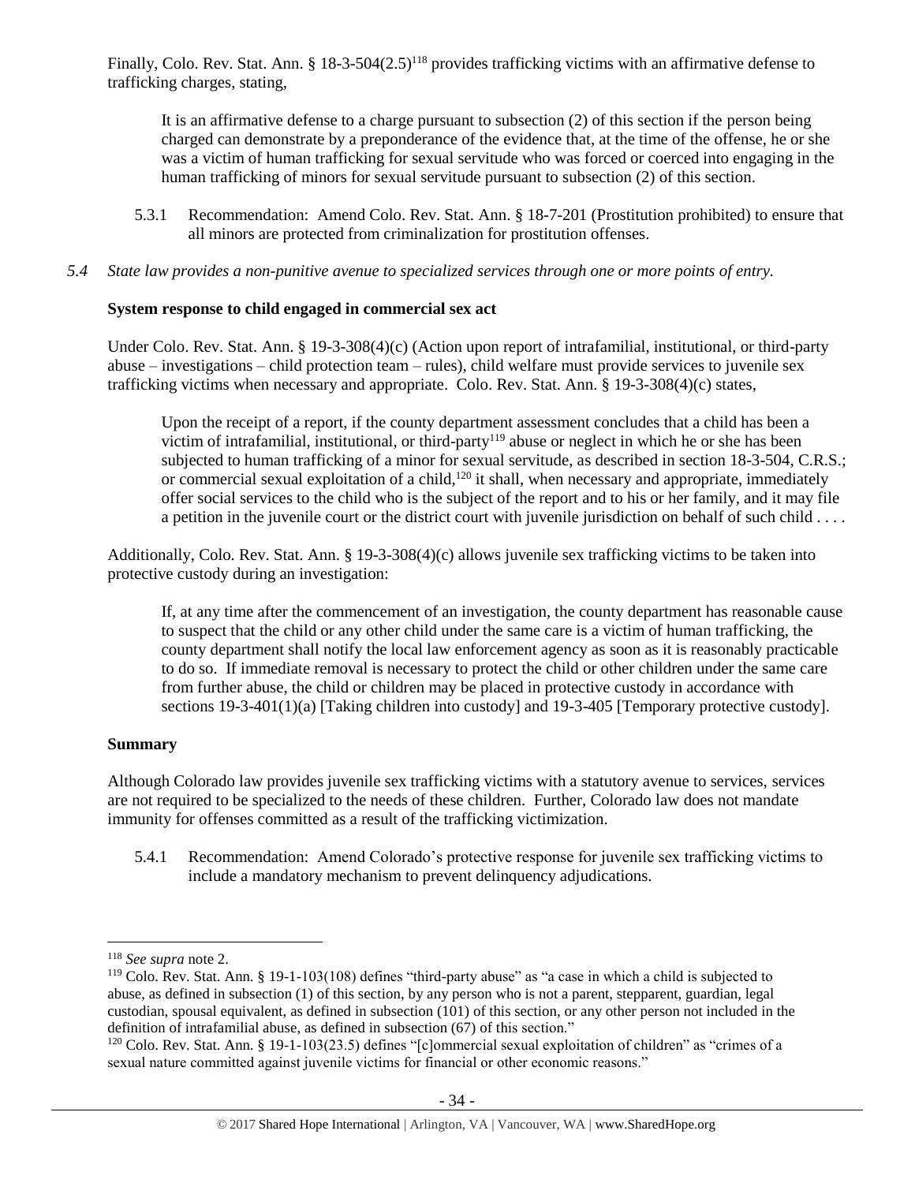Finally, Colo. Rev. Stat. Ann. § 18-3-504(2.5)[118] provides trafficking victims with an affirmative defense to trafficking charges, stating,

> It is an affirmative defense to a charge pursuant to subsection (2) of this section if the person being charged can demonstrate by a preponderance of the evidence that, at the time of the offense, he or she was a victim of human trafficking for sexual servitude who was forced or coerced into engaging in the human trafficking of minors for sexual servitude pursuant to subsection (2) of this section.

5.3.1 Recommendation: Amend Colo. Rev. Stat. Ann. § 18-7-201 (Prostitution prohibited) to ensure that all minors are protected from criminalization for prostitution offenses.

*5.4 State law provides a non-punitive avenue to specialized services through one or more points of entry.*

**System response to child engaged in commercial sex act**

Under Colo. Rev. Stat. Ann. § 19-3-308(4)(c) (Action upon report of intrafamilial, institutional, or third-party abuse – investigations – child protection team – rules), child welfare must provide services to juvenile sex trafficking victims when necessary and appropriate. Colo. Rev. Stat. Ann. § 19-3-308(4)(c) states,

> Upon the receipt of a report, if the county department assessment concludes that a child has been a victim of intrafamilial, institutional, or third-party[119] abuse or neglect in which he or she has been subjected to human trafficking of a minor for sexual servitude, as described in section 18-3-504, C.R.S.; or commercial sexual exploitation of a child,[120] it shall, when necessary and appropriate, immediately offer social services to the child who is the subject of the report and to his or her family, and it may file a petition in the juvenile court or the district court with juvenile jurisdiction on behalf of such child . . . .

Additionally, Colo. Rev. Stat. Ann. § 19-3-308(4)(c) allows juvenile sex trafficking victims to be taken into protective custody during an investigation:

> If, at any time after the commencement of an investigation, the county department has reasonable cause to suspect that the child or any other child under the same care is a victim of human trafficking, the county department shall notify the local law enforcement agency as soon as it is reasonably practicable to do so. If immediate removal is necessary to protect the child or other children under the same care from further abuse, the child or children may be placed in protective custody in accordance with sections 19-3-401(1)(a) [Taking children into custody] and 19-3-405 [Temporary protective custody].

**Summary**

Although Colorado law provides juvenile sex trafficking victims with a statutory avenue to services, services are not required to be specialized to the needs of these children. Further, Colorado law does not mandate immunity for offenses committed as a result of the trafficking victimization.

5.4.1 Recommendation: Amend Colorado's protective response for juvenile sex trafficking victims to include a mandatory mechanism to prevent delinquency adjudications.

---

[118] *See supra* note 2.

[119] Colo. Rev. Stat. Ann. § 19-1-103(108) defines "third-party abuse" as "a case in which a child is subjected to abuse, as defined in subsection (1) of this section, by any person who is not a parent, stepparent, guardian, legal custodian, spousal equivalent, as defined in subsection (101) of this section, or any other person not included in the definition of intrafamilial abuse, as defined in subsection (67) of this section."

[120] Colo. Rev. Stat. Ann. § 19-1-103(23.5) defines "[c]ommercial sexual exploitation of children" as "crimes of a sexual nature committed against juvenile victims for financial or other economic reasons."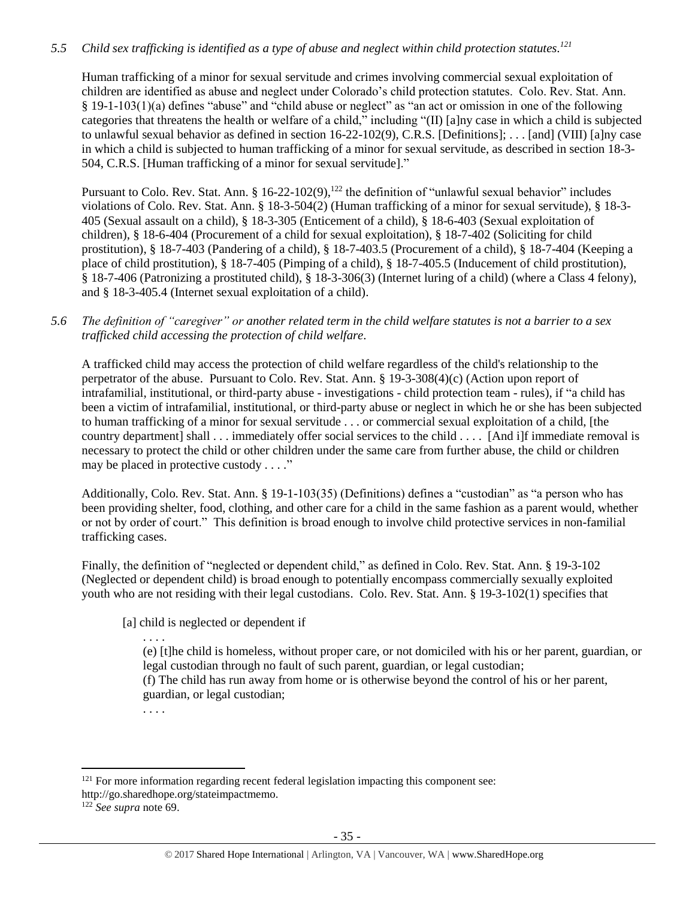*5.5 Child sex trafficking is identified as a type of abuse and neglect within child protection statutes.*[121]

Human trafficking of a minor for sexual servitude and crimes involving commercial sexual exploitation of children are identified as abuse and neglect under Colorado's child protection statutes. Colo. Rev. Stat. Ann. § 19-1-103(1)(a) defines "abuse" and "child abuse or neglect" as "an act or omission in one of the following categories that threatens the health or welfare of a child," including "(II) [a]ny case in which a child is subjected to unlawful sexual behavior as defined in section 16-22-102(9), C.R.S. [Definitions]; . . . [and] (VIII) [a]ny case in which a child is subjected to human trafficking of a minor for sexual servitude, as described in section 18-3-504, C.R.S. [Human trafficking of a minor for sexual servitude]."

Pursuant to Colo. Rev. Stat. Ann. § 16-22-102(9),[122] the definition of "unlawful sexual behavior" includes violations of Colo. Rev. Stat. Ann. § 18-3-504(2) (Human trafficking of a minor for sexual servitude), § 18-3-405 (Sexual assault on a child), § 18-3-305 (Enticement of a child), § 18-6-403 (Sexual exploitation of children), § 18-6-404 (Procurement of a child for sexual exploitation), § 18-7-402 (Soliciting for child prostitution), § 18-7-403 (Pandering of a child), § 18-7-403.5 (Procurement of a child), § 18-7-404 (Keeping a place of child prostitution), § 18-7-405 (Pimping of a child), § 18-7-405.5 (Inducement of child prostitution), § 18-7-406 (Patronizing a prostituted child), § 18-3-306(3) (Internet luring of a child) (where a Class 4 felony), and § 18-3-405.4 (Internet sexual exploitation of a child).

*5.6 The definition of "caregiver" or another related term in the child welfare statutes is not a barrier to a sex trafficked child accessing the protection of child welfare.*

A trafficked child may access the protection of child welfare regardless of the child's relationship to the perpetrator of the abuse. Pursuant to Colo. Rev. Stat. Ann. § 19-3-308(4)(c) (Action upon report of intrafamilial, institutional, or third-party abuse - investigations - child protection team - rules), if "a child has been a victim of intrafamilial, institutional, or third-party abuse or neglect in which he or she has been subjected to human trafficking of a minor for sexual servitude . . . or commercial sexual exploitation of a child, [the country department] shall . . . immediately offer social services to the child . . . . [And i]f immediate removal is necessary to protect the child or other children under the same care from further abuse, the child or children may be placed in protective custody . . . ."

Additionally, Colo. Rev. Stat. Ann. § 19-1-103(35) (Definitions) defines a "custodian" as "a person who has been providing shelter, food, clothing, and other care for a child in the same fashion as a parent would, whether or not by order of court." This definition is broad enough to involve child protective services in non-familial trafficking cases.

Finally, the definition of "neglected or dependent child," as defined in Colo. Rev. Stat. Ann. § 19-3-102 (Neglected or dependent child) is broad enough to potentially encompass commercially sexually exploited youth who are not residing with their legal custodians. Colo. Rev. Stat. Ann. § 19-3-102(1) specifies that

> [a] child is neglected or dependent if
>
> . . . .
>
> (e) [t]he child is homeless, without proper care, or not domiciled with his or her parent, guardian, or legal custodian through no fault of such parent, guardian, or legal custodian;
>
> (f) The child has run away from home or is otherwise beyond the control of his or her parent, guardian, or legal custodian;
>
> . . . .

---

[121] For more information regarding recent federal legislation impacting this component see: http://go.sharedhope.org/stateimpactmemo.

[122] *See supra* note 69.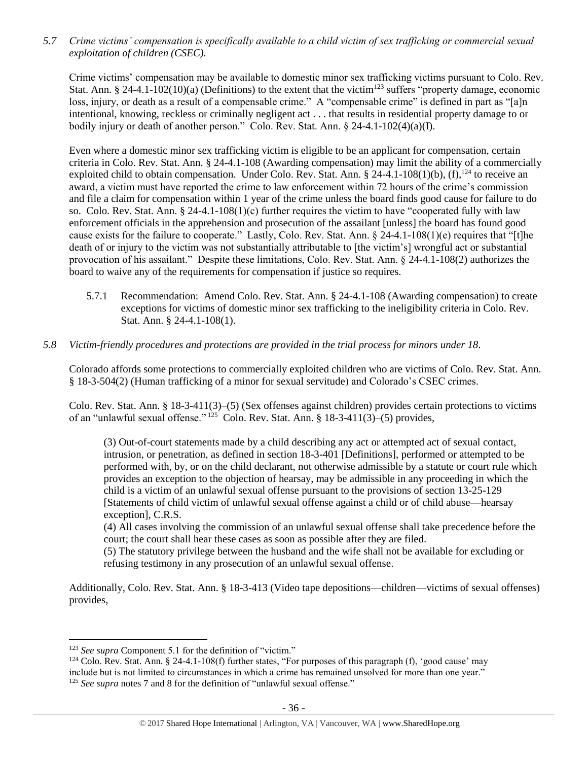*5.7 Crime victims' compensation is specifically available to a child victim of sex trafficking or commercial sexual exploitation of children (CSEC).*

Crime victims' compensation may be available to domestic minor sex trafficking victims pursuant to Colo. Rev. Stat. Ann. § 24-4.1-102(10)(a) (Definitions) to the extent that the victim[123] suffers "property damage, economic loss, injury, or death as a result of a compensable crime." A "compensable crime" is defined in part as "[a]n intentional, knowing, reckless or criminally negligent act . . . that results in residential property damage to or bodily injury or death of another person." Colo. Rev. Stat. Ann. § 24-4.1-102(4)(a)(I).

Even where a domestic minor sex trafficking victim is eligible to be an applicant for compensation, certain criteria in Colo. Rev. Stat. Ann. § 24-4.1-108 (Awarding compensation) may limit the ability of a commercially exploited child to obtain compensation. Under Colo. Rev. Stat. Ann. § 24-4.1-108(1)(b), (f),[124] to receive an award, a victim must have reported the crime to law enforcement within 72 hours of the crime's commission and file a claim for compensation within 1 year of the crime unless the board finds good cause for failure to do so. Colo. Rev. Stat. Ann. § 24-4.1-108(1)(c) further requires the victim to have "cooperated fully with law enforcement officials in the apprehension and prosecution of the assailant [unless] the board has found good cause exists for the failure to cooperate." Lastly, Colo. Rev. Stat. Ann. § 24-4.1-108(1)(e) requires that "[t]he death of or injury to the victim was not substantially attributable to [the victim's] wrongful act or substantial provocation of his assailant." Despite these limitations, Colo. Rev. Stat. Ann. § 24-4.1-108(2) authorizes the board to waive any of the requirements for compensation if justice so requires.

5.7.1 Recommendation: Amend Colo. Rev. Stat. Ann. § 24-4.1-108 (Awarding compensation) to create exceptions for victims of domestic minor sex trafficking to the ineligibility criteria in Colo. Rev. Stat. Ann. § 24-4.1-108(1).

*5.8 Victim-friendly procedures and protections are provided in the trial process for minors under 18.*

Colorado affords some protections to commercially exploited children who are victims of Colo. Rev. Stat. Ann. § 18-3-504(2) (Human trafficking of a minor for sexual servitude) and Colorado's CSEC crimes.

Colo. Rev. Stat. Ann. § 18-3-411(3)–(5) (Sex offenses against children) provides certain protections to victims of an "unlawful sexual offense."[125] Colo. Rev. Stat. Ann. § 18-3-411(3)–(5) provides,

> (3) Out-of-court statements made by a child describing any act or attempted act of sexual contact, intrusion, or penetration, as defined in section 18-3-401 [Definitions], performed or attempted to be performed with, by, or on the child declarant, not otherwise admissible by a statute or court rule which provides an exception to the objection of hearsay, may be admissible in any proceeding in which the child is a victim of an unlawful sexual offense pursuant to the provisions of section 13-25-129 [Statements of child victim of unlawful sexual offense against a child or of child abuse—hearsay exception], C.R.S.
>
> (4) All cases involving the commission of an unlawful sexual offense shall take precedence before the court; the court shall hear these cases as soon as possible after they are filed.
>
> (5) The statutory privilege between the husband and the wife shall not be available for excluding or refusing testimony in any prosecution of an unlawful sexual offense.

Additionally, Colo. Rev. Stat. Ann. § 18-3-413 (Video tape depositions—children—victims of sexual offenses) provides,

---

[123] *See supra* Component 5.1 for the definition of "victim."

[124] Colo. Rev. Stat. Ann. § 24-4.1-108(f) further states, "For purposes of this paragraph (f), 'good cause' may include but is not limited to circumstances in which a crime has remained unsolved for more than one year."

[125] *See supra* notes 7 and 8 for the definition of "unlawful sexual offense."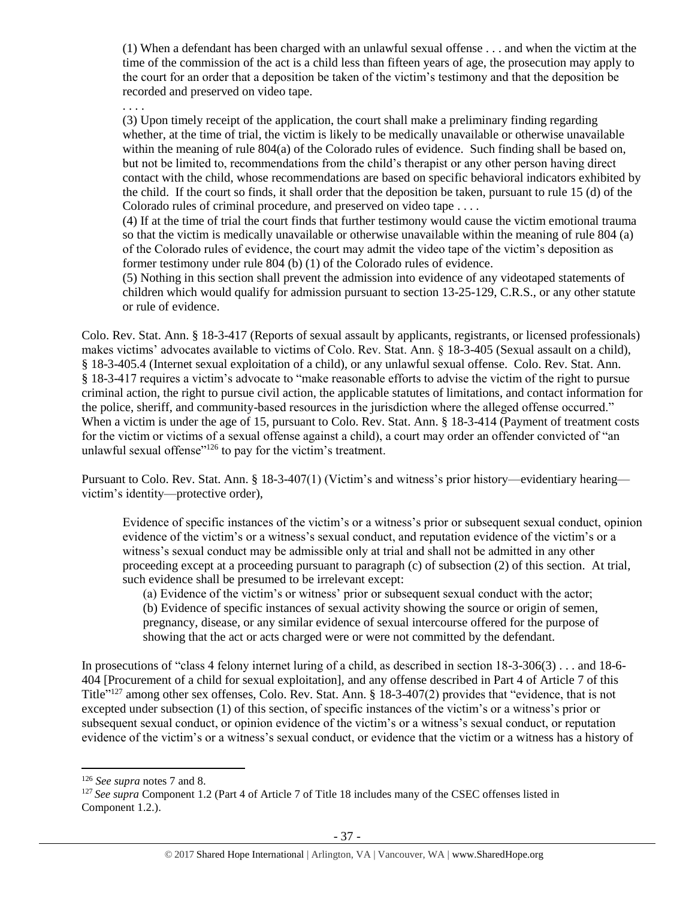> (1) When a defendant has been charged with an unlawful sexual offense . . . and when the victim at the time of the commission of the act is a child less than fifteen years of age, the prosecution may apply to the court for an order that a deposition be taken of the victim's testimony and that the deposition be recorded and preserved on video tape.
>
> . . . .
>
> (3) Upon timely receipt of the application, the court shall make a preliminary finding regarding whether, at the time of trial, the victim is likely to be medically unavailable or otherwise unavailable within the meaning of rule 804(a) of the Colorado rules of evidence. Such finding shall be based on, but not be limited to, recommendations from the child's therapist or any other person having direct contact with the child, whose recommendations are based on specific behavioral indicators exhibited by the child. If the court so finds, it shall order that the deposition be taken, pursuant to rule 15 (d) of the Colorado rules of criminal procedure, and preserved on video tape . . . .
>
> (4) If at the time of trial the court finds that further testimony would cause the victim emotional trauma so that the victim is medically unavailable or otherwise unavailable within the meaning of rule 804 (a) of the Colorado rules of evidence, the court may admit the video tape of the victim's deposition as former testimony under rule 804 (b) (1) of the Colorado rules of evidence.
>
> (5) Nothing in this section shall prevent the admission into evidence of any videotaped statements of children which would qualify for admission pursuant to section 13-25-129, C.R.S., or any other statute or rule of evidence.

Colo. Rev. Stat. Ann. § 18-3-417 (Reports of sexual assault by applicants, registrants, or licensed professionals) makes victims' advocates available to victims of Colo. Rev. Stat. Ann. § 18-3-405 (Sexual assault on a child), § 18-3-405.4 (Internet sexual exploitation of a child), or any unlawful sexual offense. Colo. Rev. Stat. Ann. § 18-3-417 requires a victim's advocate to "make reasonable efforts to advise the victim of the right to pursue criminal action, the right to pursue civil action, the applicable statutes of limitations, and contact information for the police, sheriff, and community-based resources in the jurisdiction where the alleged offense occurred." When a victim is under the age of 15, pursuant to Colo. Rev. Stat. Ann. § 18-3-414 (Payment of treatment costs for the victim or victims of a sexual offense against a child), a court may order an offender convicted of "an unlawful sexual offense"[126] to pay for the victim's treatment.

Pursuant to Colo. Rev. Stat. Ann. § 18-3-407(1) (Victim's and witness's prior history—evidentiary hearing—victim's identity—protective order),

> Evidence of specific instances of the victim's or a witness's prior or subsequent sexual conduct, opinion evidence of the victim's or a witness's sexual conduct, and reputation evidence of the victim's or a witness's sexual conduct may be admissible only at trial and shall not be admitted in any other proceeding except at a proceeding pursuant to paragraph (c) of subsection (2) of this section. At trial, such evidence shall be presumed to be irrelevant except:
>
> (a) Evidence of the victim's or witness' prior or subsequent sexual conduct with the actor;
>
> (b) Evidence of specific instances of sexual activity showing the source or origin of semen, pregnancy, disease, or any similar evidence of sexual intercourse offered for the purpose of showing that the act or acts charged were or were not committed by the defendant.

In prosecutions of "class 4 felony internet luring of a child, as described in section 18-3-306(3) . . . and 18-6-404 [Procurement of a child for sexual exploitation], and any offense described in Part 4 of Article 7 of this Title"[127] among other sex offenses, Colo. Rev. Stat. Ann. § 18-3-407(2) provides that "evidence, that is not excepted under subsection (1) of this section, of specific instances of the victim's or a witness's prior or subsequent sexual conduct, or opinion evidence of the victim's or a witness's sexual conduct, or reputation evidence of the victim's or a witness's sexual conduct, or evidence that the victim or a witness has a history of

---

[126] *See supra* notes 7 and 8.

[127] *See supra* Component 1.2 (Part 4 of Article 7 of Title 18 includes many of the CSEC offenses listed in Component 1.2.).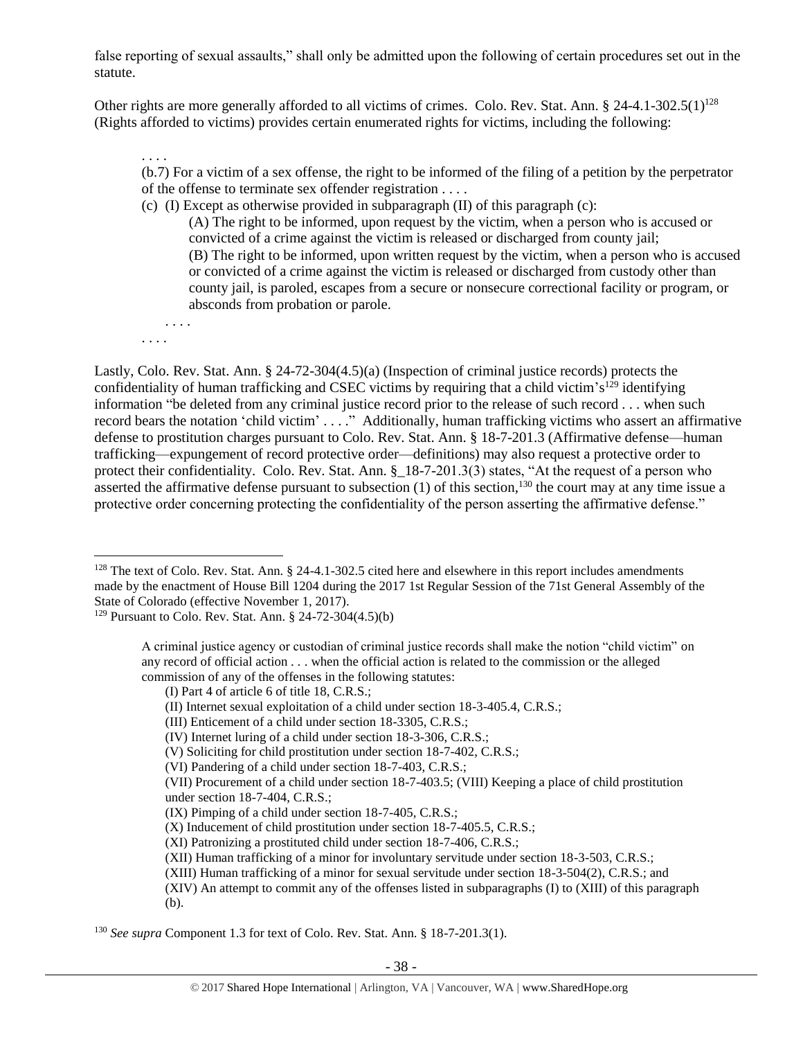false reporting of sexual assaults," shall only be admitted upon the following of certain procedures set out in the statute.

Other rights are more generally afforded to all victims of crimes. Colo. Rev. Stat. Ann. § 24-4.1-302.5(1)[128] (Rights afforded to victims) provides certain enumerated rights for victims, including the following:

> . . . .
>
> (b.7) For a victim of a sex offense, the right to be informed of the filing of a petition by the perpetrator of the offense to terminate sex offender registration . . . .
>
> (c) (I) Except as otherwise provided in subparagraph (II) of this paragraph (c):
>
> > (A) The right to be informed, upon request by the victim, when a person who is accused or convicted of a crime against the victim is released or discharged from county jail;
> >
> > (B) The right to be informed, upon written request by the victim, when a person who is accused or convicted of a crime against the victim is released or discharged from custody other than county jail, is paroled, escapes from a secure or nonsecure correctional facility or program, or absconds from probation or parole.
> >
> > . . . .
>
> . . . .

Lastly, Colo. Rev. Stat. Ann. § 24-72-304(4.5)(a) (Inspection of criminal justice records) protects the confidentiality of human trafficking and CSEC victims by requiring that a child victim's[129] identifying information "be deleted from any criminal justice record prior to the release of such record . . . when such record bears the notation 'child victim' . . . ." Additionally, human trafficking victims who assert an affirmative defense to prostitution charges pursuant to Colo. Rev. Stat. Ann. § 18-7-201.3 (Affirmative defense—human trafficking—expungement of record protective order—definitions) may also request a protective order to protect their confidentiality. Colo. Rev. Stat. Ann. §_18-7-201.3(3) states, "At the request of a person who asserted the affirmative defense pursuant to subsection (1) of this section,[130] the court may at any time issue a protective order concerning protecting the confidentiality of the person asserting the affirmative defense."

---

[128] The text of Colo. Rev. Stat. Ann. § 24-4.1-302.5 cited here and elsewhere in this report includes amendments made by the enactment of House Bill 1204 during the 2017 1st Regular Session of the 71st General Assembly of the State of Colorado (effective November 1, 2017).

[129] Pursuant to Colo. Rev. Stat. Ann. § 24-72-304(4.5)(b)

> A criminal justice agency or custodian of criminal justice records shall make the notion "child victim" on any record of official action . . . when the official action is related to the commission or the alleged commission of any of the offenses in the following statutes:
>
> (I) Part 4 of article 6 of title 18, C.R.S.;
>
> (II) Internet sexual exploitation of a child under section 18-3-405.4, C.R.S.;
>
> (III) Enticement of a child under section 18-3305, C.R.S.;
>
> (IV) Internet luring of a child under section 18-3-306, C.R.S.;
>
> (V) Soliciting for child prostitution under section 18-7-402, C.R.S.;
>
> (VI) Pandering of a child under section 18-7-403, C.R.S.;
>
> (VII) Procurement of a child under section 18-7-403.5; (VIII) Keeping a place of child prostitution under section 18-7-404, C.R.S.;
>
> (IX) Pimping of a child under section 18-7-405, C.R.S.;
>
> (X) Inducement of child prostitution under section 18-7-405.5, C.R.S.;
>
> (XI) Patronizing a prostituted child under section 18-7-406, C.R.S.;
>
> (XII) Human trafficking of a minor for involuntary servitude under section 18-3-503, C.R.S.;
>
> (XIII) Human trafficking of a minor for sexual servitude under section 18-3-504(2), C.R.S.; and
>
> (XIV) An attempt to commit any of the offenses listed in subparagraphs (I) to (XIII) of this paragraph (b).

[130] *See supra* Component 1.3 for text of Colo. Rev. Stat. Ann. § 18-7-201.3(1).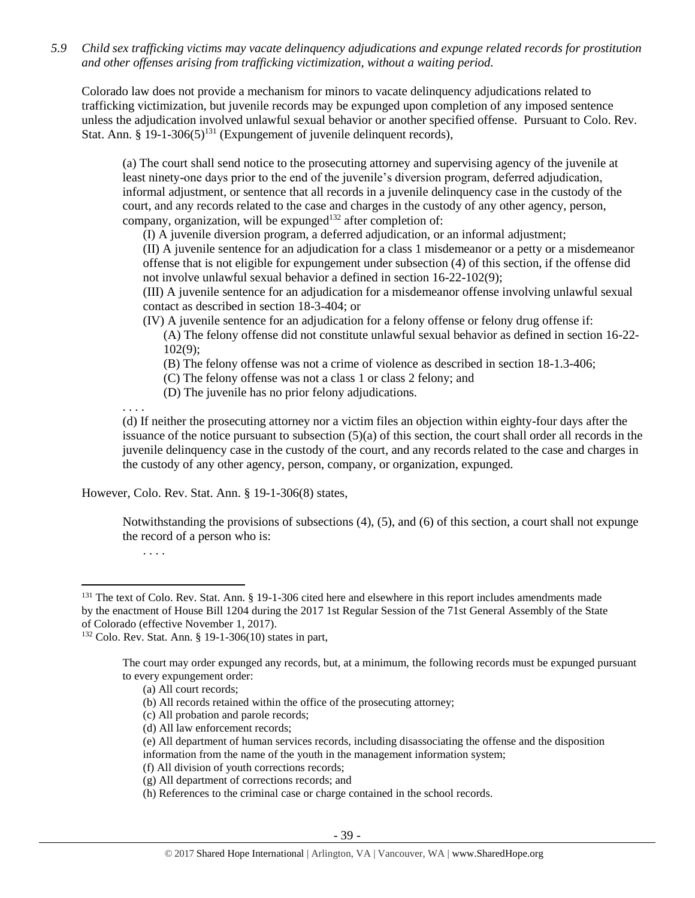*5.9 Child sex trafficking victims may vacate delinquency adjudications and expunge related records for prostitution and other offenses arising from trafficking victimization, without a waiting period.*

Colorado law does not provide a mechanism for minors to vacate delinquency adjudications related to trafficking victimization, but juvenile records may be expunged upon completion of any imposed sentence unless the adjudication involved unlawful sexual behavior or another specified offense. Pursuant to Colo. Rev. Stat. Ann. § 19-1-306(5)[131] (Expungement of juvenile delinquent records),

> (a) The court shall send notice to the prosecuting attorney and supervising agency of the juvenile at least ninety-one days prior to the end of the juvenile's diversion program, deferred adjudication, informal adjustment, or sentence that all records in a juvenile delinquency case in the custody of the court, and any records related to the case and charges in the custody of any other agency, person, company, organization, will be expunged[132] after completion of:
>
> (I) A juvenile diversion program, a deferred adjudication, or an informal adjustment;
>
> (II) A juvenile sentence for an adjudication for a class 1 misdemeanor or a petty or a misdemeanor offense that is not eligible for expungement under subsection (4) of this section, if the offense did not involve unlawful sexual behavior a defined in section 16-22-102(9);
>
> (III) A juvenile sentence for an adjudication for a misdemeanor offense involving unlawful sexual contact as described in section 18-3-404; or
>
> (IV) A juvenile sentence for an adjudication for a felony offense or felony drug offense if:
>
> (A) The felony offense did not constitute unlawful sexual behavior as defined in section 16-22-102(9);
>
> (B) The felony offense was not a crime of violence as described in section 18-1.3-406;
>
> (C) The felony offense was not a class 1 or class 2 felony; and
>
> (D) The juvenile has no prior felony adjudications.
>
> . . . .
>
> (d) If neither the prosecuting attorney nor a victim files an objection within eighty-four days after the issuance of the notice pursuant to subsection (5)(a) of this section, the court shall order all records in the juvenile delinquency case in the custody of the court, and any records related to the case and charges in the custody of any other agency, person, company, or organization, expunged.

However, Colo. Rev. Stat. Ann. § 19-1-306(8) states,

> Notwithstanding the provisions of subsections (4), (5), and (6) of this section, a court shall not expunge the record of a person who is:
>
> . . . .

---

[131] The text of Colo. Rev. Stat. Ann. § 19-1-306 cited here and elsewhere in this report includes amendments made by the enactment of House Bill 1204 during the 2017 1st Regular Session of the 71st General Assembly of the State of Colorado (effective November 1, 2017).

[132] Colo. Rev. Stat. Ann. § 19-1-306(10) states in part,

> The court may order expunged any records, but, at a minimum, the following records must be expunged pursuant to every expungement order:
>
> (a) All court records;
>
> (b) All records retained within the office of the prosecuting attorney;
>
> (c) All probation and parole records;
>
> (d) All law enforcement records;
>
> (e) All department of human services records, including disassociating the offense and the disposition information from the name of the youth in the management information system;
>
> (f) All division of youth corrections records;
>
> (g) All department of corrections records; and
>
> (h) References to the criminal case or charge contained in the school records.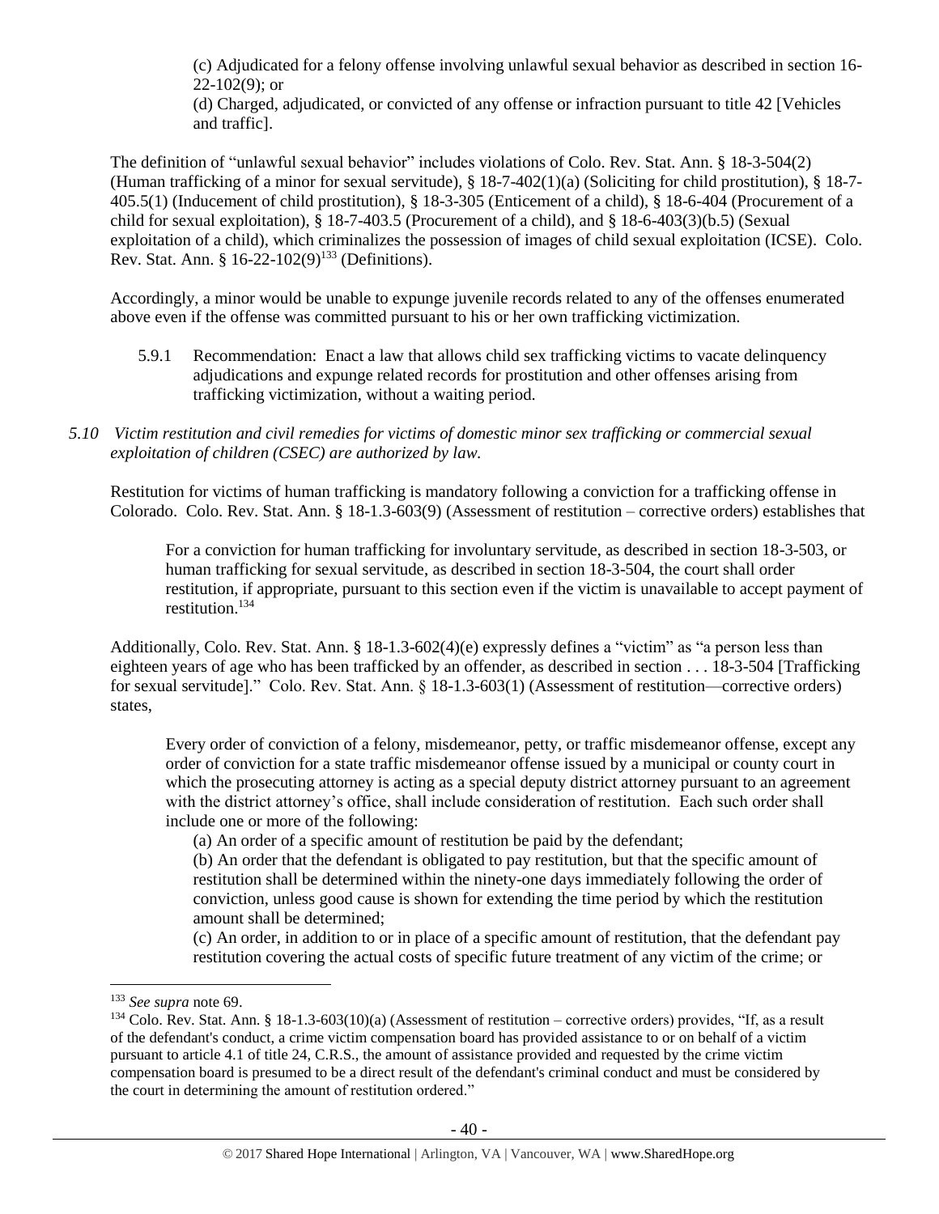(c) Adjudicated for a felony offense involving unlawful sexual behavior as described in section 16-22-102(9); or

(d) Charged, adjudicated, or convicted of any offense or infraction pursuant to title 42 [Vehicles and traffic].

The definition of "unlawful sexual behavior" includes violations of Colo. Rev. Stat. Ann. § 18-3-504(2) (Human trafficking of a minor for sexual servitude), § 18-7-402(1)(a) (Soliciting for child prostitution), § 18-7-405.5(1) (Inducement of child prostitution), § 18-3-305 (Enticement of a child), § 18-6-404 (Procurement of a child for sexual exploitation), § 18-7-403.5 (Procurement of a child), and § 18-6-403(3)(b.5) (Sexual exploitation of a child), which criminalizes the possession of images of child sexual exploitation (ICSE). Colo. Rev. Stat. Ann. § 16-22-102(9)[133] (Definitions).

Accordingly, a minor would be unable to expunge juvenile records related to any of the offenses enumerated above even if the offense was committed pursuant to his or her own trafficking victimization.

5.9.1 Recommendation: Enact a law that allows child sex trafficking victims to vacate delinquency adjudications and expunge related records for prostitution and other offenses arising from trafficking victimization, without a waiting period.

*5.10 Victim restitution and civil remedies for victims of domestic minor sex trafficking or commercial sexual exploitation of children (CSEC) are authorized by law.*

Restitution for victims of human trafficking is mandatory following a conviction for a trafficking offense in Colorado. Colo. Rev. Stat. Ann. § 18-1.3-603(9) (Assessment of restitution – corrective orders) establishes that

> For a conviction for human trafficking for involuntary servitude, as described in section 18-3-503, or human trafficking for sexual servitude, as described in section 18-3-504, the court shall order restitution, if appropriate, pursuant to this section even if the victim is unavailable to accept payment of restitution.[134]

Additionally, Colo. Rev. Stat. Ann. § 18-1.3-602(4)(e) expressly defines a "victim" as "a person less than eighteen years of age who has been trafficked by an offender, as described in section . . . 18-3-504 [Trafficking for sexual servitude]." Colo. Rev. Stat. Ann. § 18-1.3-603(1) (Assessment of restitution—corrective orders) states,

> Every order of conviction of a felony, misdemeanor, petty, or traffic misdemeanor offense, except any order of conviction for a state traffic misdemeanor offense issued by a municipal or county court in which the prosecuting attorney is acting as a special deputy district attorney pursuant to an agreement with the district attorney's office, shall include consideration of restitution. Each such order shall include one or more of the following:
>
> (a) An order of a specific amount of restitution be paid by the defendant;
>
> (b) An order that the defendant is obligated to pay restitution, but that the specific amount of restitution shall be determined within the ninety-one days immediately following the order of conviction, unless good cause is shown for extending the time period by which the restitution amount shall be determined;
>
> (c) An order, in addition to or in place of a specific amount of restitution, that the defendant pay restitution covering the actual costs of specific future treatment of any victim of the crime; or

---

[133] *See supra* note 69.

[134] Colo. Rev. Stat. Ann. § 18-1.3-603(10)(a) (Assessment of restitution – corrective orders) provides, "If, as a result of the defendant's conduct, a crime victim compensation board has provided assistance to or on behalf of a victim pursuant to article 4.1 of title 24, C.R.S., the amount of assistance provided and requested by the crime victim compensation board is presumed to be a direct result of the defendant's criminal conduct and must be considered by the court in determining the amount of restitution ordered."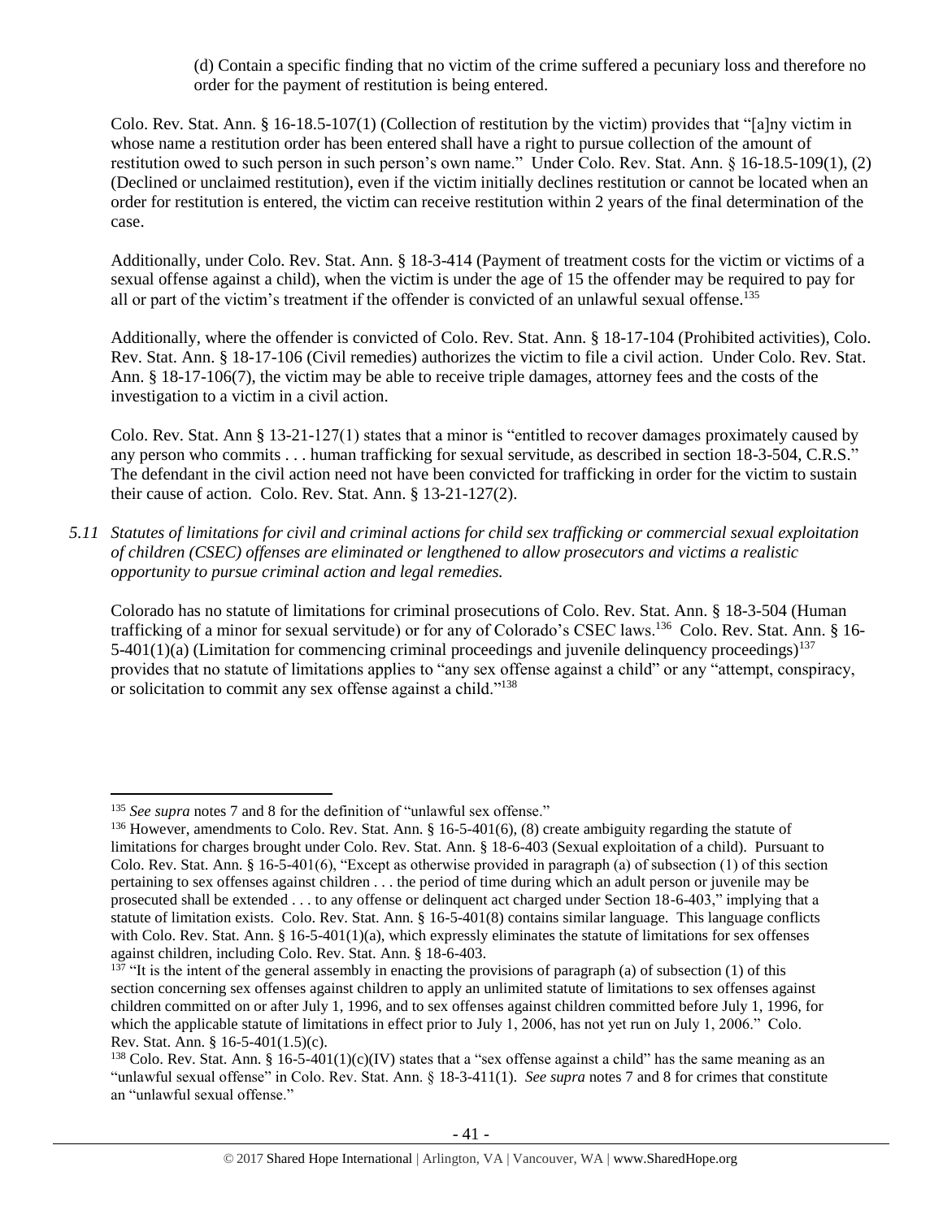(d) Contain a specific finding that no victim of the crime suffered a pecuniary loss and therefore no order for the payment of restitution is being entered.

Colo. Rev. Stat. Ann. § 16-18.5-107(1) (Collection of restitution by the victim) provides that "[a]ny victim in whose name a restitution order has been entered shall have a right to pursue collection of the amount of restitution owed to such person in such person's own name." Under Colo. Rev. Stat. Ann. § 16-18.5-109(1), (2) (Declined or unclaimed restitution), even if the victim initially declines restitution or cannot be located when an order for restitution is entered, the victim can receive restitution within 2 years of the final determination of the case.

Additionally, under Colo. Rev. Stat. Ann. § 18-3-414 (Payment of treatment costs for the victim or victims of a sexual offense against a child), when the victim is under the age of 15 the offender may be required to pay for all or part of the victim's treatment if the offender is convicted of an unlawful sexual offense.[135]

Additionally, where the offender is convicted of Colo. Rev. Stat. Ann. § 18-17-104 (Prohibited activities), Colo. Rev. Stat. Ann. § 18-17-106 (Civil remedies) authorizes the victim to file a civil action. Under Colo. Rev. Stat. Ann. § 18-17-106(7), the victim may be able to receive triple damages, attorney fees and the costs of the investigation to a victim in a civil action.

Colo. Rev. Stat. Ann § 13-21-127(1) states that a minor is "entitled to recover damages proximately caused by any person who commits . . . human trafficking for sexual servitude, as described in section 18-3-504, C.R.S." The defendant in the civil action need not have been convicted for trafficking in order for the victim to sustain their cause of action. Colo. Rev. Stat. Ann. § 13-21-127(2).

*5.11 Statutes of limitations for civil and criminal actions for child sex trafficking or commercial sexual exploitation of children (CSEC) offenses are eliminated or lengthened to allow prosecutors and victims a realistic opportunity to pursue criminal action and legal remedies.*

Colorado has no statute of limitations for criminal prosecutions of Colo. Rev. Stat. Ann. § 18-3-504 (Human trafficking of a minor for sexual servitude) or for any of Colorado's CSEC laws.[136] Colo. Rev. Stat. Ann. § 16-5-401(1)(a) (Limitation for commencing criminal proceedings and juvenile delinquency proceedings)[137] provides that no statute of limitations applies to "any sex offense against a child" or any "attempt, conspiracy, or solicitation to commit any sex offense against a child."[138]

---

[135] *See supra* notes 7 and 8 for the definition of "unlawful sex offense."

[136] However, amendments to Colo. Rev. Stat. Ann. § 16-5-401(6), (8) create ambiguity regarding the statute of limitations for charges brought under Colo. Rev. Stat. Ann. § 18-6-403 (Sexual exploitation of a child). Pursuant to Colo. Rev. Stat. Ann. § 16-5-401(6), "Except as otherwise provided in paragraph (a) of subsection (1) of this section pertaining to sex offenses against children . . . the period of time during which an adult person or juvenile may be prosecuted shall be extended . . . to any offense or delinquent act charged under Section 18-6-403," implying that a statute of limitation exists. Colo. Rev. Stat. Ann. § 16-5-401(8) contains similar language. This language conflicts with Colo. Rev. Stat. Ann. § 16-5-401(1)(a), which expressly eliminates the statute of limitations for sex offenses against children, including Colo. Rev. Stat. Ann. § 18-6-403.

[137] "It is the intent of the general assembly in enacting the provisions of paragraph (a) of subsection (1) of this section concerning sex offenses against children to apply an unlimited statute of limitations to sex offenses against children committed on or after July 1, 1996, and to sex offenses against children committed before July 1, 1996, for which the applicable statute of limitations in effect prior to July 1, 2006, has not yet run on July 1, 2006." Colo. Rev. Stat. Ann. § 16-5-401(1.5)(c).

[138] Colo. Rev. Stat. Ann. § 16-5-401(1)(c)(IV) states that a "sex offense against a child" has the same meaning as an "unlawful sexual offense" in Colo. Rev. Stat. Ann. § 18-3-411(1). *See supra* notes 7 and 8 for crimes that constitute an "unlawful sexual offense."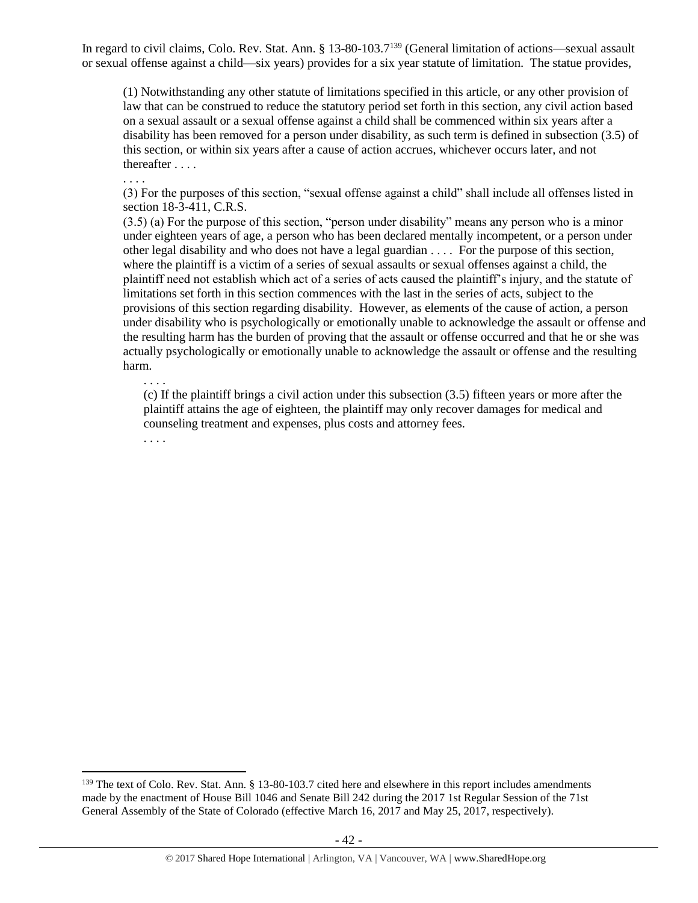In regard to civil claims, Colo. Rev. Stat. Ann. § 13-80-103.7[139] (General limitation of actions—sexual assault or sexual offense against a child—six years) provides for a six year statute of limitation. The statue provides,

> (1) Notwithstanding any other statute of limitations specified in this article, or any other provision of law that can be construed to reduce the statutory period set forth in this section, any civil action based on a sexual assault or a sexual offense against a child shall be commenced within six years after a disability has been removed for a person under disability, as such term is defined in subsection (3.5) of this section, or within six years after a cause of action accrues, whichever occurs later, and not thereafter . . . .
>
> . . . .
>
> (3) For the purposes of this section, "sexual offense against a child" shall include all offenses listed in section 18-3-411, C.R.S.
>
> (3.5) (a) For the purpose of this section, "person under disability" means any person who is a minor under eighteen years of age, a person who has been declared mentally incompetent, or a person under other legal disability and who does not have a legal guardian . . . . For the purpose of this section, where the plaintiff is a victim of a series of sexual assaults or sexual offenses against a child, the plaintiff need not establish which act of a series of acts caused the plaintiff's injury, and the statute of limitations set forth in this section commences with the last in the series of acts, subject to the provisions of this section regarding disability. However, as elements of the cause of action, a person under disability who is psychologically or emotionally unable to acknowledge the assault or offense and the resulting harm has the burden of proving that the assault or offense occurred and that he or she was actually psychologically or emotionally unable to acknowledge the assault or offense and the resulting harm.
>
> . . . .
>
> (c) If the plaintiff brings a civil action under this subsection (3.5) fifteen years or more after the plaintiff attains the age of eighteen, the plaintiff may only recover damages for medical and counseling treatment and expenses, plus costs and attorney fees.
>
> . . . .

---

[139] The text of Colo. Rev. Stat. Ann. § 13-80-103.7 cited here and elsewhere in this report includes amendments made by the enactment of House Bill 1046 and Senate Bill 242 during the 2017 1st Regular Session of the 71st General Assembly of the State of Colorado (effective March 16, 2017 and May 25, 2017, respectively).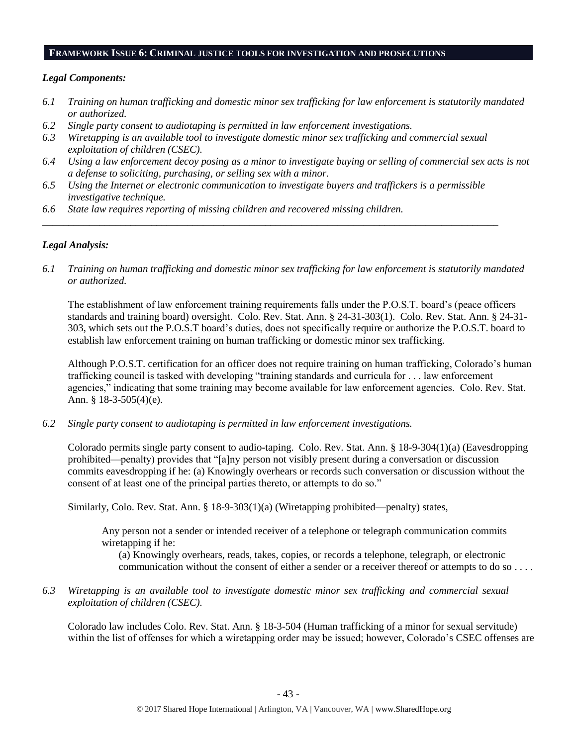## FRAMEWORK ISSUE 6: CRIMINAL JUSTICE TOOLS FOR INVESTIGATION AND PROSECUTIONS

### *Legal Components:*

*6.1 Training on human trafficking and domestic minor sex trafficking for law enforcement is statutorily mandated or authorized.*

*6.2 Single party consent to audiotaping is permitted in law enforcement investigations.*

*6.3 Wiretapping is an available tool to investigate domestic minor sex trafficking and commercial sexual exploitation of children (CSEC).*

*6.4 Using a law enforcement decoy posing as a minor to investigate buying or selling of commercial sex acts is not a defense to soliciting, purchasing, or selling sex with a minor.*

*6.5 Using the Internet or electronic communication to investigate buyers and traffickers is a permissible investigative technique.*

*6.6 State law requires reporting of missing children and recovered missing children.*

---

### *Legal Analysis:*

*6.1 Training on human trafficking and domestic minor sex trafficking for law enforcement is statutorily mandated or authorized.*

The establishment of law enforcement training requirements falls under the P.O.S.T. board's (peace officers standards and training board) oversight. Colo. Rev. Stat. Ann. § 24-31-303(1). Colo. Rev. Stat. Ann. § 24-31-303, which sets out the P.O.S.T board's duties, does not specifically require or authorize the P.O.S.T. board to establish law enforcement training on human trafficking or domestic minor sex trafficking.

Although P.O.S.T. certification for an officer does not require training on human trafficking, Colorado's human trafficking council is tasked with developing "training standards and curricula for . . . law enforcement agencies," indicating that some training may become available for law enforcement agencies. Colo. Rev. Stat. Ann. § 18-3-505(4)(e).

*6.2 Single party consent to audiotaping is permitted in law enforcement investigations.*

Colorado permits single party consent to audio-taping. Colo. Rev. Stat. Ann. § 18-9-304(1)(a) (Eavesdropping prohibited—penalty) provides that "[a]ny person not visibly present during a conversation or discussion commits eavesdropping if he: (a) Knowingly overhears or records such conversation or discussion without the consent of at least one of the principal parties thereto, or attempts to do so."

Similarly, Colo. Rev. Stat. Ann. § 18-9-303(1)(a) (Wiretapping prohibited—penalty) states,

> Any person not a sender or intended receiver of a telephone or telegraph communication commits wiretapping if he:
>
> (a) Knowingly overhears, reads, takes, copies, or records a telephone, telegraph, or electronic communication without the consent of either a sender or a receiver thereof or attempts to do so . . . .

*6.3 Wiretapping is an available tool to investigate domestic minor sex trafficking and commercial sexual exploitation of children (CSEC).*

Colorado law includes Colo. Rev. Stat. Ann. § 18-3-504 (Human trafficking of a minor for sexual servitude) within the list of offenses for which a wiretapping order may be issued; however, Colorado's CSEC offenses are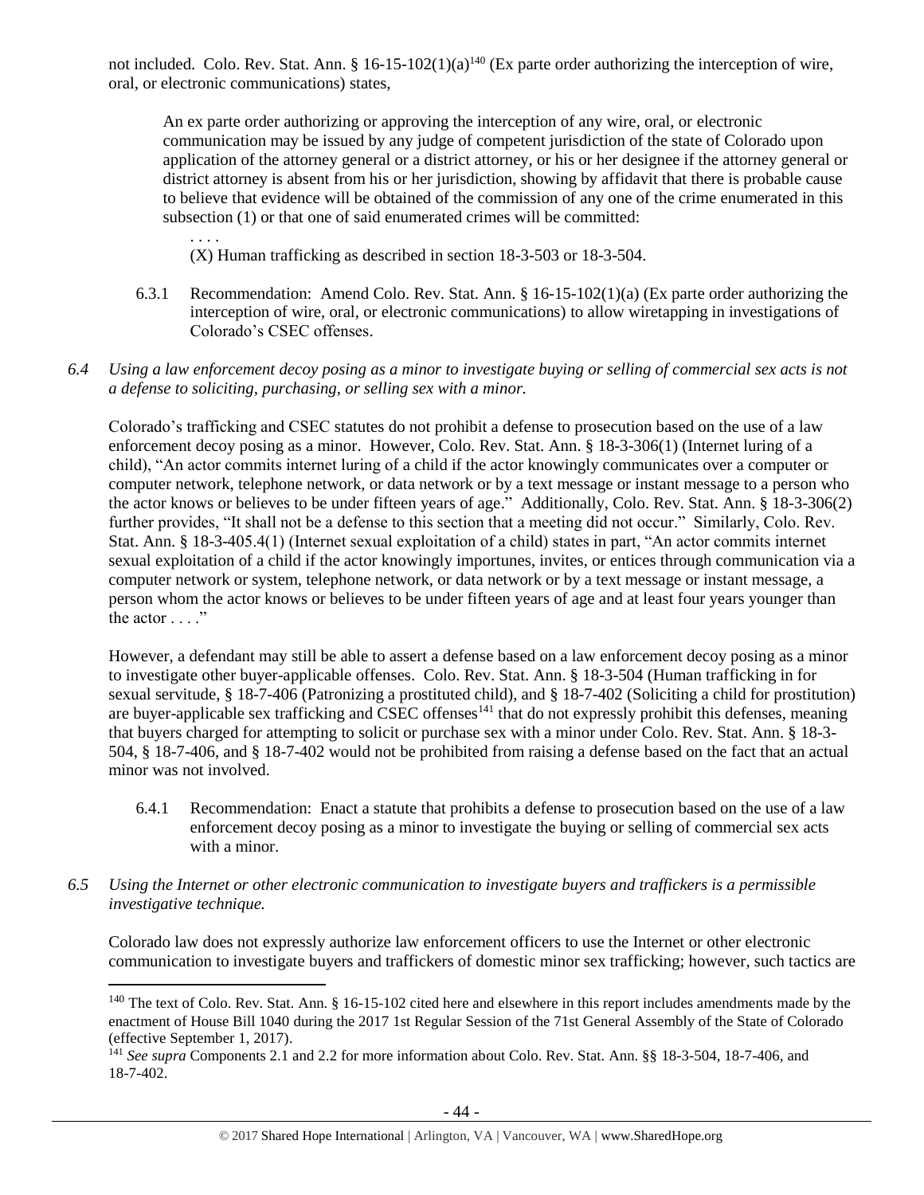not included. Colo. Rev. Stat. Ann. § 16-15-102(1)(a)[140] (Ex parte order authorizing the interception of wire, oral, or electronic communications) states,

> An ex parte order authorizing or approving the interception of any wire, oral, or electronic communication may be issued by any judge of competent jurisdiction of the state of Colorado upon application of the attorney general or a district attorney, or his or her designee if the attorney general or district attorney is absent from his or her jurisdiction, showing by affidavit that there is probable cause to believe that evidence will be obtained of the commission of any one of the crime enumerated in this subsection (1) or that one of said enumerated crimes will be committed:
>
> . . . .
>
> (X) Human trafficking as described in section 18-3-503 or 18-3-504.

6.3.1 Recommendation: Amend Colo. Rev. Stat. Ann. § 16-15-102(1)(a) (Ex parte order authorizing the interception of wire, oral, or electronic communications) to allow wiretapping in investigations of Colorado's CSEC offenses.

*6.4 Using a law enforcement decoy posing as a minor to investigate buying or selling of commercial sex acts is not a defense to soliciting, purchasing, or selling sex with a minor.*

Colorado's trafficking and CSEC statutes do not prohibit a defense to prosecution based on the use of a law enforcement decoy posing as a minor. However, Colo. Rev. Stat. Ann. § 18-3-306(1) (Internet luring of a child), "An actor commits internet luring of a child if the actor knowingly communicates over a computer or computer network, telephone network, or data network or by a text message or instant message to a person who the actor knows or believes to be under fifteen years of age." Additionally, Colo. Rev. Stat. Ann. § 18-3-306(2) further provides, "It shall not be a defense to this section that a meeting did not occur." Similarly, Colo. Rev. Stat. Ann. § 18-3-405.4(1) (Internet sexual exploitation of a child) states in part, "An actor commits internet sexual exploitation of a child if the actor knowingly importunes, invites, or entices through communication via a computer network or system, telephone network, or data network or by a text message or instant message, a person whom the actor knows or believes to be under fifteen years of age and at least four years younger than the actor . . . ."

However, a defendant may still be able to assert a defense based on a law enforcement decoy posing as a minor to investigate other buyer-applicable offenses. Colo. Rev. Stat. Ann. § 18-3-504 (Human trafficking in for sexual servitude, § 18-7-406 (Patronizing a prostituted child), and § 18-7-402 (Soliciting a child for prostitution) are buyer-applicable sex trafficking and CSEC offenses[141] that do not expressly prohibit this defenses, meaning that buyers charged for attempting to solicit or purchase sex with a minor under Colo. Rev. Stat. Ann. § 18-3-504, § 18-7-406, and § 18-7-402 would not be prohibited from raising a defense based on the fact that an actual minor was not involved.

6.4.1 Recommendation: Enact a statute that prohibits a defense to prosecution based on the use of a law enforcement decoy posing as a minor to investigate the buying or selling of commercial sex acts with a minor.

*6.5 Using the Internet or other electronic communication to investigate buyers and traffickers is a permissible investigative technique.*

Colorado law does not expressly authorize law enforcement officers to use the Internet or other electronic communication to investigate buyers and traffickers of domestic minor sex trafficking; however, such tactics are

---

[140] The text of Colo. Rev. Stat. Ann. § 16-15-102 cited here and elsewhere in this report includes amendments made by the enactment of House Bill 1040 during the 2017 1st Regular Session of the 71st General Assembly of the State of Colorado (effective September 1, 2017).

[141] *See supra* Components 2.1 and 2.2 for more information about Colo. Rev. Stat. Ann. §§ 18-3-504, 18-7-406, and 18-7-402.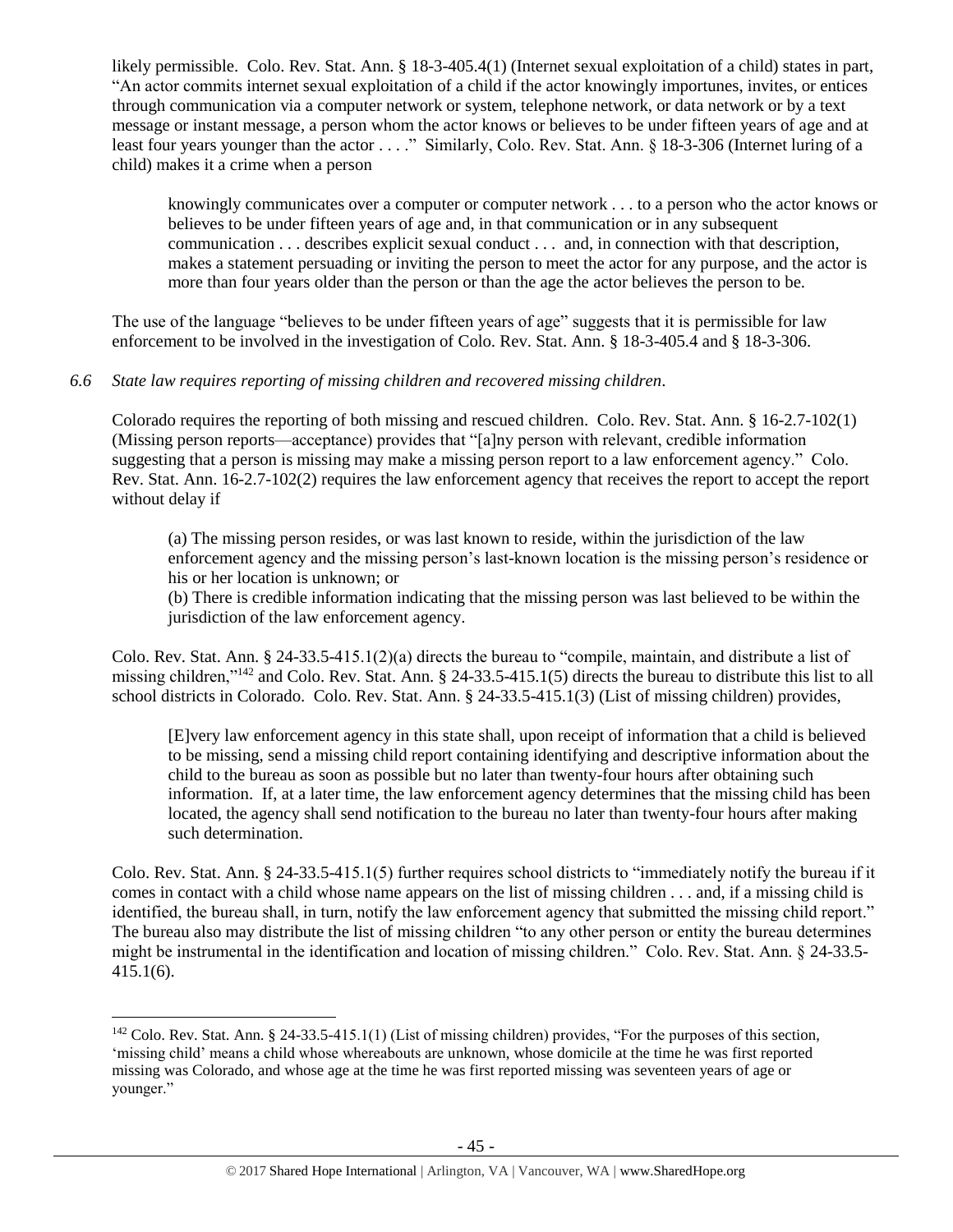likely permissible. Colo. Rev. Stat. Ann. § 18-3-405.4(1) (Internet sexual exploitation of a child) states in part, "An actor commits internet sexual exploitation of a child if the actor knowingly importunes, invites, or entices through communication via a computer network or system, telephone network, or data network or by a text message or instant message, a person whom the actor knows or believes to be under fifteen years of age and at least four years younger than the actor . . . ." Similarly, Colo. Rev. Stat. Ann. § 18-3-306 (Internet luring of a child) makes it a crime when a person

> knowingly communicates over a computer or computer network . . . to a person who the actor knows or believes to be under fifteen years of age and, in that communication or in any subsequent communication . . . describes explicit sexual conduct . . . and, in connection with that description, makes a statement persuading or inviting the person to meet the actor for any purpose, and the actor is more than four years older than the person or than the age the actor believes the person to be.

The use of the language "believes to be under fifteen years of age" suggests that it is permissible for law enforcement to be involved in the investigation of Colo. Rev. Stat. Ann. § 18-3-405.4 and § 18-3-306.

*6.6 State law requires reporting of missing children and recovered missing children.*

Colorado requires the reporting of both missing and rescued children. Colo. Rev. Stat. Ann. § 16-2.7-102(1) (Missing person reports—acceptance) provides that "[a]ny person with relevant, credible information suggesting that a person is missing may make a missing person report to a law enforcement agency." Colo. Rev. Stat. Ann. 16-2.7-102(2) requires the law enforcement agency that receives the report to accept the report without delay if

> (a) The missing person resides, or was last known to reside, within the jurisdiction of the law enforcement agency and the missing person's last-known location is the missing person's residence or his or her location is unknown; or
>
> (b) There is credible information indicating that the missing person was last believed to be within the jurisdiction of the law enforcement agency.

Colo. Rev. Stat. Ann. § 24-33.5-415.1(2)(a) directs the bureau to "compile, maintain, and distribute a list of missing children,"[142] and Colo. Rev. Stat. Ann. § 24-33.5-415.1(5) directs the bureau to distribute this list to all school districts in Colorado. Colo. Rev. Stat. Ann. § 24-33.5-415.1(3) (List of missing children) provides,

> [E]very law enforcement agency in this state shall, upon receipt of information that a child is believed to be missing, send a missing child report containing identifying and descriptive information about the child to the bureau as soon as possible but no later than twenty-four hours after obtaining such information. If, at a later time, the law enforcement agency determines that the missing child has been located, the agency shall send notification to the bureau no later than twenty-four hours after making such determination.

Colo. Rev. Stat. Ann. § 24-33.5-415.1(5) further requires school districts to "immediately notify the bureau if it comes in contact with a child whose name appears on the list of missing children . . . and, if a missing child is identified, the bureau shall, in turn, notify the law enforcement agency that submitted the missing child report." The bureau also may distribute the list of missing children "to any other person or entity the bureau determines might be instrumental in the identification and location of missing children." Colo. Rev. Stat. Ann. § 24-33.5-415.1(6).

---

[142] Colo. Rev. Stat. Ann. § 24-33.5-415.1(1) (List of missing children) provides, "For the purposes of this section, 'missing child' means a child whose whereabouts are unknown, whose domicile at the time he was first reported missing was Colorado, and whose age at the time he was first reported missing was seventeen years of age or younger."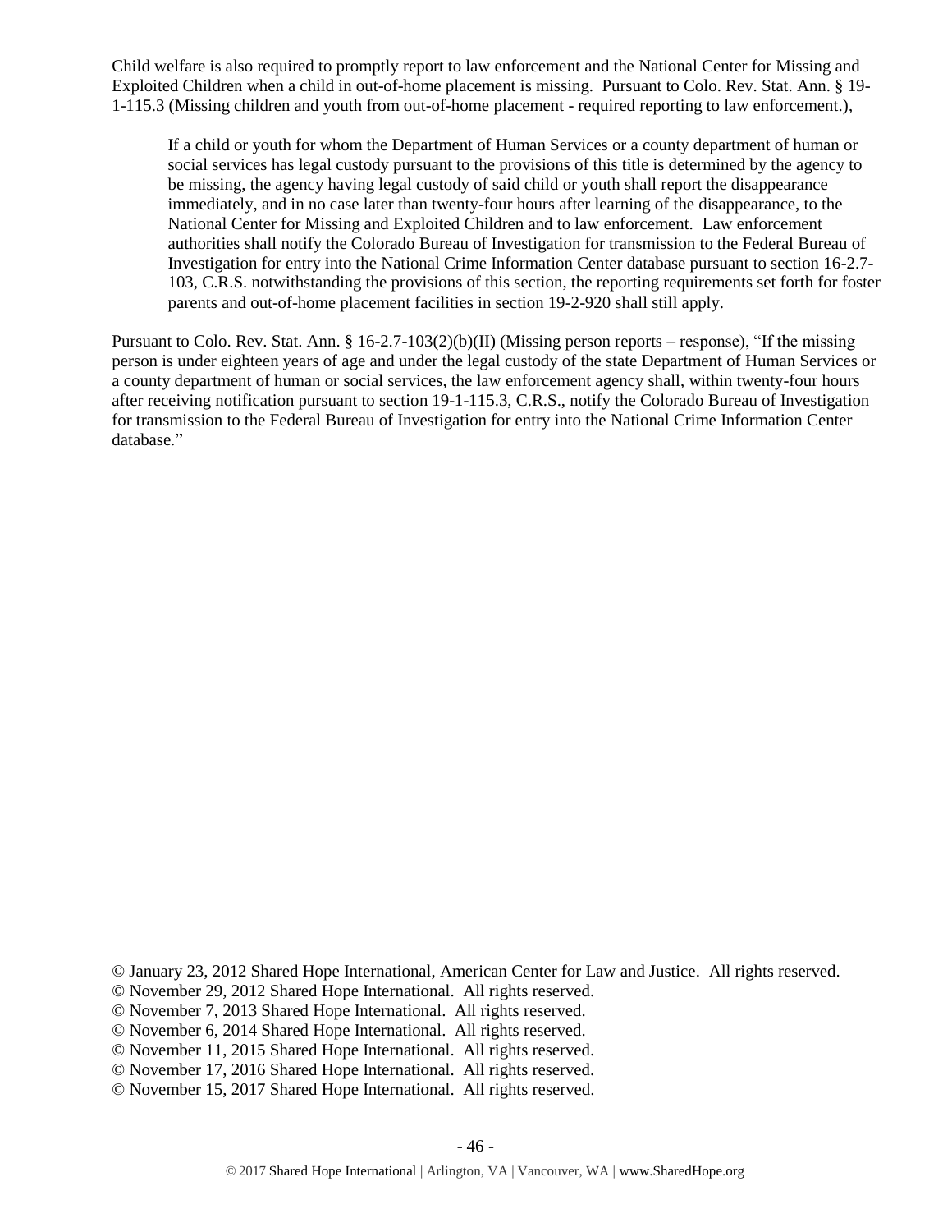Child welfare is also required to promptly report to law enforcement and the National Center for Missing and Exploited Children when a child in out-of-home placement is missing. Pursuant to Colo. Rev. Stat. Ann. § 19-1-115.3 (Missing children and youth from out-of-home placement - required reporting to law enforcement.),

> If a child or youth for whom the Department of Human Services or a county department of human or social services has legal custody pursuant to the provisions of this title is determined by the agency to be missing, the agency having legal custody of said child or youth shall report the disappearance immediately, and in no case later than twenty-four hours after learning of the disappearance, to the National Center for Missing and Exploited Children and to law enforcement. Law enforcement authorities shall notify the Colorado Bureau of Investigation for transmission to the Federal Bureau of Investigation for entry into the National Crime Information Center database pursuant to section 16-2.7-103, C.R.S. notwithstanding the provisions of this section, the reporting requirements set forth for foster parents and out-of-home placement facilities in section 19-2-920 shall still apply.

Pursuant to Colo. Rev. Stat. Ann. § 16-2.7-103(2)(b)(II) (Missing person reports – response), "If the missing person is under eighteen years of age and under the legal custody of the state Department of Human Services or a county department of human or social services, the law enforcement agency shall, within twenty-four hours after receiving notification pursuant to section 19-1-115.3, C.R.S., notify the Colorado Bureau of Investigation for transmission to the Federal Bureau of Investigation for entry into the National Crime Information Center database."

© January 23, 2012 Shared Hope International, American Center for Law and Justice. All rights reserved.
© November 29, 2012 Shared Hope International. All rights reserved.
© November 7, 2013 Shared Hope International. All rights reserved.
© November 6, 2014 Shared Hope International. All rights reserved.
© November 11, 2015 Shared Hope International. All rights reserved.
© November 17, 2016 Shared Hope International. All rights reserved.
© November 15, 2017 Shared Hope International. All rights reserved.